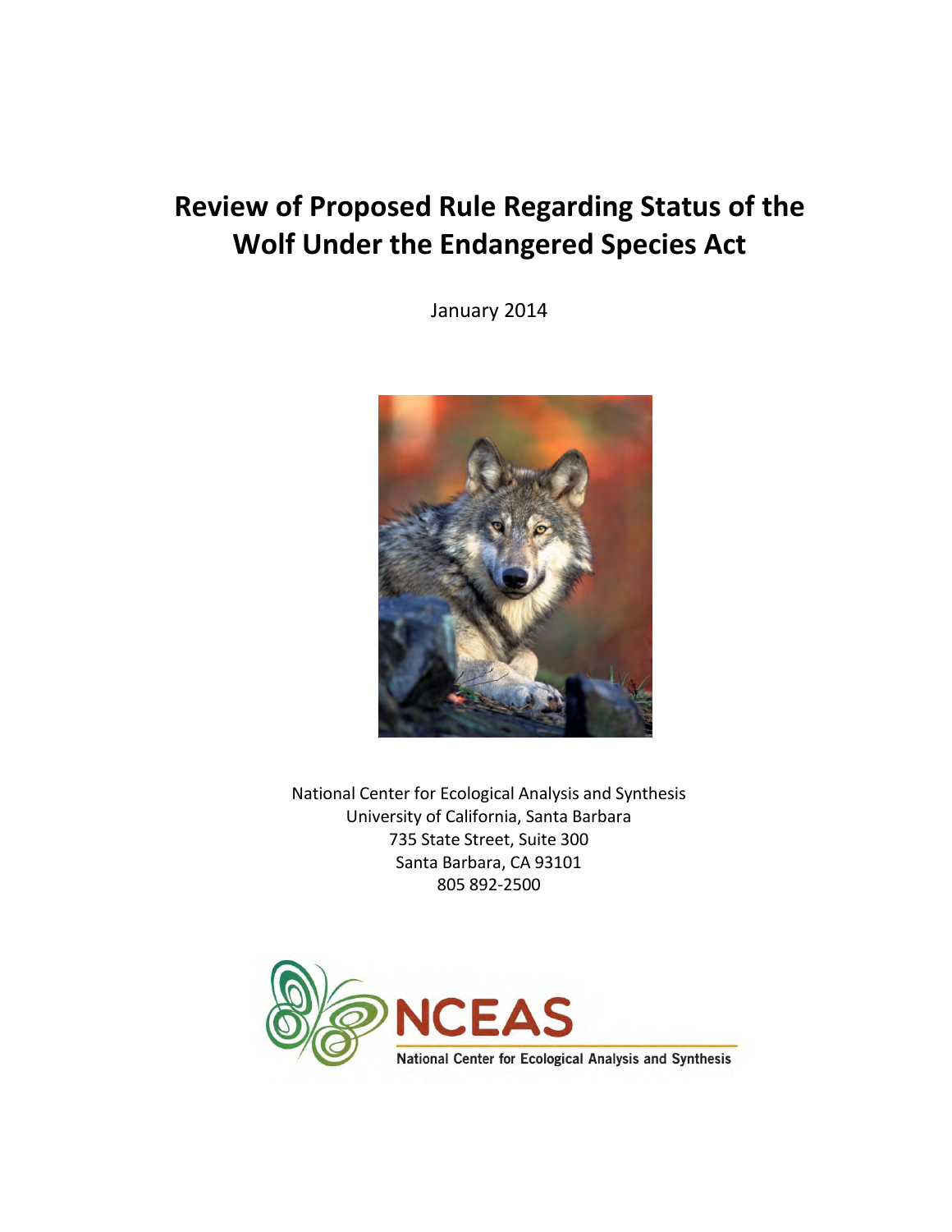# Review of Proposed Rule Regarding Status of the Wolf Under the Endangered Species Act

January 2014

National Center for Ecological Analysis and Synthesis
University of California, Santa Barbara
735 State Street, Suite 300
Santa Barbara, CA 93101
805 892-2500

NCEAS
National Center for Ecological Analysis and Synthesis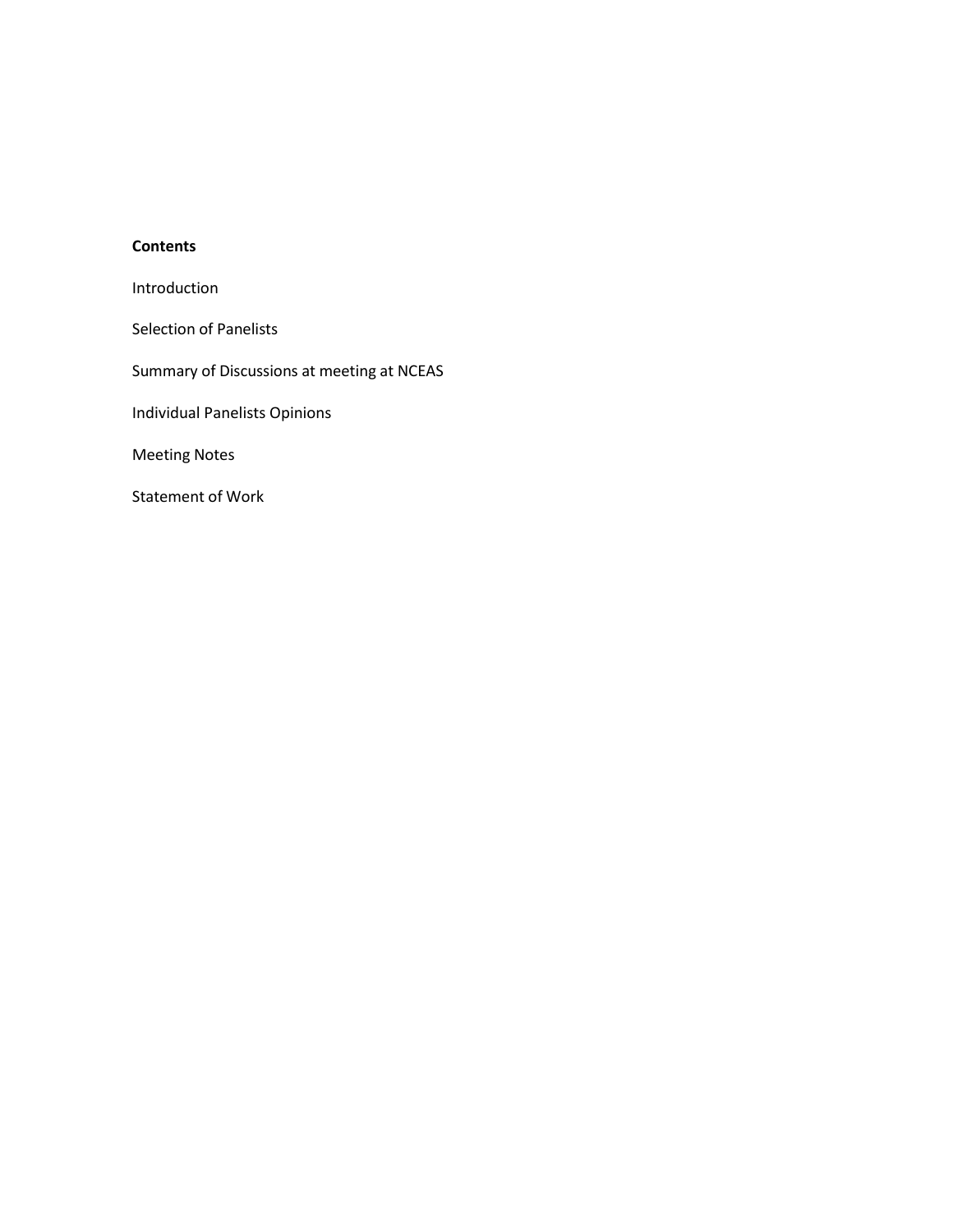**Contents**

Introduction

Selection of Panelists

Summary of Discussions at meeting at NCEAS

Individual Panelists Opinions

Meeting Notes

Statement of Work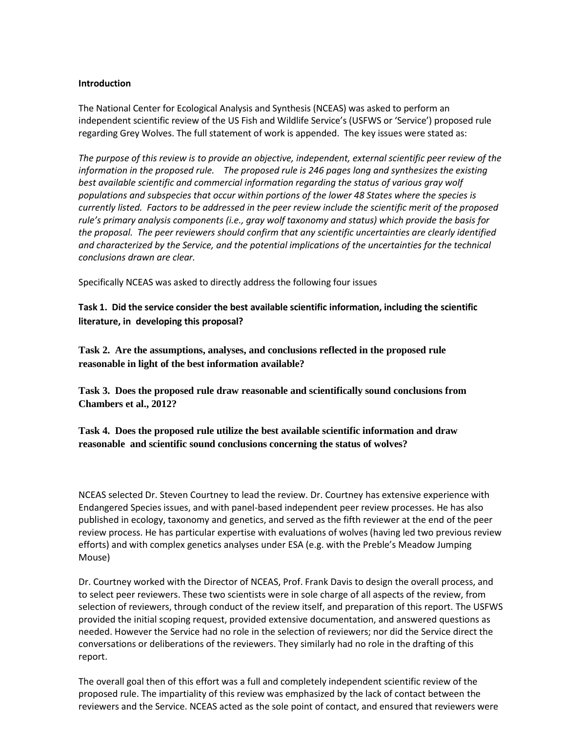**Introduction**

The National Center for Ecological Analysis and Synthesis (NCEAS) was asked to perform an independent scientific review of the US Fish and Wildlife Service's (USFWS or 'Service') proposed rule regarding Grey Wolves. The full statement of work is appended. The key issues were stated as:

*The purpose of this review is to provide an objective, independent, external scientific peer review of the information in the proposed rule. The proposed rule is 246 pages long and synthesizes the existing best available scientific and commercial information regarding the status of various gray wolf populations and subspecies that occur within portions of the lower 48 States where the species is currently listed. Factors to be addressed in the peer review include the scientific merit of the proposed rule's primary analysis components (i.e., gray wolf taxonomy and status) which provide the basis for the proposal. The peer reviewers should confirm that any scientific uncertainties are clearly identified and characterized by the Service, and the potential implications of the uncertainties for the technical conclusions drawn are clear.*

Specifically NCEAS was asked to directly address the following four issues

**Task 1. Did the service consider the best available scientific information, including the scientific literature, in developing this proposal?**

**Task 2. Are the assumptions, analyses, and conclusions reflected in the proposed rule reasonable in light of the best information available?**

**Task 3. Does the proposed rule draw reasonable and scientifically sound conclusions from Chambers et al., 2012?**

**Task 4. Does the proposed rule utilize the best available scientific information and draw reasonable and scientific sound conclusions concerning the status of wolves?**

NCEAS selected Dr. Steven Courtney to lead the review. Dr. Courtney has extensive experience with Endangered Species issues, and with panel-based independent peer review processes. He has also published in ecology, taxonomy and genetics, and served as the fifth reviewer at the end of the peer review process. He has particular expertise with evaluations of wolves (having led two previous review efforts) and with complex genetics analyses under ESA (e.g. with the Preble's Meadow Jumping Mouse)

Dr. Courtney worked with the Director of NCEAS, Prof. Frank Davis to design the overall process, and to select peer reviewers. These two scientists were in sole charge of all aspects of the review, from selection of reviewers, through conduct of the review itself, and preparation of this report. The USFWS provided the initial scoping request, provided extensive documentation, and answered questions as needed. However the Service had no role in the selection of reviewers; nor did the Service direct the conversations or deliberations of the reviewers. They similarly had no role in the drafting of this report.

The overall goal then of this effort was a full and completely independent scientific review of the proposed rule. The impartiality of this review was emphasized by the lack of contact between the reviewers and the Service. NCEAS acted as the sole point of contact, and ensured that reviewers were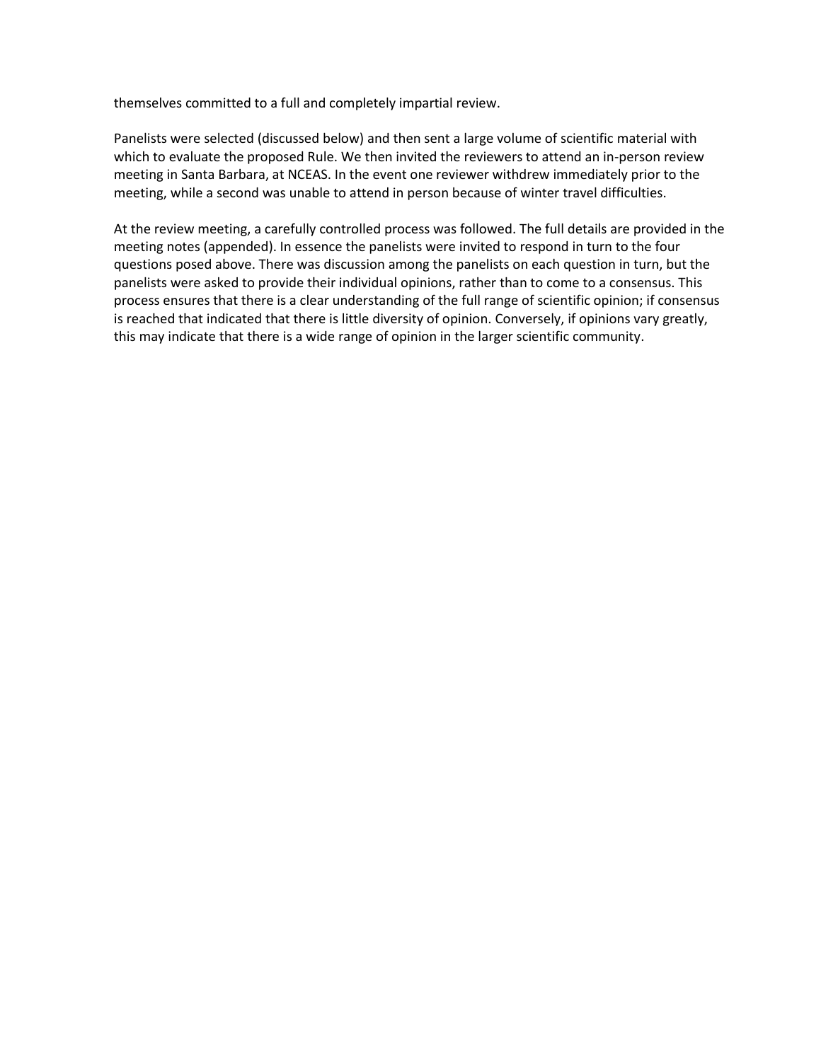themselves committed to a full and completely impartial review.

Panelists were selected (discussed below) and then sent a large volume of scientific material with which to evaluate the proposed Rule. We then invited the reviewers to attend an in-person review meeting in Santa Barbara, at NCEAS. In the event one reviewer withdrew immediately prior to the meeting, while a second was unable to attend in person because of winter travel difficulties.

At the review meeting, a carefully controlled process was followed. The full details are provided in the meeting notes (appended). In essence the panelists were invited to respond in turn to the four questions posed above. There was discussion among the panelists on each question in turn, but the panelists were asked to provide their individual opinions, rather than to come to a consensus. This process ensures that there is a clear understanding of the full range of scientific opinion; if consensus is reached that indicated that there is little diversity of opinion. Conversely, if opinions vary greatly, this may indicate that there is a wide range of opinion in the larger scientific community.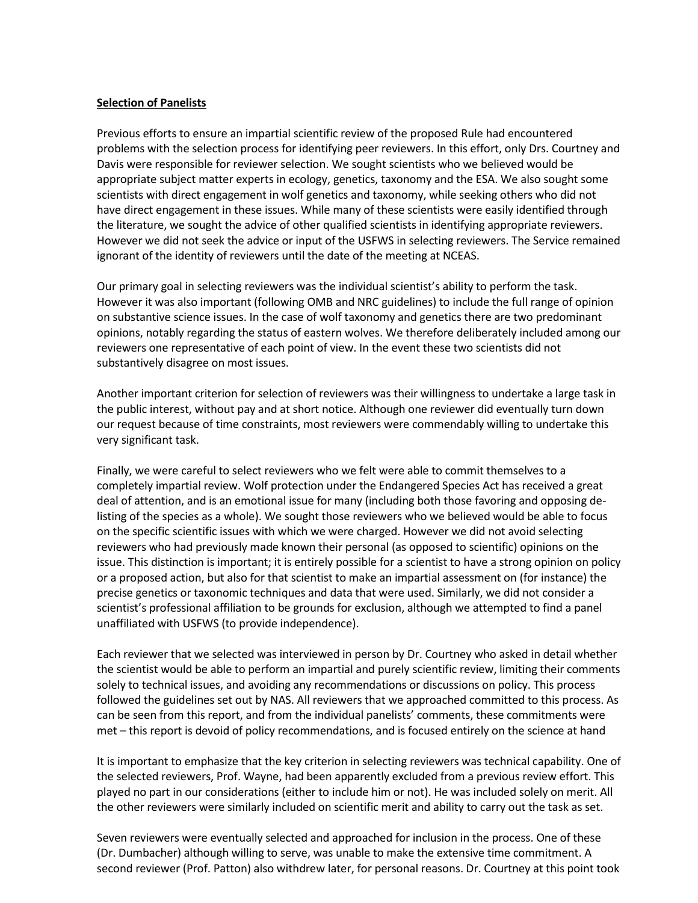**Selection of Panelists**

Previous efforts to ensure an impartial scientific review of the proposed Rule had encountered problems with the selection process for identifying peer reviewers. In this effort, only Drs. Courtney and Davis were responsible for reviewer selection. We sought scientists who we believed would be appropriate subject matter experts in ecology, genetics, taxonomy and the ESA. We also sought some scientists with direct engagement in wolf genetics and taxonomy, while seeking others who did not have direct engagement in these issues. While many of these scientists were easily identified through the literature, we sought the advice of other qualified scientists in identifying appropriate reviewers. However we did not seek the advice or input of the USFWS in selecting reviewers. The Service remained ignorant of the identity of reviewers until the date of the meeting at NCEAS.

Our primary goal in selecting reviewers was the individual scientist's ability to perform the task. However it was also important (following OMB and NRC guidelines) to include the full range of opinion on substantive science issues. In the case of wolf taxonomy and genetics there are two predominant opinions, notably regarding the status of eastern wolves. We therefore deliberately included among our reviewers one representative of each point of view. In the event these two scientists did not substantively disagree on most issues.

Another important criterion for selection of reviewers was their willingness to undertake a large task in the public interest, without pay and at short notice. Although one reviewer did eventually turn down our request because of time constraints, most reviewers were commendably willing to undertake this very significant task.

Finally, we were careful to select reviewers who we felt were able to commit themselves to a completely impartial review. Wolf protection under the Endangered Species Act has received a great deal of attention, and is an emotional issue for many (including both those favoring and opposing de-listing of the species as a whole). We sought those reviewers who we believed would be able to focus on the specific scientific issues with which we were charged. However we did not avoid selecting reviewers who had previously made known their personal (as opposed to scientific) opinions on the issue. This distinction is important; it is entirely possible for a scientist to have a strong opinion on policy or a proposed action, but also for that scientist to make an impartial assessment on (for instance) the precise genetics or taxonomic techniques and data that were used. Similarly, we did not consider a scientist's professional affiliation to be grounds for exclusion, although we attempted to find a panel unaffiliated with USFWS (to provide independence).

Each reviewer that we selected was interviewed in person by Dr. Courtney who asked in detail whether the scientist would be able to perform an impartial and purely scientific review, limiting their comments solely to technical issues, and avoiding any recommendations or discussions on policy. This process followed the guidelines set out by NAS. All reviewers that we approached committed to this process. As can be seen from this report, and from the individual panelists' comments, these commitments were met – this report is devoid of policy recommendations, and is focused entirely on the science at hand

It is important to emphasize that the key criterion in selecting reviewers was technical capability. One of the selected reviewers, Prof. Wayne, had been apparently excluded from a previous review effort. This played no part in our considerations (either to include him or not). He was included solely on merit. All the other reviewers were similarly included on scientific merit and ability to carry out the task as set.

Seven reviewers were eventually selected and approached for inclusion in the process. One of these (Dr. Dumbacher) although willing to serve, was unable to make the extensive time commitment. A second reviewer (Prof. Patton) also withdrew later, for personal reasons. Dr. Courtney at this point took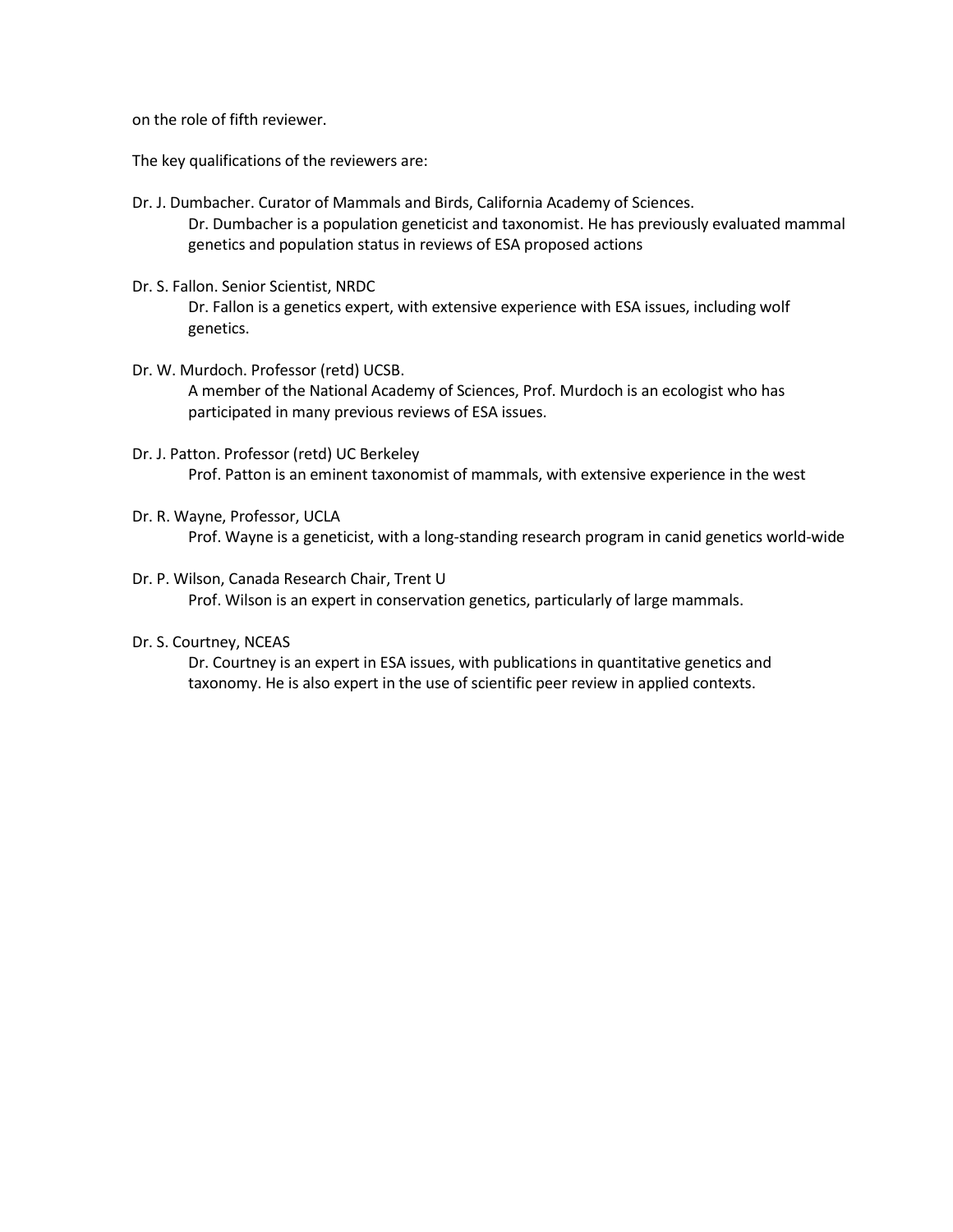on the role of fifth reviewer.

The key qualifications of the reviewers are:

Dr. J. Dumbacher. Curator of Mammals and Birds, California Academy of Sciences.

> Dr. Dumbacher is a population geneticist and taxonomist. He has previously evaluated mammal genetics and population status in reviews of ESA proposed actions

Dr. S. Fallon. Senior Scientist, NRDC

> Dr. Fallon is a genetics expert, with extensive experience with ESA issues, including wolf genetics.

Dr. W. Murdoch. Professor (retd) UCSB.

> A member of the National Academy of Sciences, Prof. Murdoch is an ecologist who has participated in many previous reviews of ESA issues.

Dr. J. Patton. Professor (retd) UC Berkeley

> Prof. Patton is an eminent taxonomist of mammals, with extensive experience in the west

Dr. R. Wayne, Professor, UCLA

> Prof. Wayne is a geneticist, with a long-standing research program in canid genetics world-wide

Dr. P. Wilson, Canada Research Chair, Trent U

> Prof. Wilson is an expert in conservation genetics, particularly of large mammals.

Dr. S. Courtney, NCEAS

> Dr. Courtney is an expert in ESA issues, with publications in quantitative genetics and taxonomy. He is also expert in the use of scientific peer review in applied contexts.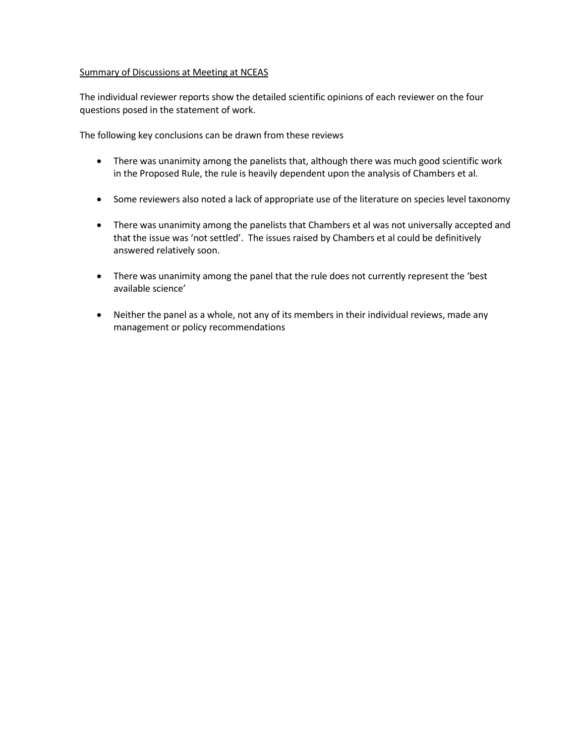Summary of Discussions at Meeting at NCEAS

The individual reviewer reports show the detailed scientific opinions of each reviewer on the four questions posed in the statement of work.

The following key conclusions can be drawn from these reviews

- There was unanimity among the panelists that, although there was much good scientific work in the Proposed Rule, the rule is heavily dependent upon the analysis of Chambers et al.
- Some reviewers also noted a lack of appropriate use of the literature on species level taxonomy
- There was unanimity among the panelists that Chambers et al was not universally accepted and that the issue was 'not settled'. The issues raised by Chambers et al could be definitively answered relatively soon.
- There was unanimity among the panel that the rule does not currently represent the 'best available science'
- Neither the panel as a whole, not any of its members in their individual reviews, made any management or policy recommendations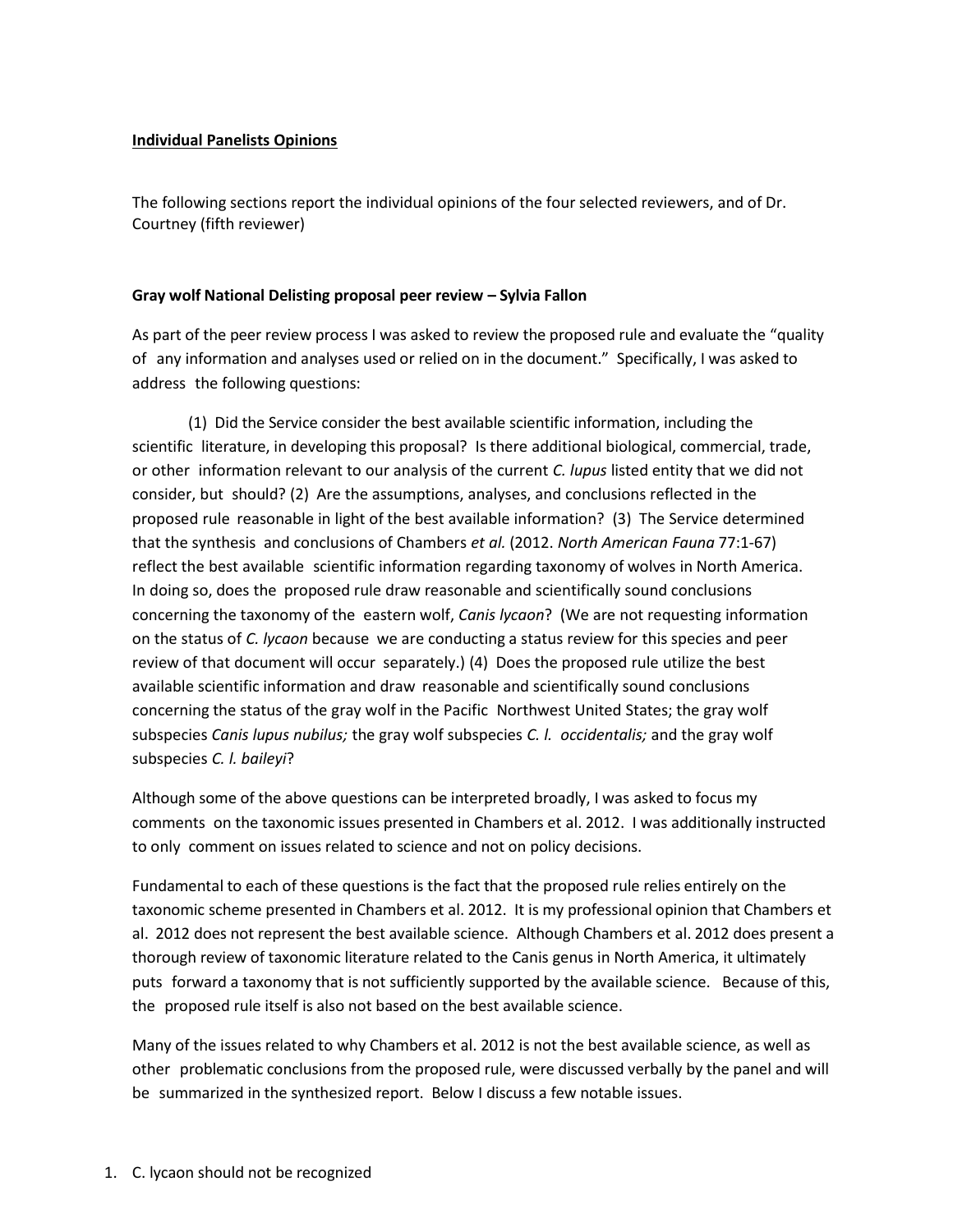**Individual Panelists Opinions**

The following sections report the individual opinions of the four selected reviewers, and of Dr. Courtney (fifth reviewer)

**Gray wolf National Delisting proposal peer review – Sylvia Fallon**

As part of the peer review process I was asked to review the proposed rule and evaluate the "quality of any information and analyses used or relied on in the document." Specifically, I was asked to address the following questions:

(1) Did the Service consider the best available scientific information, including the scientific literature, in developing this proposal? Is there additional biological, commercial, trade, or other information relevant to our analysis of the current *C. lupus* listed entity that we did not consider, but should? (2) Are the assumptions, analyses, and conclusions reflected in the proposed rule reasonable in light of the best available information? (3) The Service determined that the synthesis and conclusions of Chambers *et al.* (2012. *North American Fauna* 77:1-67) reflect the best available scientific information regarding taxonomy of wolves in North America. In doing so, does the proposed rule draw reasonable and scientifically sound conclusions concerning the taxonomy of the eastern wolf, *Canis lycaon*? (We are not requesting information on the status of *C. lycaon* because we are conducting a status review for this species and peer review of that document will occur separately.) (4) Does the proposed rule utilize the best available scientific information and draw reasonable and scientifically sound conclusions concerning the status of the gray wolf in the Pacific Northwest United States; the gray wolf subspecies *Canis lupus nubilus;* the gray wolf subspecies *C. l. occidentalis;* and the gray wolf subspecies *C. l. baileyi*?

Although some of the above questions can be interpreted broadly, I was asked to focus my comments on the taxonomic issues presented in Chambers et al. 2012. I was additionally instructed to only comment on issues related to science and not on policy decisions.

Fundamental to each of these questions is the fact that the proposed rule relies entirely on the taxonomic scheme presented in Chambers et al. 2012. It is my professional opinion that Chambers et al. 2012 does not represent the best available science. Although Chambers et al. 2012 does present a thorough review of taxonomic literature related to the Canis genus in North America, it ultimately puts forward a taxonomy that is not sufficiently supported by the available science. Because of this, the proposed rule itself is also not based on the best available science.

Many of the issues related to why Chambers et al. 2012 is not the best available science, as well as other problematic conclusions from the proposed rule, were discussed verbally by the panel and will be summarized in the synthesized report. Below I discuss a few notable issues.

1. C. lycaon should not be recognized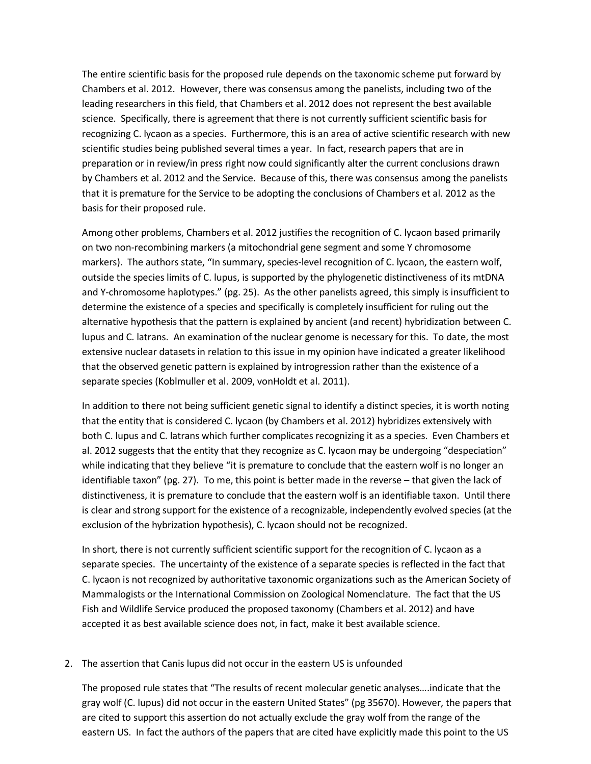The entire scientific basis for the proposed rule depends on the taxonomic scheme put forward by Chambers et al. 2012. However, there was consensus among the panelists, including two of the leading researchers in this field, that Chambers et al. 2012 does not represent the best available science. Specifically, there is agreement that there is not currently sufficient scientific basis for recognizing C. lycaon as a species. Furthermore, this is an area of active scientific research with new scientific studies being published several times a year. In fact, research papers that are in preparation or in review/in press right now could significantly alter the current conclusions drawn by Chambers et al. 2012 and the Service. Because of this, there was consensus among the panelists that it is premature for the Service to be adopting the conclusions of Chambers et al. 2012 as the basis for their proposed rule.

Among other problems, Chambers et al. 2012 justifies the recognition of C. lycaon based primarily on two non-recombining markers (a mitochondrial gene segment and some Y chromosome markers). The authors state, "In summary, species-level recognition of C. lycaon, the eastern wolf, outside the species limits of C. lupus, is supported by the phylogenetic distinctiveness of its mtDNA and Y-chromosome haplotypes." (pg. 25). As the other panelists agreed, this simply is insufficient to determine the existence of a species and specifically is completely insufficient for ruling out the alternative hypothesis that the pattern is explained by ancient (and recent) hybridization between C. lupus and C. latrans. An examination of the nuclear genome is necessary for this. To date, the most extensive nuclear datasets in relation to this issue in my opinion have indicated a greater likelihood that the observed genetic pattern is explained by introgression rather than the existence of a separate species (Koblmuller et al. 2009, vonHoldt et al. 2011).

In addition to there not being sufficient genetic signal to identify a distinct species, it is worth noting that the entity that is considered C. lycaon (by Chambers et al. 2012) hybridizes extensively with both C. lupus and C. latrans which further complicates recognizing it as a species. Even Chambers et al. 2012 suggests that the entity that they recognize as C. lycaon may be undergoing "despeciation" while indicating that they believe "it is premature to conclude that the eastern wolf is no longer an identifiable taxon" (pg. 27). To me, this point is better made in the reverse – that given the lack of distinctiveness, it is premature to conclude that the eastern wolf is an identifiable taxon. Until there is clear and strong support for the existence of a recognizable, independently evolved species (at the exclusion of the hybrization hypothesis), C. lycaon should not be recognized.

In short, there is not currently sufficient scientific support for the recognition of C. lycaon as a separate species. The uncertainty of the existence of a separate species is reflected in the fact that C. lycaon is not recognized by authoritative taxonomic organizations such as the American Society of Mammalogists or the International Commission on Zoological Nomenclature. The fact that the US Fish and Wildlife Service produced the proposed taxonomy (Chambers et al. 2012) and have accepted it as best available science does not, in fact, make it best available science.

2. The assertion that Canis lupus did not occur in the eastern US is unfounded

The proposed rule states that "The results of recent molecular genetic analyses….indicate that the gray wolf (C. lupus) did not occur in the eastern United States" (pg 35670). However, the papers that are cited to support this assertion do not actually exclude the gray wolf from the range of the eastern US. In fact the authors of the papers that are cited have explicitly made this point to the US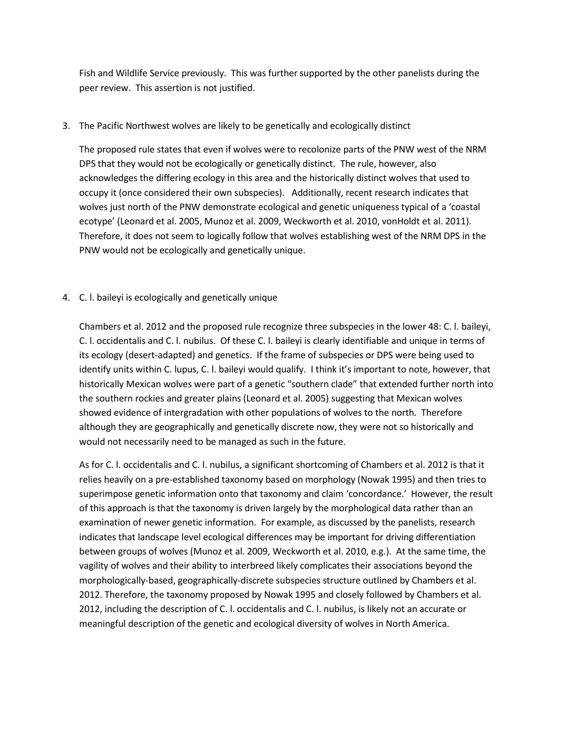Fish and Wildlife Service previously. This was further supported by the other panelists during the peer review. This assertion is not justified.

3. The Pacific Northwest wolves are likely to be genetically and ecologically distinct

   The proposed rule states that even if wolves were to recolonize parts of the PNW west of the NRM DPS that they would not be ecologically or genetically distinct. The rule, however, also acknowledges the differing ecology in this area and the historically distinct wolves that used to occupy it (once considered their own subspecies). Additionally, recent research indicates that wolves just north of the PNW demonstrate ecological and genetic uniqueness typical of a 'coastal ecotype' (Leonard et al. 2005, Munoz et al. 2009, Weckworth et al. 2010, vonHoldt et al. 2011). Therefore, it does not seem to logically follow that wolves establishing west of the NRM DPS in the PNW would not be ecologically and genetically unique.

4. C. l. baileyi is ecologically and genetically unique

   Chambers et al. 2012 and the proposed rule recognize three subspecies in the lower 48: C. l. baileyi, C. l. occidentalis and C. l. nubilus. Of these C. l. baileyi is clearly identifiable and unique in terms of its ecology (desert-adapted) and genetics. If the frame of subspecies or DPS were being used to identify units within C. lupus, C. l. baileyi would qualify. I think it's important to note, however, that historically Mexican wolves were part of a genetic "southern clade" that extended further north into the southern rockies and greater plains (Leonard et al. 2005) suggesting that Mexican wolves showed evidence of intergradation with other populations of wolves to the north. Therefore although they are geographically and genetically discrete now, they were not so historically and would not necessarily need to be managed as such in the future.

   As for C. l. occidentalis and C. l. nubilus, a significant shortcoming of Chambers et al. 2012 is that it relies heavily on a pre-established taxonomy based on morphology (Nowak 1995) and then tries to superimpose genetic information onto that taxonomy and claim 'concordance.' However, the result of this approach is that the taxonomy is driven largely by the morphological data rather than an examination of newer genetic information. For example, as discussed by the panelists, research indicates that landscape level ecological differences may be important for driving differentiation between groups of wolves (Munoz et al. 2009, Weckworth et al. 2010, e.g.). At the same time, the vagility of wolves and their ability to interbreed likely complicates their associations beyond the morphologically-based, geographically-discrete subspecies structure outlined by Chambers et al. 2012. Therefore, the taxonomy proposed by Nowak 1995 and closely followed by Chambers et al. 2012, including the description of C. l. occidentalis and C. l. nubilus, is likely not an accurate or meaningful description of the genetic and ecological diversity of wolves in North America.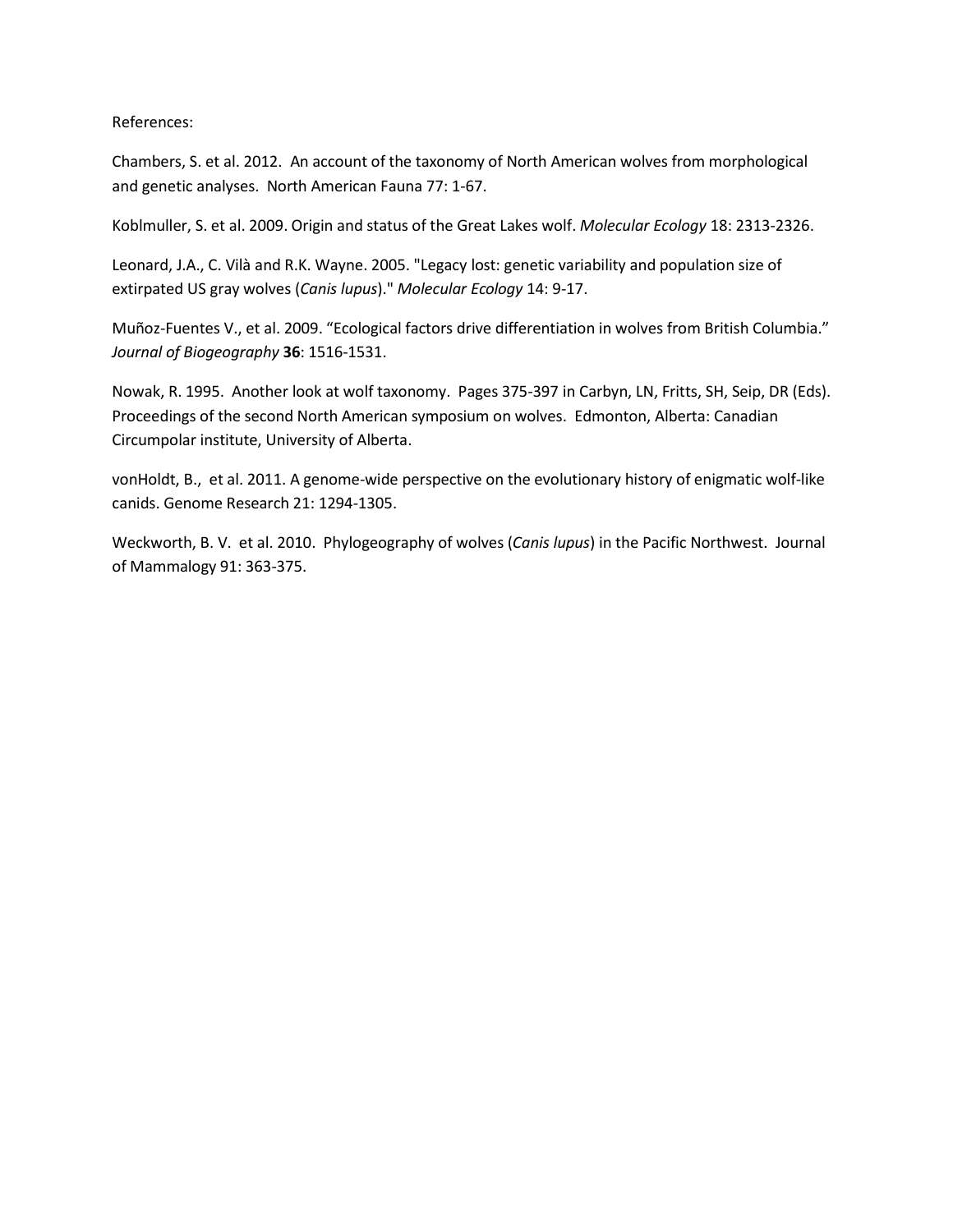References:

Chambers, S. et al. 2012. An account of the taxonomy of North American wolves from morphological and genetic analyses. North American Fauna 77: 1-67.

Koblmuller, S. et al. 2009. Origin and status of the Great Lakes wolf. *Molecular Ecology* 18: 2313-2326.

Leonard, J.A., C. Vilà and R.K. Wayne. 2005. "Legacy lost: genetic variability and population size of extirpated US gray wolves (*Canis lupus*)." *Molecular Ecology* 14: 9-17.

Muñoz-Fuentes V., et al. 2009. "Ecological factors drive differentiation in wolves from British Columbia." *Journal of Biogeography* **36**: 1516-1531.

Nowak, R. 1995. Another look at wolf taxonomy. Pages 375-397 in Carbyn, LN, Fritts, SH, Seip, DR (Eds). Proceedings of the second North American symposium on wolves. Edmonton, Alberta: Canadian Circumpolar institute, University of Alberta.

vonHoldt, B., et al. 2011. A genome-wide perspective on the evolutionary history of enigmatic wolf-like canids. Genome Research 21: 1294-1305.

Weckworth, B. V. et al. 2010. Phylogeography of wolves (*Canis lupus*) in the Pacific Northwest. Journal of Mammalogy 91: 363-375.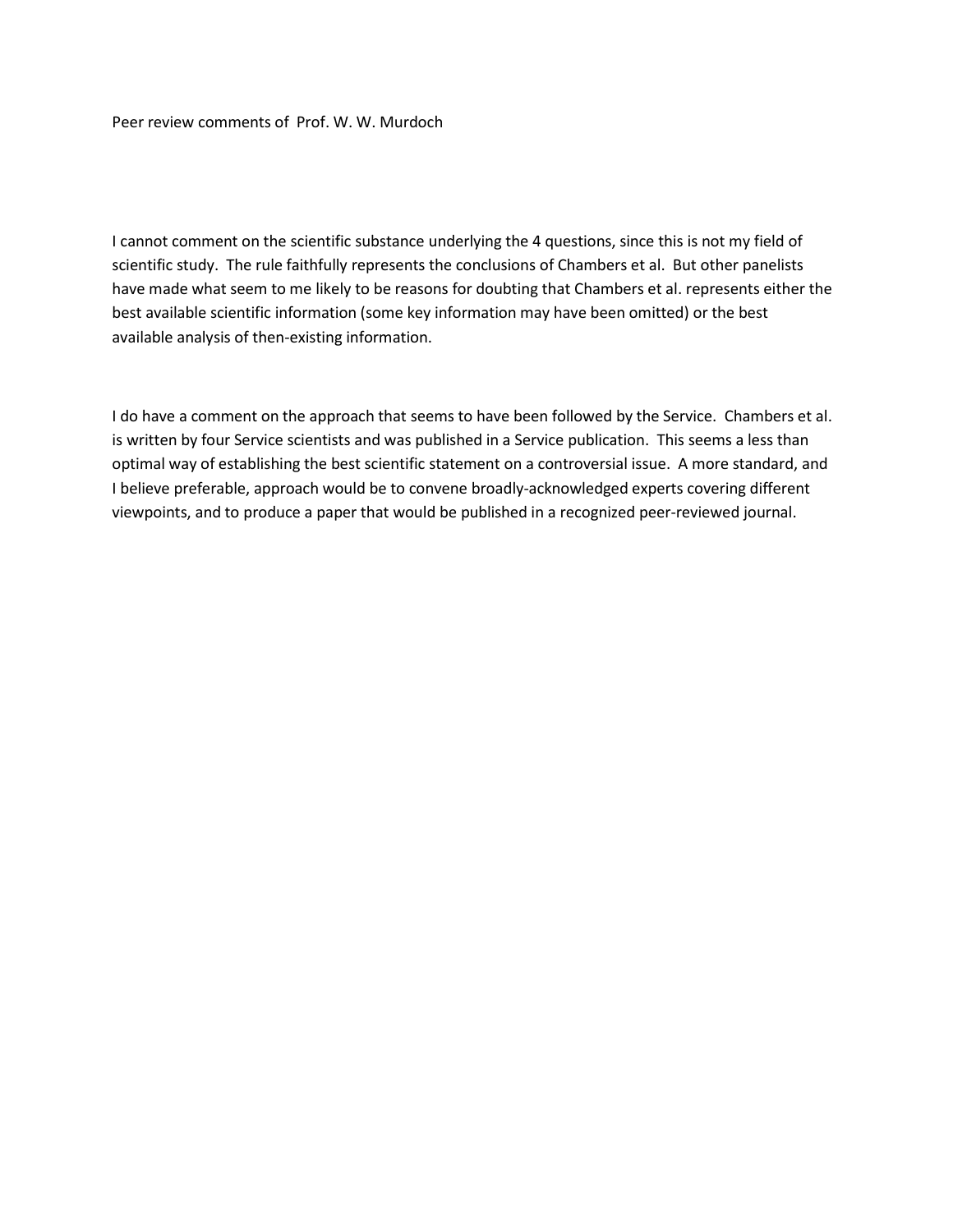Peer review comments of Prof. W. W. Murdoch

I cannot comment on the scientific substance underlying the 4 questions, since this is not my field of scientific study. The rule faithfully represents the conclusions of Chambers et al. But other panelists have made what seem to me likely to be reasons for doubting that Chambers et al. represents either the best available scientific information (some key information may have been omitted) or the best available analysis of then-existing information.

I do have a comment on the approach that seems to have been followed by the Service. Chambers et al. is written by four Service scientists and was published in a Service publication. This seems a less than optimal way of establishing the best scientific statement on a controversial issue. A more standard, and I believe preferable, approach would be to convene broadly-acknowledged experts covering different viewpoints, and to produce a paper that would be published in a recognized peer-reviewed journal.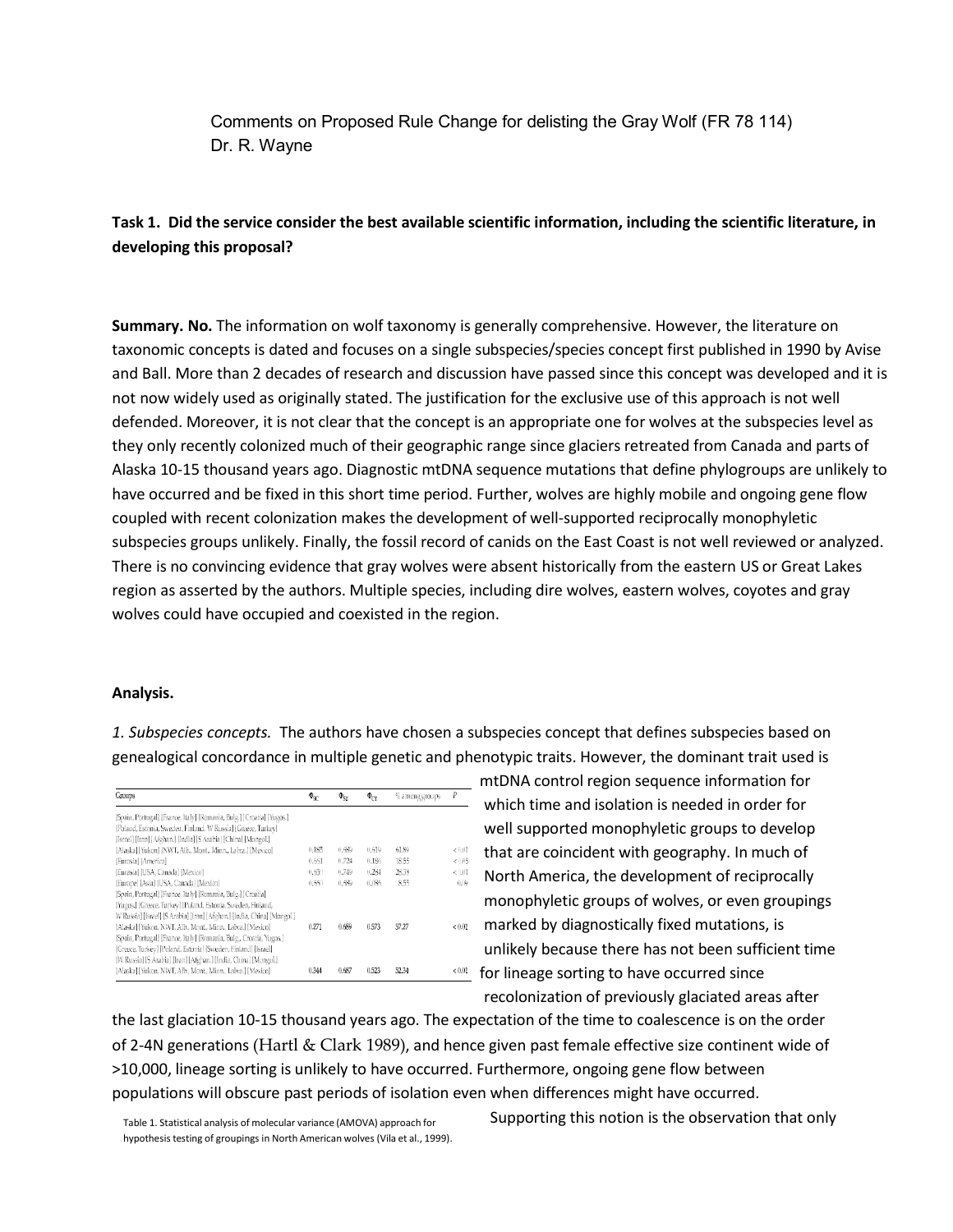Comments on Proposed Rule Change for delisting the Gray Wolf (FR 78 114)
Dr. R. Wayne

**Task 1. Did the service consider the best available scientific information, including the scientific literature, in developing this proposal?**

**Summary. No.** The information on wolf taxonomy is generally comprehensive. However, the literature on taxonomic concepts is dated and focuses on a single subspecies/species concept first published in 1990 by Avise and Ball. More than 2 decades of research and discussion have passed since this concept was developed and it is not now widely used as originally stated. The justification for the exclusive use of this approach is not well defended. Moreover, it is not clear that the concept is an appropriate one for wolves at the subspecies level as they only recently colonized much of their geographic range since glaciers retreated from Canada and parts of Alaska 10-15 thousand years ago. Diagnostic mtDNA sequence mutations that define phylogroups are unlikely to have occurred and be fixed in this short time period. Further, wolves are highly mobile and ongoing gene flow coupled with recent colonization makes the development of well-supported reciprocally monophyletic subspecies groups unlikely. Finally, the fossil record of canids on the East Coast is not well reviewed or analyzed. There is no convincing evidence that gray wolves were absent historically from the eastern US or Great Lakes region as asserted by the authors. Multiple species, including dire wolves, eastern wolves, coyotes and gray wolves could have occupied and coexisted in the region.

**Analysis.**

*1. Subspecies concepts.* The authors have chosen a subspecies concept that defines subspecies based on genealogical concordance in multiple genetic and phenotypic traits. However, the dominant trait used is mtDNA control region sequence information for which time and isolation is needed in order for well supported monophyletic groups to develop that are coincident with geography. In much of North America, the development of reciprocally monophyletic groups of wolves, or even groupings marked by diagnostically fixed mutations, is unlikely because there has not been sufficient time for lineage sorting to have occurred since recolonization of previously glaciated areas after the last glaciation 10-15 thousand years ago. The expectation of the time to coalescence is on the order of 2-4N generations (Hartl & Clark 1989), and hence given past female effective size continent wide of >10,000, lineage sorting is unlikely to have occurred. Furthermore, ongoing gene flow between populations will obscure past periods of isolation even when differences might have occurred.

| Groups | $\Phi_{SC}$ | $\Phi_{ST}$ | $\Phi_{CT}$ | % among groups | $P$ |
|---|---|---|---|---|---|
| [Spain, Portugal] [France, Italy] [Romania, Bulg.] [Croatia] [Yugos.] [Poland, Estonia, Sweden, Finland, W Russia] [Greece, Turkey] [Israel] [Iran] [Afghan.] [India] [S Arabia] [China] [Mongol.] [Alaska] [Yukon] [NWT, Alb., Mont., Minn., Labra.] [Mexico] | 0.185 | 0.689 | 0.619 | 61.89 | < 0.01 |
| [Eurasia] [America] | 0.661 | 0.724 | 0.186 | 18.55 | < 0.05 |
| [Eurasia] [USA, Canada] [Mexico] | 0.650 | 0.740 | 0.254 | 25.38 | < 0.01 |
| [Europe] [Asia] [USA, Canada] [Mexico] | 0.550 | 0.589 | 0.085 | 8.55 | 0.09 |
| [Spain, Portugal] [France, Italy] [Romania, Bulg.] [Croatia] [Yugos.] [Greece, Turkey] [Poland, Estonia, Sweden, Finland, W Russia] [Israel] [S Arabia] [Iran] [Afghan.] [India, China] [Mongol.] [Alaska] [Yukon, NWT, Alb., Mont., Minn., Labra.] [Mexico] | 0.271 | 0.689 | 0.573 | 57.27 | < 0.01 |
| [Spain, Portugal] [France, Italy] [Romania, Bulg., Croatia, Yugos.] [Greece, Turkey] [Poland, Estonia] [Sweden, Finland] [Israel] [W Russia] [S Arabia] [Iran] [Afghan.] [India, China] [Mongol.] [Alaska] [Yukon, NWT, Alb., Mont., Minn., Labra.] [Mexico] | 0.344 | 0.687 | 0.523 | 52.34 | < 0.01 |

Table 1. Statistical analysis of molecular variance (AMOVA) approach for hypothesis testing of groupings in North American wolves (Vila et al., 1999).

Supporting this notion is the observation that only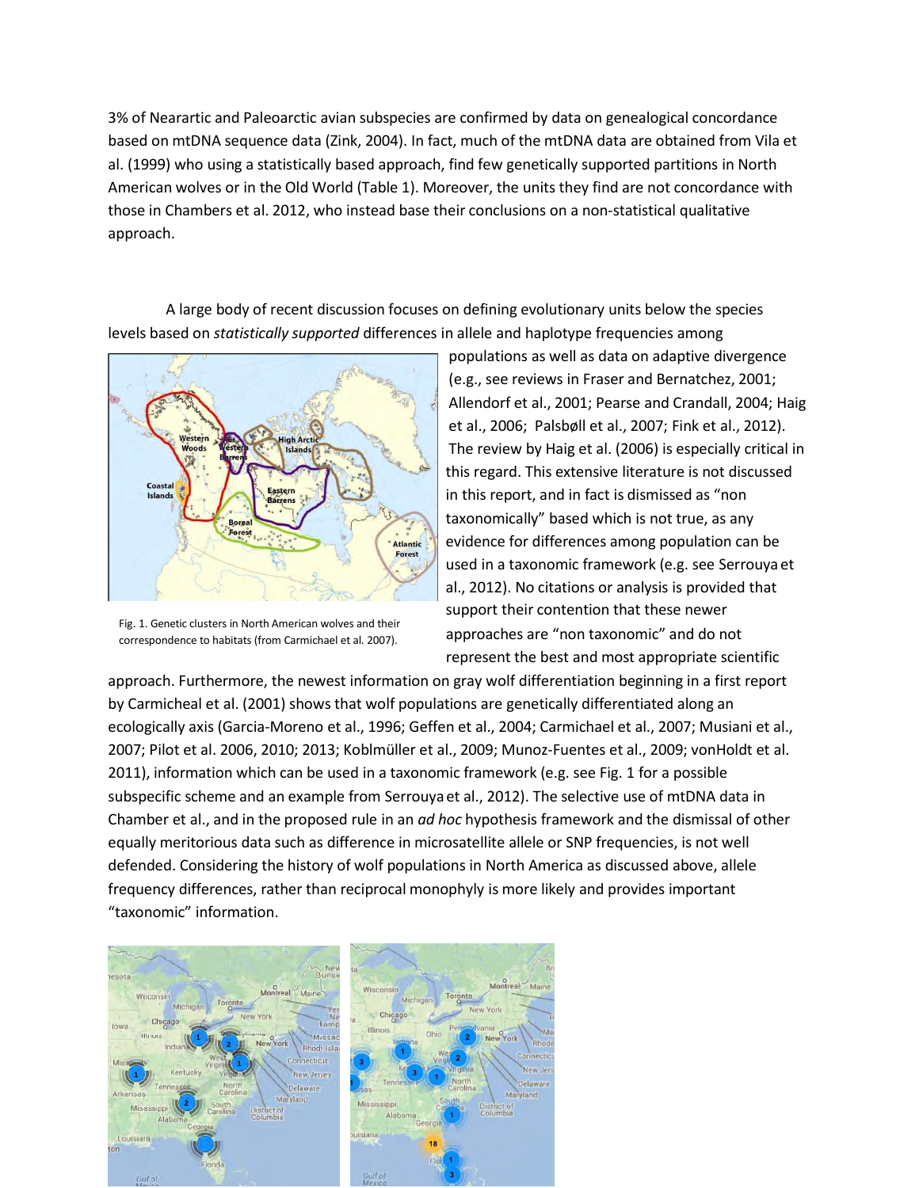3% of Nearartic and Paleoarctic avian subspecies are confirmed by data on genealogical concordance based on mtDNA sequence data (Zink, 2004). In fact, much of the mtDNA data are obtained from Vila et al. (1999) who using a statistically based approach, find few genetically supported partitions in North American wolves or in the Old World (Table 1). Moreover, the units they find are not concordance with those in Chambers et al. 2012, who instead base their conclusions on a non-statistical qualitative approach.

A large body of recent discussion focuses on defining evolutionary units below the species levels based on *statistically supported* differences in allele and haplotype frequencies among populations as well as data on adaptive divergence (e.g., see reviews in Fraser and Bernatchez, 2001; Allendorf et al., 2001; Pearse and Crandall, 2004; Haig et al., 2006; Palsbøll et al., 2007; Fink et al., 2012). The review by Haig et al. (2006) is especially critical in this regard. This extensive literature is not discussed in this report, and in fact is dismissed as "non taxonomically" based which is not true, as any evidence for differences among population can be used in a taxonomic framework (e.g. see Serrouya et al., 2012). No citations or analysis is provided that support their contention that these newer approaches are "non taxonomic" and do not represent the best and most appropriate scientific approach. Furthermore, the newest information on gray wolf differentiation beginning in a first report by Carmicheal et al. (2001) shows that wolf populations are genetically differentiated along an ecologically axis (Garcia-Moreno et al., 1996; Geffen et al., 2004; Carmichael et al., 2007; Musiani et al., 2007; Pilot et al. 2006, 2010; 2013; Koblmüller et al., 2009; Munoz-Fuentes et al., 2009; vonHoldt et al. 2011), information which can be used in a taxonomic framework (e.g. see Fig. 1 for a possible subspecific scheme and an example from Serrouya et al., 2012). The selective use of mtDNA data in Chamber et al., and in the proposed rule in an *ad hoc* hypothesis framework and the dismissal of other equally meritorious data such as difference in microsatellite allele or SNP frequencies, is not well defended. Considering the history of wolf populations in North America as discussed above, allele frequency differences, rather than reciprocal monophyly is more likely and provides important "taxonomic" information.

Fig. 1. Genetic clusters in North American wolves and their correspondence to habitats (from Carmichael et al. 2007).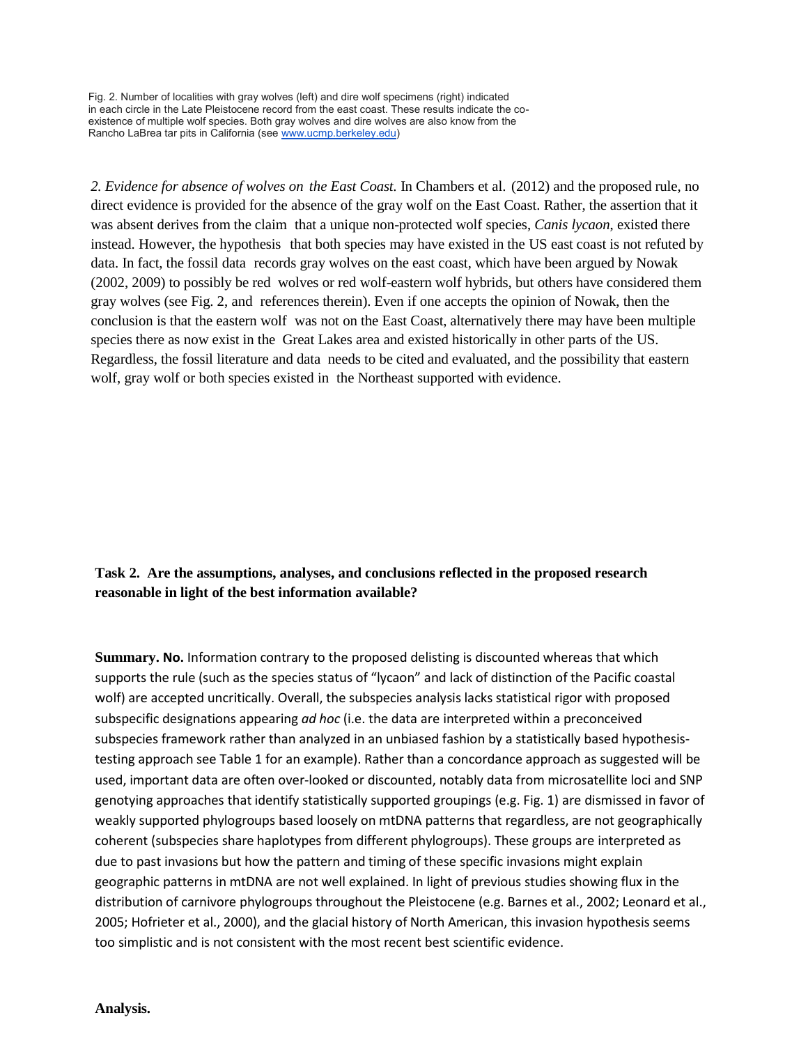Fig. 2. Number of localities with gray wolves (left) and dire wolf specimens (right) indicated in each circle in the Late Pleistocene record from the east coast. These results indicate the co-existence of multiple wolf species. Both gray wolves and dire wolves are also know from the Rancho LaBrea tar pits in California (see www.ucmp.berkeley.edu)

*2. Evidence for absence of wolves on the East Coast.* In Chambers et al. (2012) and the proposed rule, no direct evidence is provided for the absence of the gray wolf on the East Coast. Rather, the assertion that it was absent derives from the claim that a unique non-protected wolf species, *Canis lycaon*, existed there instead. However, the hypothesis that both species may have existed in the US east coast is not refuted by data. In fact, the fossil data records gray wolves on the east coast, which have been argued by Nowak (2002, 2009) to possibly be red wolves or red wolf-eastern wolf hybrids, but others have considered them gray wolves (see Fig. 2, and references therein). Even if one accepts the opinion of Nowak, then the conclusion is that the eastern wolf was not on the East Coast, alternatively there may have been multiple species there as now exist in the Great Lakes area and existed historically in other parts of the US. Regardless, the fossil literature and data needs to be cited and evaluated, and the possibility that eastern wolf, gray wolf or both species existed in the Northeast supported with evidence.

**Task 2. Are the assumptions, analyses, and conclusions reflected in the proposed research reasonable in light of the best information available?**

**Summary. No.** Information contrary to the proposed delisting is discounted whereas that which supports the rule (such as the species status of "lycaon" and lack of distinction of the Pacific coastal wolf) are accepted uncritically. Overall, the subspecies analysis lacks statistical rigor with proposed subspecific designations appearing *ad hoc* (i.e. the data are interpreted within a preconceived subspecies framework rather than analyzed in an unbiased fashion by a statistically based hypothesis-testing approach see Table 1 for an example). Rather than a concordance approach as suggested will be used, important data are often over-looked or discounted, notably data from microsatellite loci and SNP genotyping approaches that identify statistically supported groupings (e.g. Fig. 1) are dismissed in favor of weakly supported phylogroups based loosely on mtDNA patterns that regardless, are not geographically coherent (subspecies share haplotypes from different phylogroups). These groups are interpreted as due to past invasions but how the pattern and timing of these specific invasions might explain geographic patterns in mtDNA are not well explained. In light of previous studies showing flux in the distribution of carnivore phylogroups throughout the Pleistocene (e.g. Barnes et al., 2002; Leonard et al., 2005; Hofrieter et al., 2000), and the glacial history of North American, this invasion hypothesis seems too simplistic and is not consistent with the most recent best scientific evidence.

**Analysis.**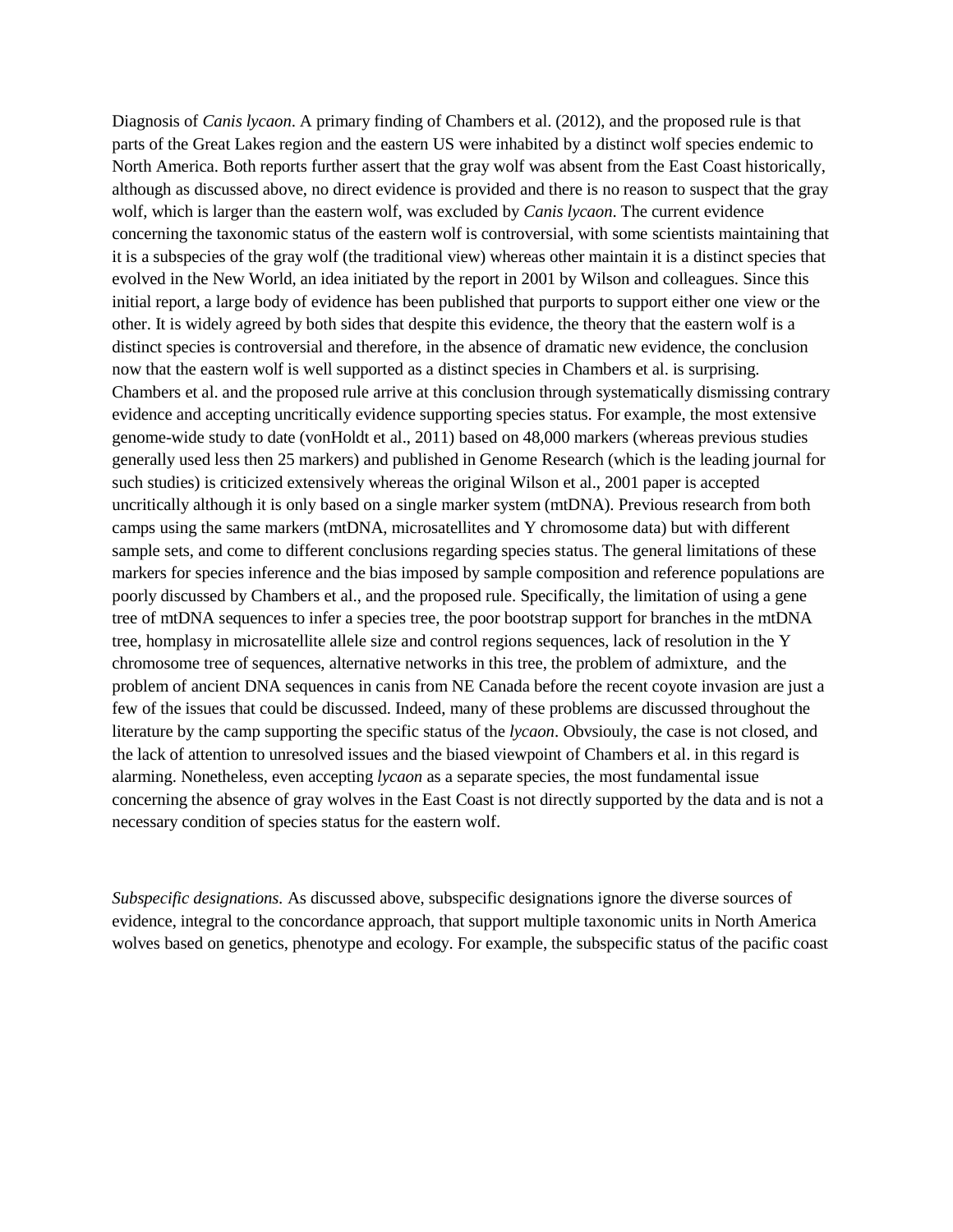Diagnosis of *Canis lycaon*. A primary finding of Chambers et al. (2012), and the proposed rule is that parts of the Great Lakes region and the eastern US were inhabited by a distinct wolf species endemic to North America. Both reports further assert that the gray wolf was absent from the East Coast historically, although as discussed above, no direct evidence is provided and there is no reason to suspect that the gray wolf, which is larger than the eastern wolf, was excluded by *Canis lycaon*. The current evidence concerning the taxonomic status of the eastern wolf is controversial, with some scientists maintaining that it is a subspecies of the gray wolf (the traditional view) whereas other maintain it is a distinct species that evolved in the New World, an idea initiated by the report in 2001 by Wilson and colleagues. Since this initial report, a large body of evidence has been published that purports to support either one view or the other. It is widely agreed by both sides that despite this evidence, the theory that the eastern wolf is a distinct species is controversial and therefore, in the absence of dramatic new evidence, the conclusion now that the eastern wolf is well supported as a distinct species in Chambers et al. is surprising. Chambers et al. and the proposed rule arrive at this conclusion through systematically dismissing contrary evidence and accepting uncritically evidence supporting species status. For example, the most extensive genome-wide study to date (vonHoldt et al., 2011) based on 48,000 markers (whereas previous studies generally used less then 25 markers) and published in Genome Research (which is the leading journal for such studies) is criticized extensively whereas the original Wilson et al., 2001 paper is accepted uncritically although it is only based on a single marker system (mtDNA). Previous research from both camps using the same markers (mtDNA, microsatellites and Y chromosome data) but with different sample sets, and come to different conclusions regarding species status. The general limitations of these markers for species inference and the bias imposed by sample composition and reference populations are poorly discussed by Chambers et al., and the proposed rule. Specifically, the limitation of using a gene tree of mtDNA sequences to infer a species tree, the poor bootstrap support for branches in the mtDNA tree, homplasy in microsatellite allele size and control regions sequences, lack of resolution in the Y chromosome tree of sequences, alternative networks in this tree, the problem of admixture, and the problem of ancient DNA sequences in canis from NE Canada before the recent coyote invasion are just a few of the issues that could be discussed. Indeed, many of these problems are discussed throughout the literature by the camp supporting the specific status of the *lycaon*. Obvsiouly, the case is not closed, and the lack of attention to unresolved issues and the biased viewpoint of Chambers et al. in this regard is alarming. Nonetheless, even accepting *lycaon* as a separate species, the most fundamental issue concerning the absence of gray wolves in the East Coast is not directly supported by the data and is not a necessary condition of species status for the eastern wolf.

*Subspecific designations.* As discussed above, subspecific designations ignore the diverse sources of evidence, integral to the concordance approach, that support multiple taxonomic units in North America wolves based on genetics, phenotype and ecology. For example, the subspecific status of the pacific coast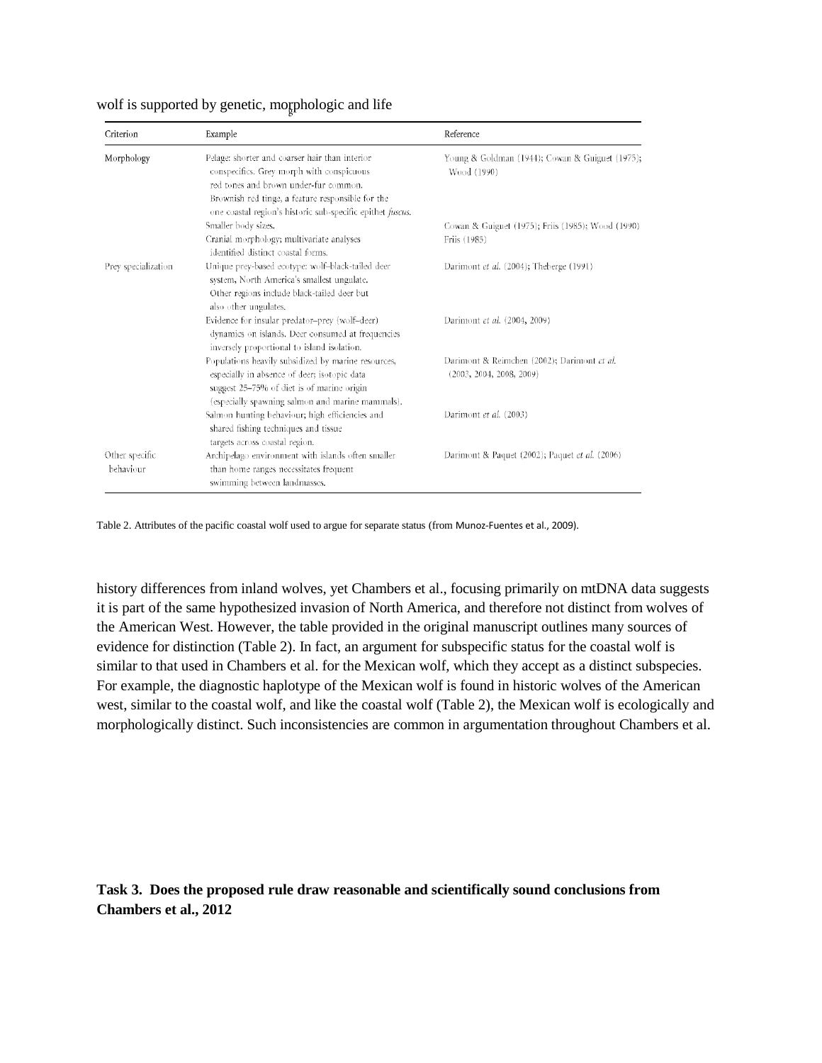wolf is supported by genetic, morphologic and life

| Criterion | Example | Reference |
|---|---|---|
| Morphology | Pelage: shorter and coarser hair than interior conspecifics. Grey morph with conspicuous red tones and brown under-fur common. Brownish red tinge, a feature responsible for the one coastal region's historic sub-specific epithet *fuscus*. | Young & Goldman (1944); Cowan & Guiguet (1975); Wood (1990) |
| | Smaller body sizes. | Cowan & Guiguet (1975); Friis (1985); Wood (1990) |
| | Cranial morphology; multivariate analyses identified distinct coastal forms. | Friis (1985) |
| Prey specialization | Unique prey-based ecotype: wolf–black-tailed deer system, North America's smallest ungulate. Other regions include black-tailed deer but also other ungulates. | Darimont *et al.* (2004); Theberge (1991) |
| | Evidence for insular predator–prey (wolf–deer) dynamics on islands. Deer consumed at frequencies inversely proportional to island isolation. | Darimont *et al.* (2004, 2009) |
| | Populations heavily subsidized by marine resources, especially in absence of deer; isotopic data suggest 25–75% of diet is of marine origin (especially spawning salmon and marine mammals). | Darimont & Reimchen (2002); Darimont *et al.* (2003, 2004, 2008, 2009) |
| | Salmon hunting behaviour; high efficiencies and shared fishing techniques and tissue targets across coastal region. | Darimont *et al.* (2003) |
| Other specific behaviour | Archipelago environment with islands often smaller than home ranges necessitates frequent swimming between landmasses. | Darimont & Paquet (2002); Paquet *et al.* (2006) |

Table 2. Attributes of the pacific coastal wolf used to argue for separate status (from Munoz-Fuentes et al., 2009).

history differences from inland wolves, yet Chambers et al., focusing primarily on mtDNA data suggests it is part of the same hypothesized invasion of North America, and therefore not distinct from wolves of the American West. However, the table provided in the original manuscript outlines many sources of evidence for distinction (Table 2). In fact, an argument for subspecific status for the coastal wolf is similar to that used in Chambers et al. for the Mexican wolf, which they accept as a distinct subspecies. For example, the diagnostic haplotype of the Mexican wolf is found in historic wolves of the American west, similar to the coastal wolf, and like the coastal wolf (Table 2), the Mexican wolf is ecologically and morphologically distinct. Such inconsistencies are common in argumentation throughout Chambers et al.

**Task 3. Does the proposed rule draw reasonable and scientifically sound conclusions from Chambers et al., 2012**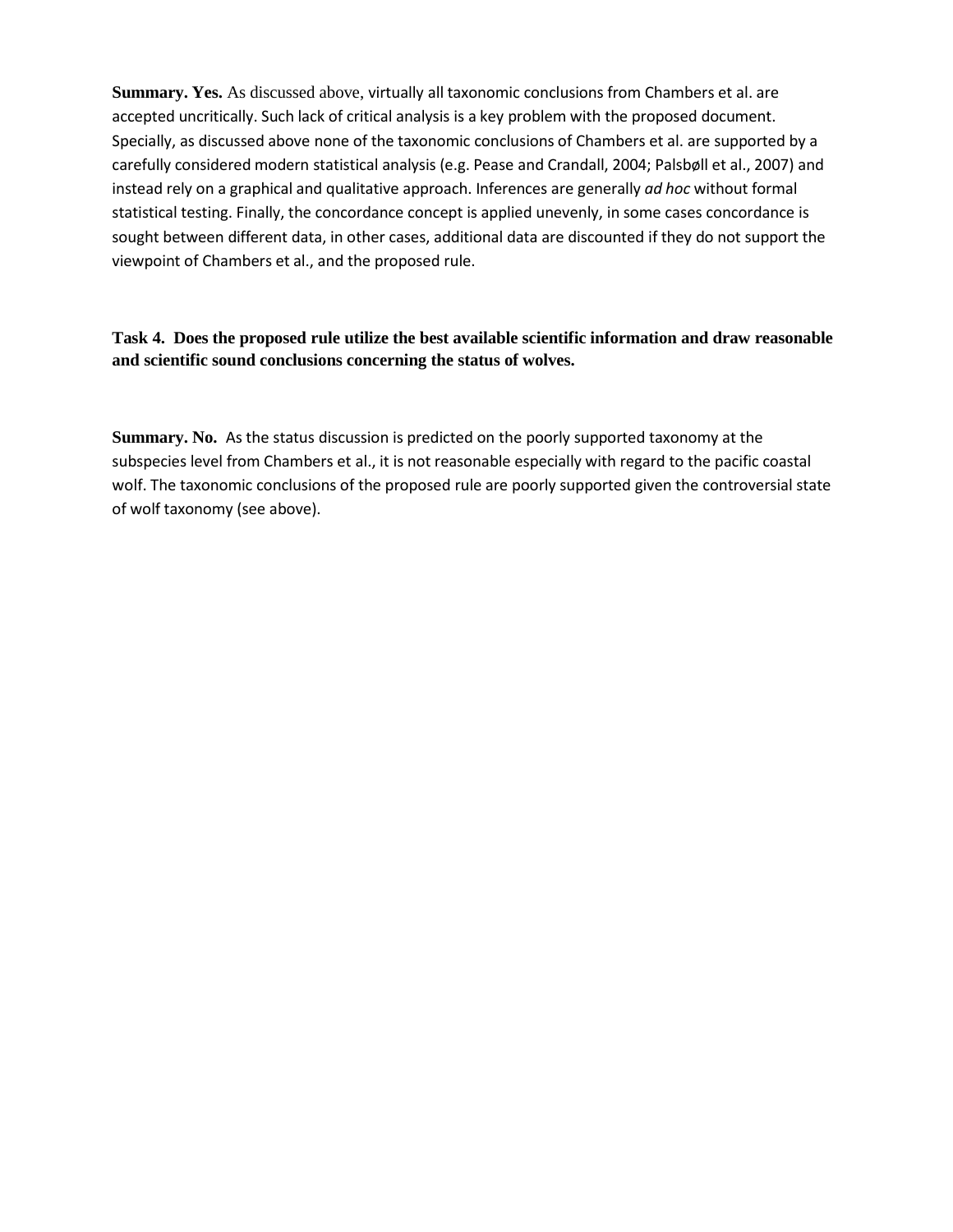**Summary. Yes.** As discussed above, virtually all taxonomic conclusions from Chambers et al. are accepted uncritically. Such lack of critical analysis is a key problem with the proposed document. Specially, as discussed above none of the taxonomic conclusions of Chambers et al. are supported by a carefully considered modern statistical analysis (e.g. Pease and Crandall, 2004; Palsbøll et al., 2007) and instead rely on a graphical and qualitative approach. Inferences are generally *ad hoc* without formal statistical testing. Finally, the concordance concept is applied unevenly, in some cases concordance is sought between different data, in other cases, additional data are discounted if they do not support the viewpoint of Chambers et al., and the proposed rule.

**Task 4. Does the proposed rule utilize the best available scientific information and draw reasonable and scientific sound conclusions concerning the status of wolves.**

**Summary. No.** As the status discussion is predicted on the poorly supported taxonomy at the subspecies level from Chambers et al., it is not reasonable especially with regard to the pacific coastal wolf. The taxonomic conclusions of the proposed rule are poorly supported given the controversial state of wolf taxonomy (see above).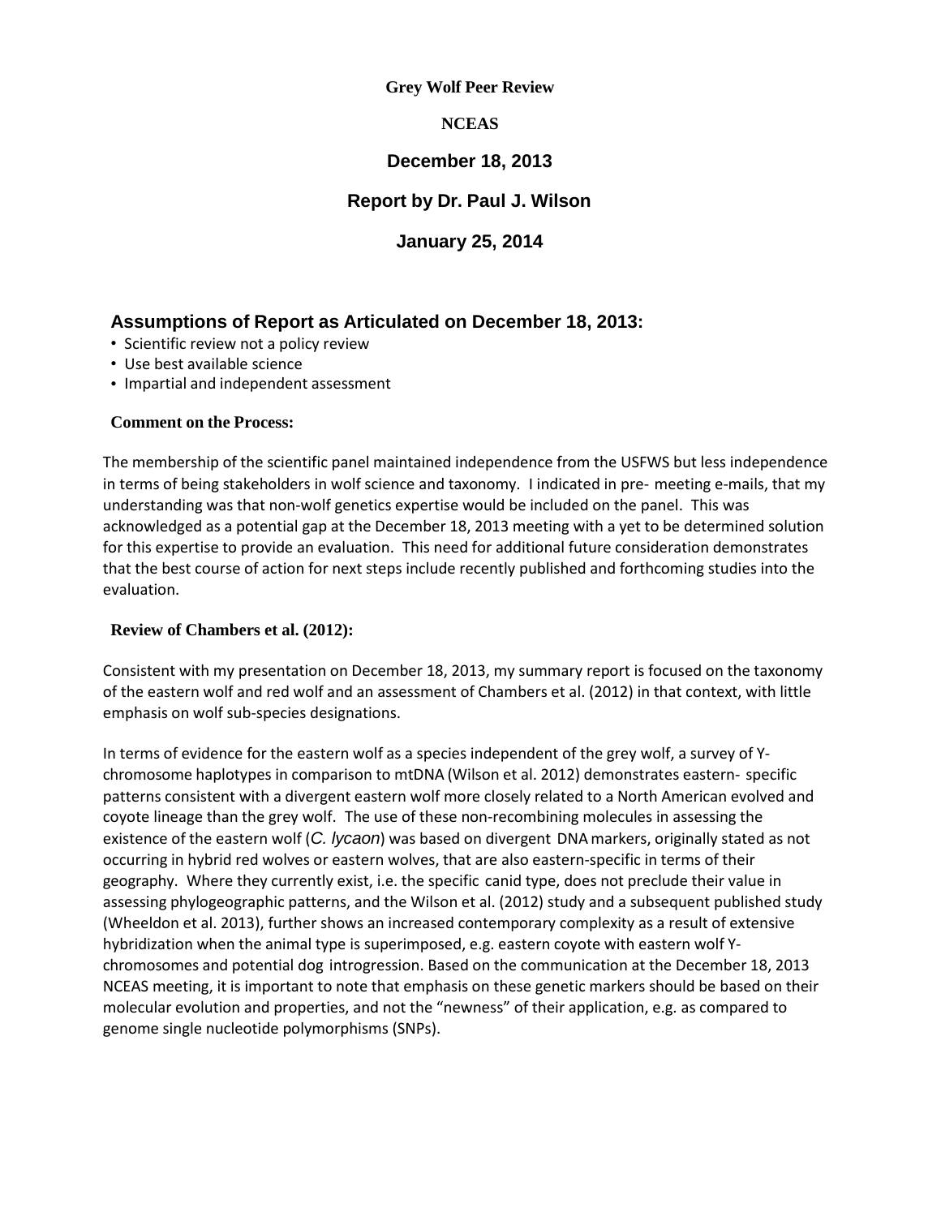**Grey Wolf Peer Review**

**NCEAS**

**December 18, 2013**

**Report by Dr. Paul J. Wilson**

**January 25, 2014**

## Assumptions of Report as Articulated on December 18, 2013:

- Scientific review not a policy review
- Use best available science
- Impartial and independent assessment

### Comment on the Process:

The membership of the scientific panel maintained independence from the USFWS but less independence in terms of being stakeholders in wolf science and taxonomy. I indicated in pre- meeting e-mails, that my understanding was that non-wolf genetics expertise would be included on the panel. This was acknowledged as a potential gap at the December 18, 2013 meeting with a yet to be determined solution for this expertise to provide an evaluation. This need for additional future consideration demonstrates that the best course of action for next steps include recently published and forthcoming studies into the evaluation.

### Review of Chambers et al. (2012):

Consistent with my presentation on December 18, 2013, my summary report is focused on the taxonomy of the eastern wolf and red wolf and an assessment of Chambers et al. (2012) in that context, with little emphasis on wolf sub-species designations.

In terms of evidence for the eastern wolf as a species independent of the grey wolf, a survey of Y-chromosome haplotypes in comparison to mtDNA (Wilson et al. 2012) demonstrates eastern- specific patterns consistent with a divergent eastern wolf more closely related to a North American evolved and coyote lineage than the grey wolf. The use of these non-recombining molecules in assessing the existence of the eastern wolf (*C. lycaon*) was based on divergent DNA markers, originally stated as not occurring in hybrid red wolves or eastern wolves, that are also eastern-specific in terms of their geography. Where they currently exist, i.e. the specific canid type, does not preclude their value in assessing phylogeographic patterns, and the Wilson et al. (2012) study and a subsequent published study (Wheeldon et al. 2013), further shows an increased contemporary complexity as a result of extensive hybridization when the animal type is superimposed, e.g. eastern coyote with eastern wolf Y-chromosomes and potential dog introgression. Based on the communication at the December 18, 2013 NCEAS meeting, it is important to note that emphasis on these genetic markers should be based on their molecular evolution and properties, and not the "newness" of their application, e.g. as compared to genome single nucleotide polymorphisms (SNPs).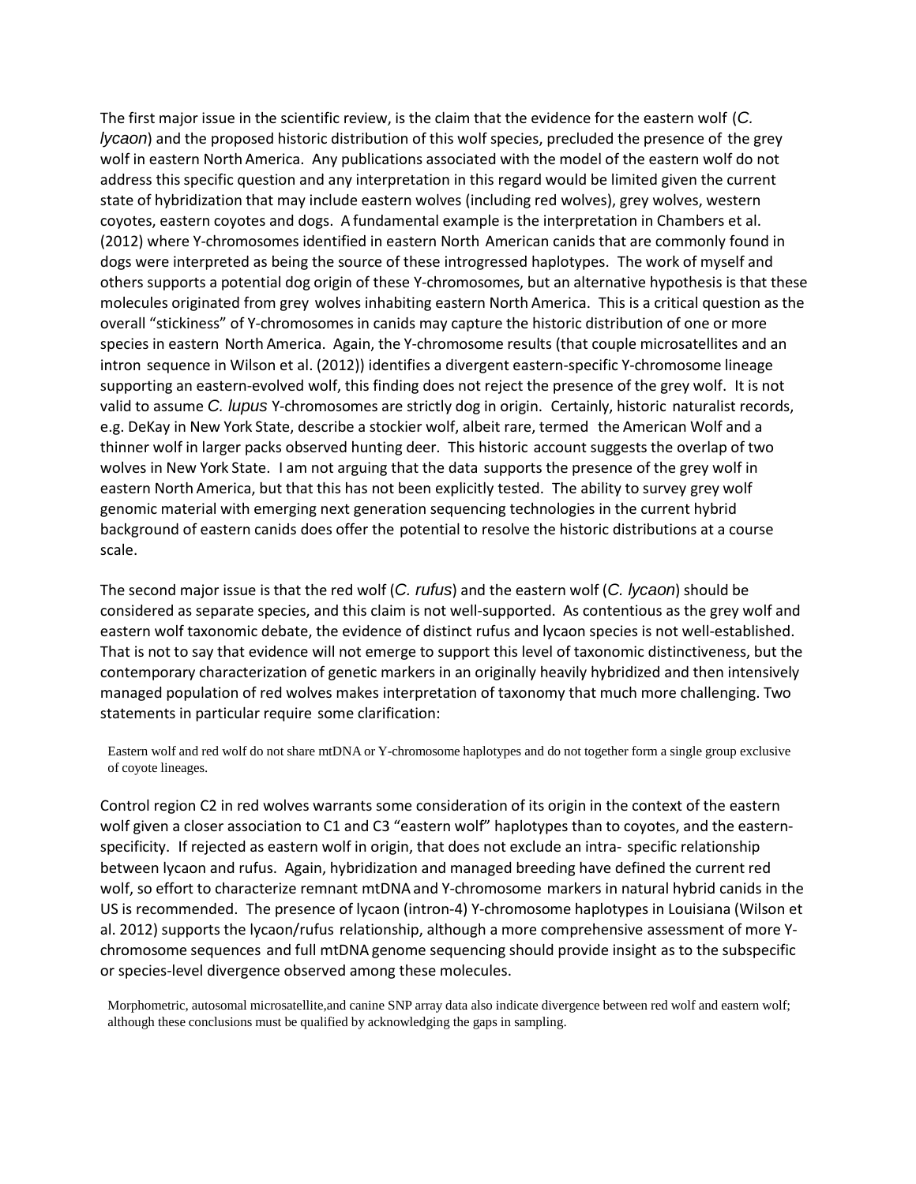The first major issue in the scientific review, is the claim that the evidence for the eastern wolf (*C. lycaon*) and the proposed historic distribution of this wolf species, precluded the presence of the grey wolf in eastern North America. Any publications associated with the model of the eastern wolf do not address this specific question and any interpretation in this regard would be limited given the current state of hybridization that may include eastern wolves (including red wolves), grey wolves, western coyotes, eastern coyotes and dogs. A fundamental example is the interpretation in Chambers et al. (2012) where Y-chromosomes identified in eastern North American canids that are commonly found in dogs were interpreted as being the source of these introgressed haplotypes. The work of myself and others supports a potential dog origin of these Y-chromosomes, but an alternative hypothesis is that these molecules originated from grey wolves inhabiting eastern North America. This is a critical question as the overall "stickiness" of Y-chromosomes in canids may capture the historic distribution of one or more species in eastern North America. Again, the Y-chromosome results (that couple microsatellites and an intron sequence in Wilson et al. (2012)) identifies a divergent eastern-specific Y-chromosome lineage supporting an eastern-evolved wolf, this finding does not reject the presence of the grey wolf. It is not valid to assume *C. lupus* Y-chromosomes are strictly dog in origin. Certainly, historic naturalist records, e.g. DeKay in New York State, describe a stockier wolf, albeit rare, termed the American Wolf and a thinner wolf in larger packs observed hunting deer. This historic account suggests the overlap of two wolves in New York State. I am not arguing that the data supports the presence of the grey wolf in eastern North America, but that this has not been explicitly tested. The ability to survey grey wolf genomic material with emerging next generation sequencing technologies in the current hybrid background of eastern canids does offer the potential to resolve the historic distributions at a course scale.

The second major issue is that the red wolf (*C. rufus*) and the eastern wolf (*C. lycaon*) should be considered as separate species, and this claim is not well-supported. As contentious as the grey wolf and eastern wolf taxonomic debate, the evidence of distinct rufus and lycaon species is not well-established. That is not to say that evidence will not emerge to support this level of taxonomic distinctiveness, but the contemporary characterization of genetic markers in an originally heavily hybridized and then intensively managed population of red wolves makes interpretation of taxonomy that much more challenging. Two statements in particular require some clarification:

> Eastern wolf and red wolf do not share mtDNA or Y-chromosome haplotypes and do not together form a single group exclusive of coyote lineages.

Control region C2 in red wolves warrants some consideration of its origin in the context of the eastern wolf given a closer association to C1 and C3 "eastern wolf" haplotypes than to coyotes, and the eastern-specificity. If rejected as eastern wolf in origin, that does not exclude an intra- specific relationship between lycaon and rufus. Again, hybridization and managed breeding have defined the current red wolf, so effort to characterize remnant mtDNA and Y-chromosome markers in natural hybrid canids in the US is recommended. The presence of lycaon (intron-4) Y-chromosome haplotypes in Louisiana (Wilson et al. 2012) supports the lycaon/rufus relationship, although a more comprehensive assessment of more Y-chromosome sequences and full mtDNA genome sequencing should provide insight as to the subspecific or species-level divergence observed among these molecules.

> Morphometric, autosomal microsatellite,and canine SNP array data also indicate divergence between red wolf and eastern wolf; although these conclusions must be qualified by acknowledging the gaps in sampling.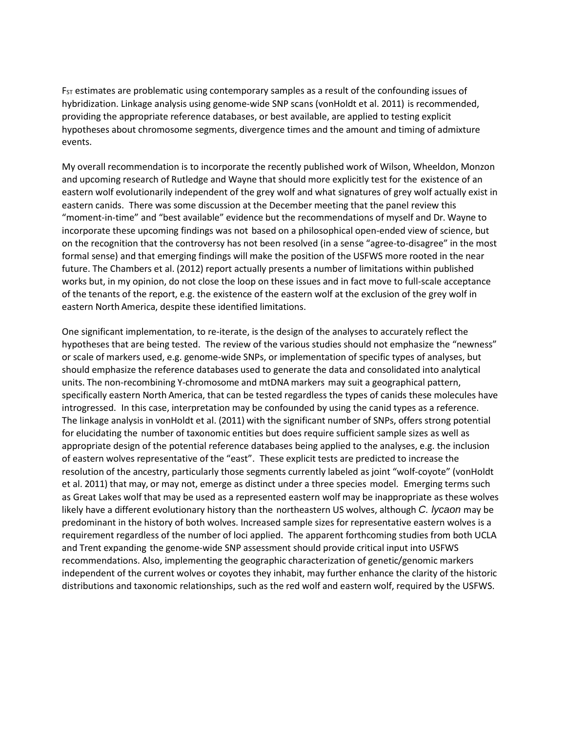$F_{ST}$ estimates are problematic using contemporary samples as a result of the confounding issues of hybridization. Linkage analysis using genome-wide SNP scans (vonHoldt et al. 2011) is recommended, providing the appropriate reference databases, or best available, are applied to testing explicit hypotheses about chromosome segments, divergence times and the amount and timing of admixture events.

My overall recommendation is to incorporate the recently published work of Wilson, Wheeldon, Monzon and upcoming research of Rutledge and Wayne that should more explicitly test for the existence of an eastern wolf evolutionarily independent of the grey wolf and what signatures of grey wolf actually exist in eastern canids. There was some discussion at the December meeting that the panel review this "moment-in-time" and "best available" evidence but the recommendations of myself and Dr. Wayne to incorporate these upcoming findings was not based on a philosophical open-ended view of science, but on the recognition that the controversy has not been resolved (in a sense "agree-to-disagree" in the most formal sense) and that emerging findings will make the position of the USFWS more rooted in the near future. The Chambers et al. (2012) report actually presents a number of limitations within published works but, in my opinion, do not close the loop on these issues and in fact move to full-scale acceptance of the tenants of the report, e.g. the existence of the eastern wolf at the exclusion of the grey wolf in eastern North America, despite these identified limitations.

One significant implementation, to re-iterate, is the design of the analyses to accurately reflect the hypotheses that are being tested. The review of the various studies should not emphasize the "newness" or scale of markers used, e.g. genome-wide SNPs, or implementation of specific types of analyses, but should emphasize the reference databases used to generate the data and consolidated into analytical units. The non-recombining Y-chromosome and mtDNA markers may suit a geographical pattern, specifically eastern North America, that can be tested regardless the types of canids these molecules have introgressed. In this case, interpretation may be confounded by using the canid types as a reference. The linkage analysis in vonHoldt et al. (2011) with the significant number of SNPs, offers strong potential for elucidating the number of taxonomic entities but does require sufficient sample sizes as well as appropriate design of the potential reference databases being applied to the analyses, e.g. the inclusion of eastern wolves representative of the "east". These explicit tests are predicted to increase the resolution of the ancestry, particularly those segments currently labeled as joint "wolf-coyote" (vonHoldt et al. 2011) that may, or may not, emerge as distinct under a three species model. Emerging terms such as Great Lakes wolf that may be used as a represented eastern wolf may be inappropriate as these wolves likely have a different evolutionary history than the northeastern US wolves, although *C. lycaon* may be predominant in the history of both wolves. Increased sample sizes for representative eastern wolves is a requirement regardless of the number of loci applied. The apparent forthcoming studies from both UCLA and Trent expanding the genome-wide SNP assessment should provide critical input into USFWS recommendations. Also, implementing the geographic characterization of genetic/genomic markers independent of the current wolves or coyotes they inhabit, may further enhance the clarity of the historic distributions and taxonomic relationships, such as the red wolf and eastern wolf, required by the USFWS.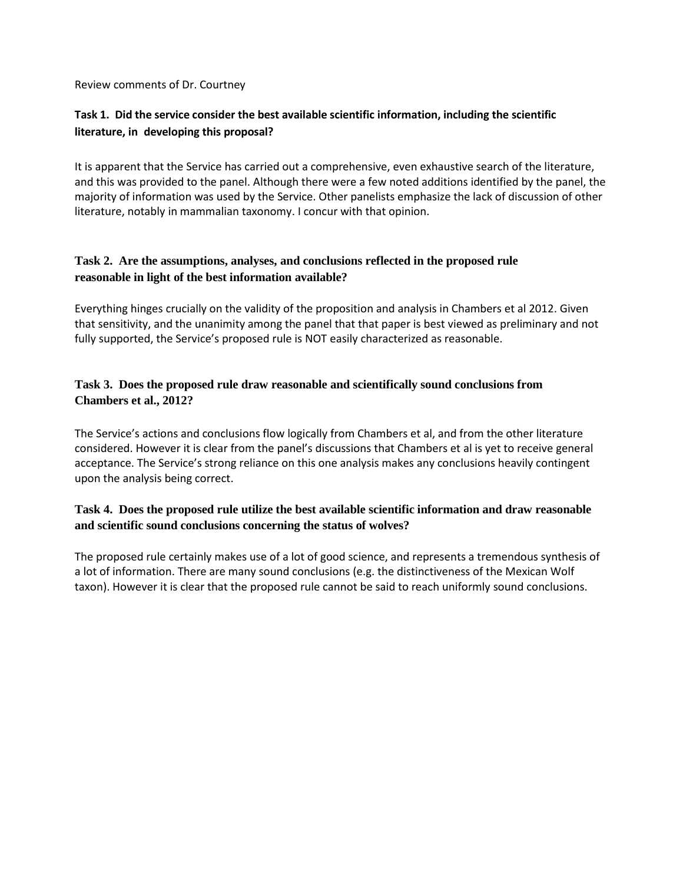Review comments of Dr. Courtney

**Task 1. Did the service consider the best available scientific information, including the scientific literature, in developing this proposal?**

It is apparent that the Service has carried out a comprehensive, even exhaustive search of the literature, and this was provided to the panel. Although there were a few noted additions identified by the panel, the majority of information was used by the Service. Other panelists emphasize the lack of discussion of other literature, notably in mammalian taxonomy. I concur with that opinion.

**Task 2. Are the assumptions, analyses, and conclusions reflected in the proposed rule reasonable in light of the best information available?**

Everything hinges crucially on the validity of the proposition and analysis in Chambers et al 2012. Given that sensitivity, and the unanimity among the panel that that paper is best viewed as preliminary and not fully supported, the Service's proposed rule is NOT easily characterized as reasonable.

**Task 3. Does the proposed rule draw reasonable and scientifically sound conclusions from Chambers et al., 2012?**

The Service's actions and conclusions flow logically from Chambers et al, and from the other literature considered. However it is clear from the panel's discussions that Chambers et al is yet to receive general acceptance. The Service's strong reliance on this one analysis makes any conclusions heavily contingent upon the analysis being correct.

**Task 4. Does the proposed rule utilize the best available scientific information and draw reasonable and scientific sound conclusions concerning the status of wolves?**

The proposed rule certainly makes use of a lot of good science, and represents a tremendous synthesis of a lot of information. There are many sound conclusions (e.g. the distinctiveness of the Mexican Wolf taxon). However it is clear that the proposed rule cannot be said to reach uniformly sound conclusions.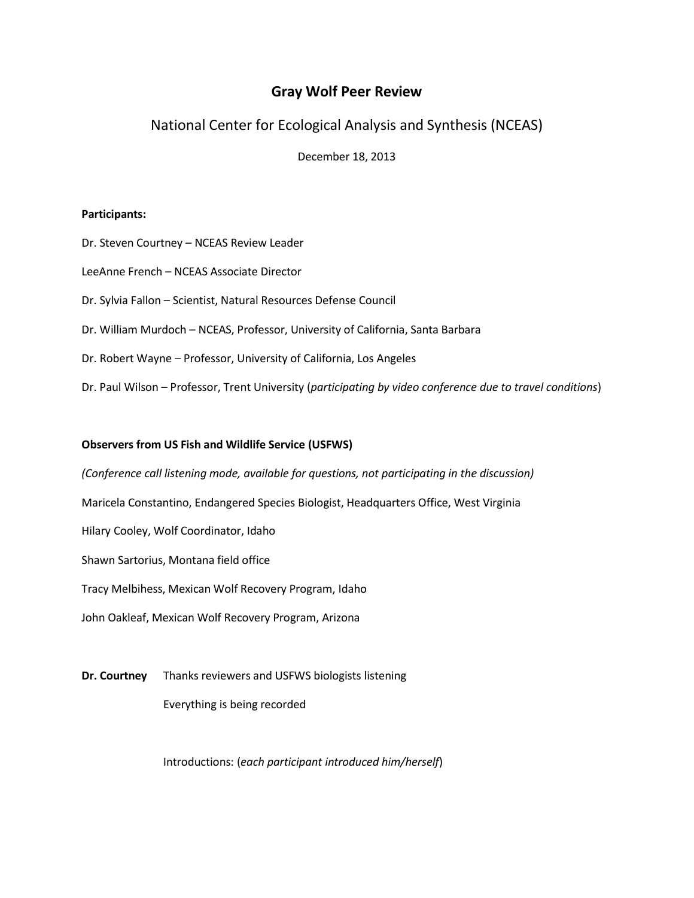# Gray Wolf Peer Review

## National Center for Ecological Analysis and Synthesis (NCEAS)

December 18, 2013

**Participants:**

Dr. Steven Courtney – NCEAS Review Leader

LeeAnne French – NCEAS Associate Director

Dr. Sylvia Fallon – Scientist, Natural Resources Defense Council

Dr. William Murdoch – NCEAS, Professor, University of California, Santa Barbara

Dr. Robert Wayne – Professor, University of California, Los Angeles

Dr. Paul Wilson – Professor, Trent University (*participating by video conference due to travel conditions*)

**Observers from US Fish and Wildlife Service (USFWS)**

*(Conference call listening mode, available for questions, not participating in the discussion)*

Maricela Constantino, Endangered Species Biologist, Headquarters Office, West Virginia

Hilary Cooley, Wolf Coordinator, Idaho

Shawn Sartorius, Montana field office

Tracy Melbihess, Mexican Wolf Recovery Program, Idaho

John Oakleaf, Mexican Wolf Recovery Program, Arizona

**Dr. Courtney** Thanks reviewers and USFWS biologists listening

Everything is being recorded

Introductions: (*each participant introduced him/herself*)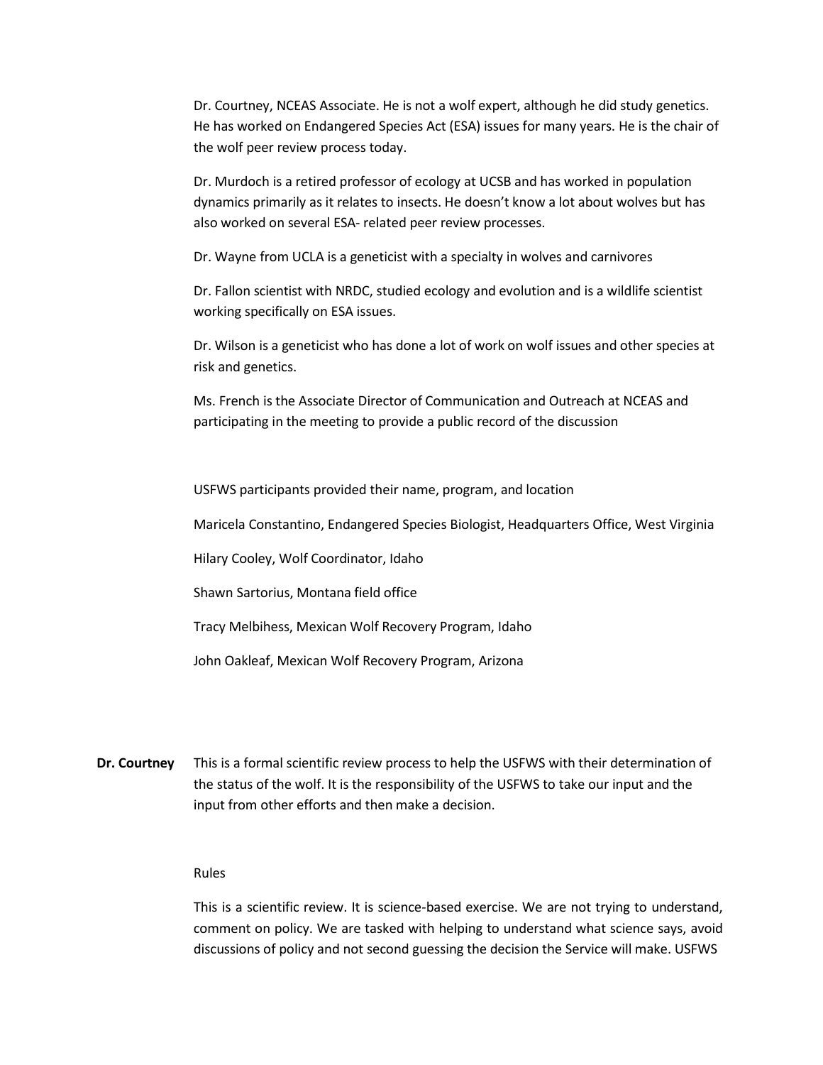Dr. Courtney, NCEAS Associate. He is not a wolf expert, although he did study genetics. He has worked on Endangered Species Act (ESA) issues for many years. He is the chair of the wolf peer review process today.

Dr. Murdoch is a retired professor of ecology at UCSB and has worked in population dynamics primarily as it relates to insects. He doesn't know a lot about wolves but has also worked on several ESA- related peer review processes.

Dr. Wayne from UCLA is a geneticist with a specialty in wolves and carnivores

Dr. Fallon scientist with NRDC, studied ecology and evolution and is a wildlife scientist working specifically on ESA issues.

Dr. Wilson is a geneticist who has done a lot of work on wolf issues and other species at risk and genetics.

Ms. French is the Associate Director of Communication and Outreach at NCEAS and participating in the meeting to provide a public record of the discussion

USFWS participants provided their name, program, and location

Maricela Constantino, Endangered Species Biologist, Headquarters Office, West Virginia

Hilary Cooley, Wolf Coordinator, Idaho

Shawn Sartorius, Montana field office

Tracy Melbihess, Mexican Wolf Recovery Program, Idaho

John Oakleaf, Mexican Wolf Recovery Program, Arizona

**Dr. Courtney** This is a formal scientific review process to help the USFWS with their determination of the status of the wolf. It is the responsibility of the USFWS to take our input and the input from other efforts and then make a decision.

Rules

This is a scientific review. It is science-based exercise. We are not trying to understand, comment on policy. We are tasked with helping to understand what science says, avoid discussions of policy and not second guessing the decision the Service will make. USFWS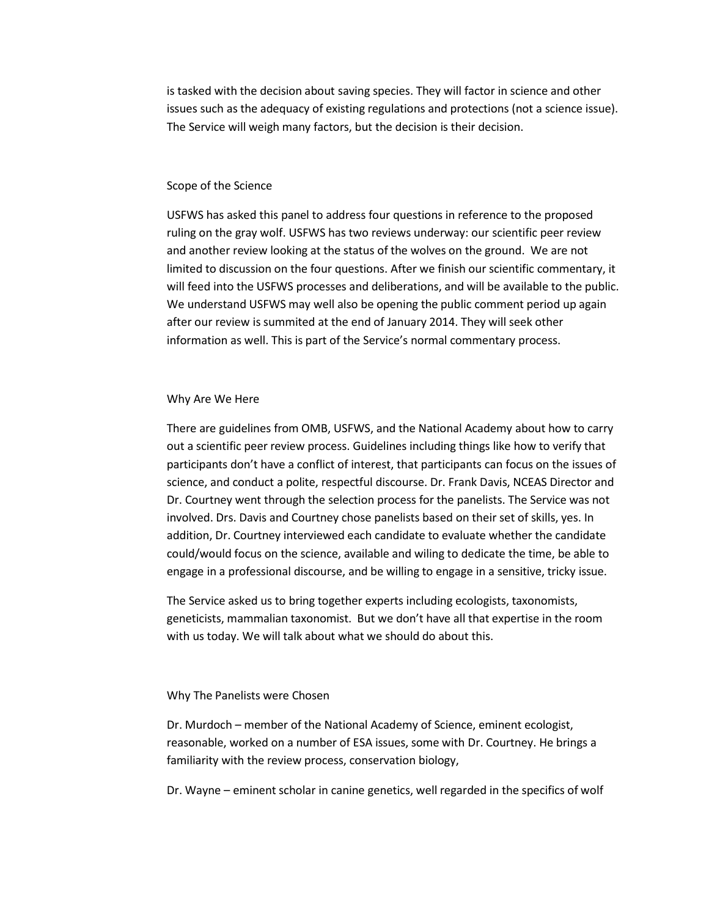is tasked with the decision about saving species. They will factor in science and other issues such as the adequacy of existing regulations and protections (not a science issue). The Service will weigh many factors, but the decision is their decision.

Scope of the Science

USFWS has asked this panel to address four questions in reference to the proposed ruling on the gray wolf. USFWS has two reviews underway: our scientific peer review and another review looking at the status of the wolves on the ground. We are not limited to discussion on the four questions. After we finish our scientific commentary, it will feed into the USFWS processes and deliberations, and will be available to the public. We understand USFWS may well also be opening the public comment period up again after our review is summited at the end of January 2014. They will seek other information as well. This is part of the Service's normal commentary process.

Why Are We Here

There are guidelines from OMB, USFWS, and the National Academy about how to carry out a scientific peer review process. Guidelines including things like how to verify that participants don't have a conflict of interest, that participants can focus on the issues of science, and conduct a polite, respectful discourse. Dr. Frank Davis, NCEAS Director and Dr. Courtney went through the selection process for the panelists. The Service was not involved. Drs. Davis and Courtney chose panelists based on their set of skills, yes. In addition, Dr. Courtney interviewed each candidate to evaluate whether the candidate could/would focus on the science, available and wiling to dedicate the time, be able to engage in a professional discourse, and be willing to engage in a sensitive, tricky issue.

The Service asked us to bring together experts including ecologists, taxonomists, geneticists, mammalian taxonomist. But we don't have all that expertise in the room with us today. We will talk about what we should do about this.

Why The Panelists were Chosen

Dr. Murdoch – member of the National Academy of Science, eminent ecologist, reasonable, worked on a number of ESA issues, some with Dr. Courtney. He brings a familiarity with the review process, conservation biology,

Dr. Wayne – eminent scholar in canine genetics, well regarded in the specifics of wolf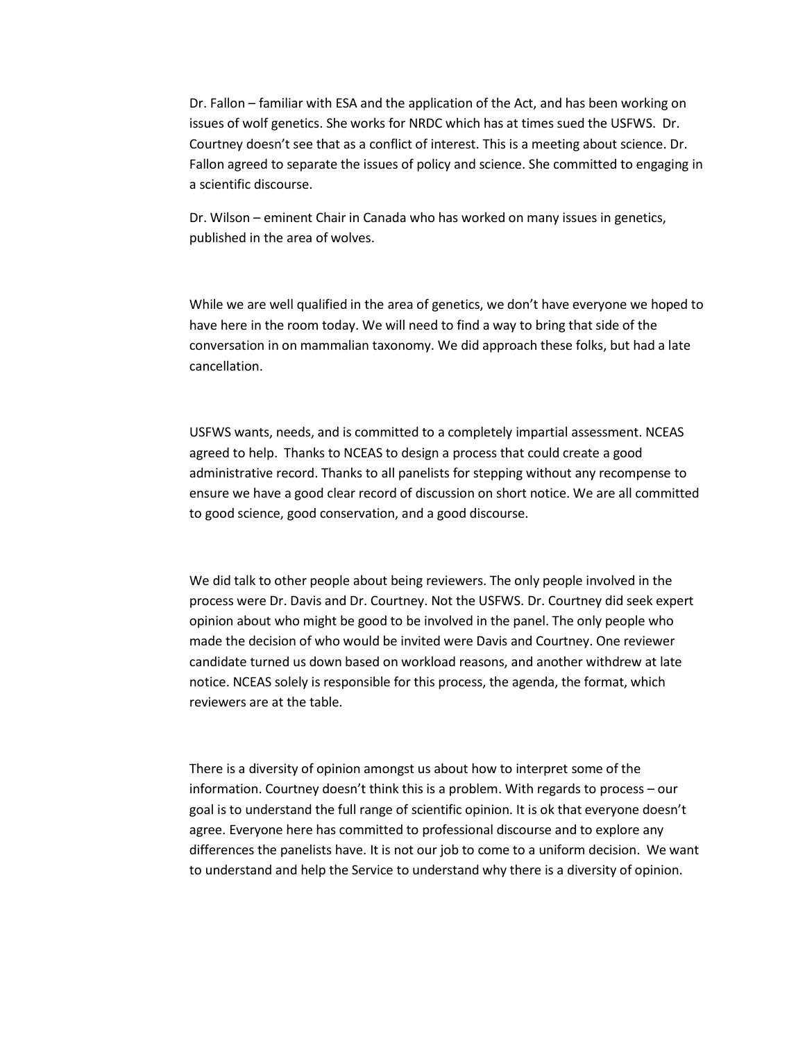Dr. Fallon – familiar with ESA and the application of the Act, and has been working on issues of wolf genetics. She works for NRDC which has at times sued the USFWS. Dr. Courtney doesn't see that as a conflict of interest. This is a meeting about science. Dr. Fallon agreed to separate the issues of policy and science. She committed to engaging in a scientific discourse.

Dr. Wilson – eminent Chair in Canada who has worked on many issues in genetics, published in the area of wolves.

While we are well qualified in the area of genetics, we don't have everyone we hoped to have here in the room today. We will need to find a way to bring that side of the conversation in on mammalian taxonomy. We did approach these folks, but had a late cancellation.

USFWS wants, needs, and is committed to a completely impartial assessment. NCEAS agreed to help. Thanks to NCEAS to design a process that could create a good administrative record. Thanks to all panelists for stepping without any recompense to ensure we have a good clear record of discussion on short notice. We are all committed to good science, good conservation, and a good discourse.

We did talk to other people about being reviewers. The only people involved in the process were Dr. Davis and Dr. Courtney. Not the USFWS. Dr. Courtney did seek expert opinion about who might be good to be involved in the panel. The only people who made the decision of who would be invited were Davis and Courtney. One reviewer candidate turned us down based on workload reasons, and another withdrew at late notice. NCEAS solely is responsible for this process, the agenda, the format, which reviewers are at the table.

There is a diversity of opinion amongst us about how to interpret some of the information. Courtney doesn't think this is a problem. With regards to process – our goal is to understand the full range of scientific opinion. It is ok that everyone doesn't agree. Everyone here has committed to professional discourse and to explore any differences the panelists have. It is not our job to come to a uniform decision. We want to understand and help the Service to understand why there is a diversity of opinion.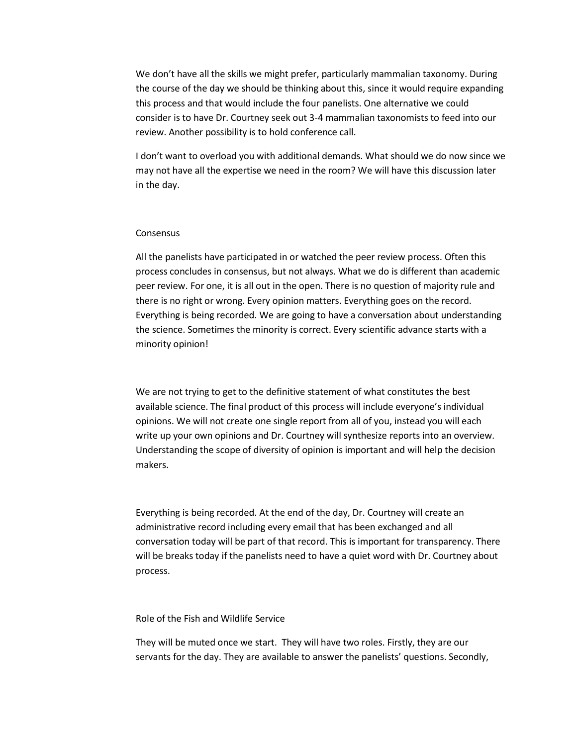We don't have all the skills we might prefer, particularly mammalian taxonomy. During the course of the day we should be thinking about this, since it would require expanding this process and that would include the four panelists. One alternative we could consider is to have Dr. Courtney seek out 3-4 mammalian taxonomists to feed into our review. Another possibility is to hold conference call.

I don't want to overload you with additional demands. What should we do now since we may not have all the expertise we need in the room? We will have this discussion later in the day.

## Consensus

All the panelists have participated in or watched the peer review process. Often this process concludes in consensus, but not always. What we do is different than academic peer review. For one, it is all out in the open. There is no question of majority rule and there is no right or wrong. Every opinion matters. Everything goes on the record. Everything is being recorded. We are going to have a conversation about understanding the science. Sometimes the minority is correct. Every scientific advance starts with a minority opinion!

We are not trying to get to the definitive statement of what constitutes the best available science. The final product of this process will include everyone's individual opinions. We will not create one single report from all of you, instead you will each write up your own opinions and Dr. Courtney will synthesize reports into an overview. Understanding the scope of diversity of opinion is important and will help the decision makers.

Everything is being recorded. At the end of the day, Dr. Courtney will create an administrative record including every email that has been exchanged and all conversation today will be part of that record. This is important for transparency. There will be breaks today if the panelists need to have a quiet word with Dr. Courtney about process.

## Role of the Fish and Wildlife Service

They will be muted once we start. They will have two roles. Firstly, they are our servants for the day. They are available to answer the panelists' questions. Secondly,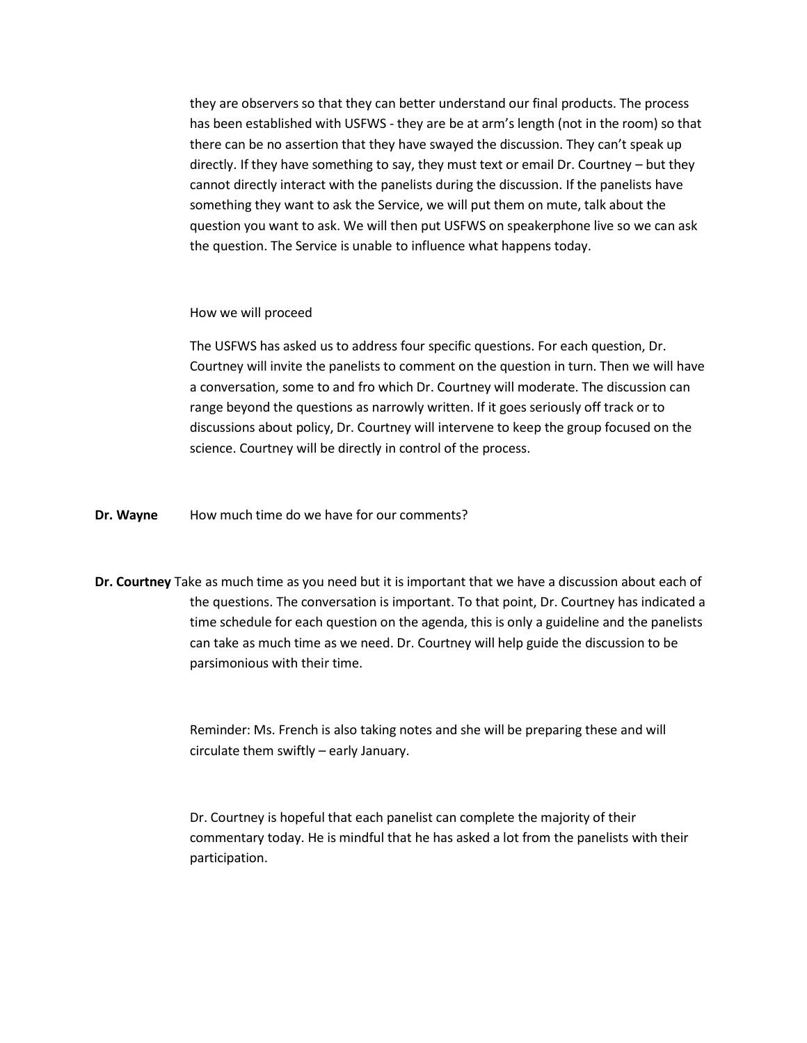they are observers so that they can better understand our final products. The process has been established with USFWS - they are be at arm's length (not in the room) so that there can be no assertion that they have swayed the discussion. They can't speak up directly. If they have something to say, they must text or email Dr. Courtney – but they cannot directly interact with the panelists during the discussion. If the panelists have something they want to ask the Service, we will put them on mute, talk about the question you want to ask. We will then put USFWS on speakerphone live so we can ask the question. The Service is unable to influence what happens today.

How we will proceed

The USFWS has asked us to address four specific questions. For each question, Dr. Courtney will invite the panelists to comment on the question in turn. Then we will have a conversation, some to and fro which Dr. Courtney will moderate. The discussion can range beyond the questions as narrowly written. If it goes seriously off track or to discussions about policy, Dr. Courtney will intervene to keep the group focused on the science. Courtney will be directly in control of the process.

**Dr. Wayne** How much time do we have for our comments?

**Dr. Courtney** Take as much time as you need but it is important that we have a discussion about each of the questions. The conversation is important. To that point, Dr. Courtney has indicated a time schedule for each question on the agenda, this is only a guideline and the panelists can take as much time as we need. Dr. Courtney will help guide the discussion to be parsimonious with their time.

Reminder: Ms. French is also taking notes and she will be preparing these and will circulate them swiftly – early January.

Dr. Courtney is hopeful that each panelist can complete the majority of their commentary today. He is mindful that he has asked a lot from the panelists with their participation.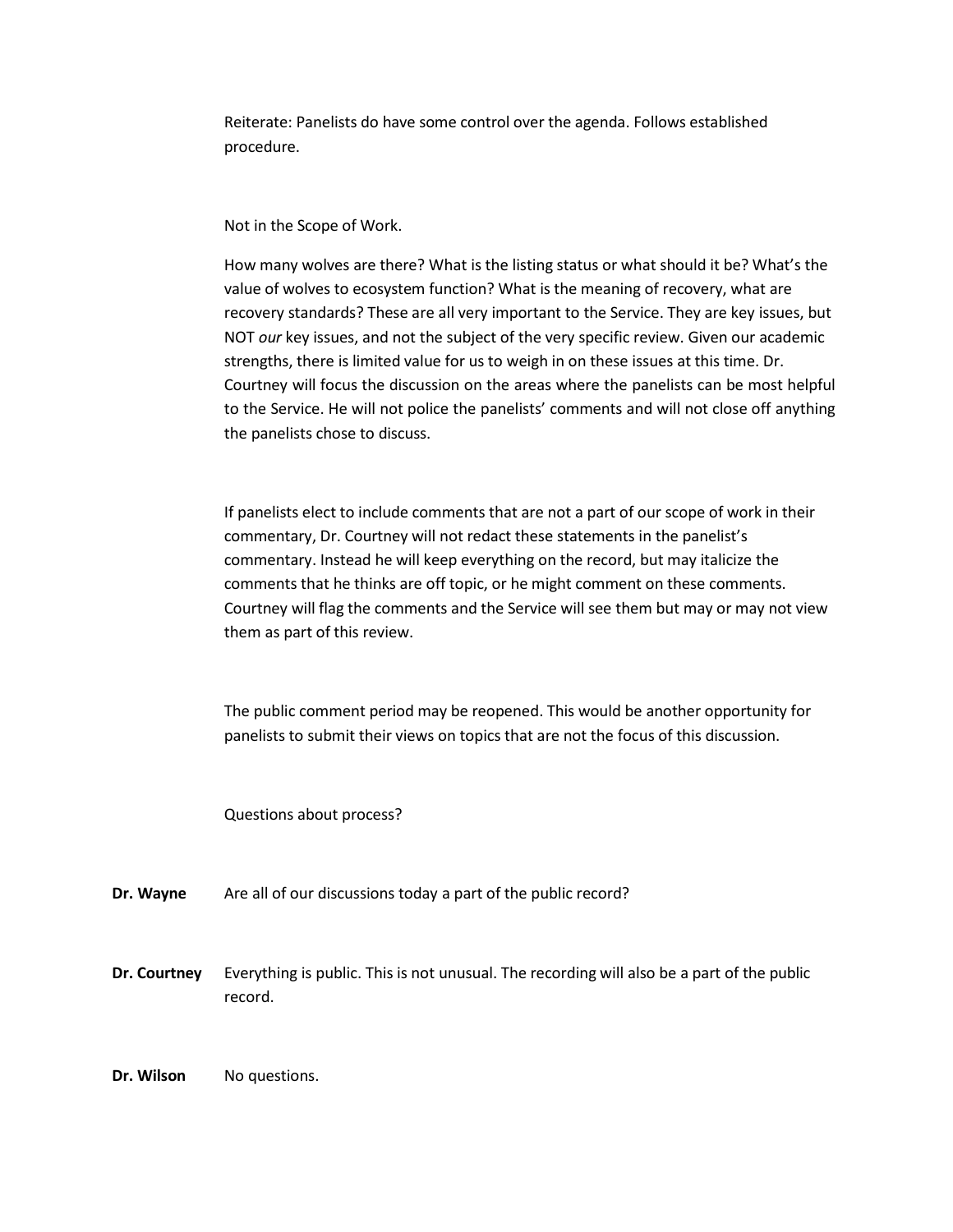Reiterate: Panelists do have some control over the agenda. Follows established procedure.

Not in the Scope of Work.

How many wolves are there? What is the listing status or what should it be? What's the value of wolves to ecosystem function? What is the meaning of recovery, what are recovery standards? These are all very important to the Service. They are key issues, but NOT *our* key issues, and not the subject of the very specific review. Given our academic strengths, there is limited value for us to weigh in on these issues at this time. Dr. Courtney will focus the discussion on the areas where the panelists can be most helpful to the Service. He will not police the panelists' comments and will not close off anything the panelists chose to discuss.

If panelists elect to include comments that are not a part of our scope of work in their commentary, Dr. Courtney will not redact these statements in the panelist's commentary. Instead he will keep everything on the record, but may italicize the comments that he thinks are off topic, or he might comment on these comments. Courtney will flag the comments and the Service will see them but may or may not view them as part of this review.

The public comment period may be reopened. This would be another opportunity for panelists to submit their views on topics that are not the focus of this discussion.

Questions about process?

**Dr. Wayne** Are all of our discussions today a part of the public record?

**Dr. Courtney** Everything is public. This is not unusual. The recording will also be a part of the public record.

**Dr. Wilson** No questions.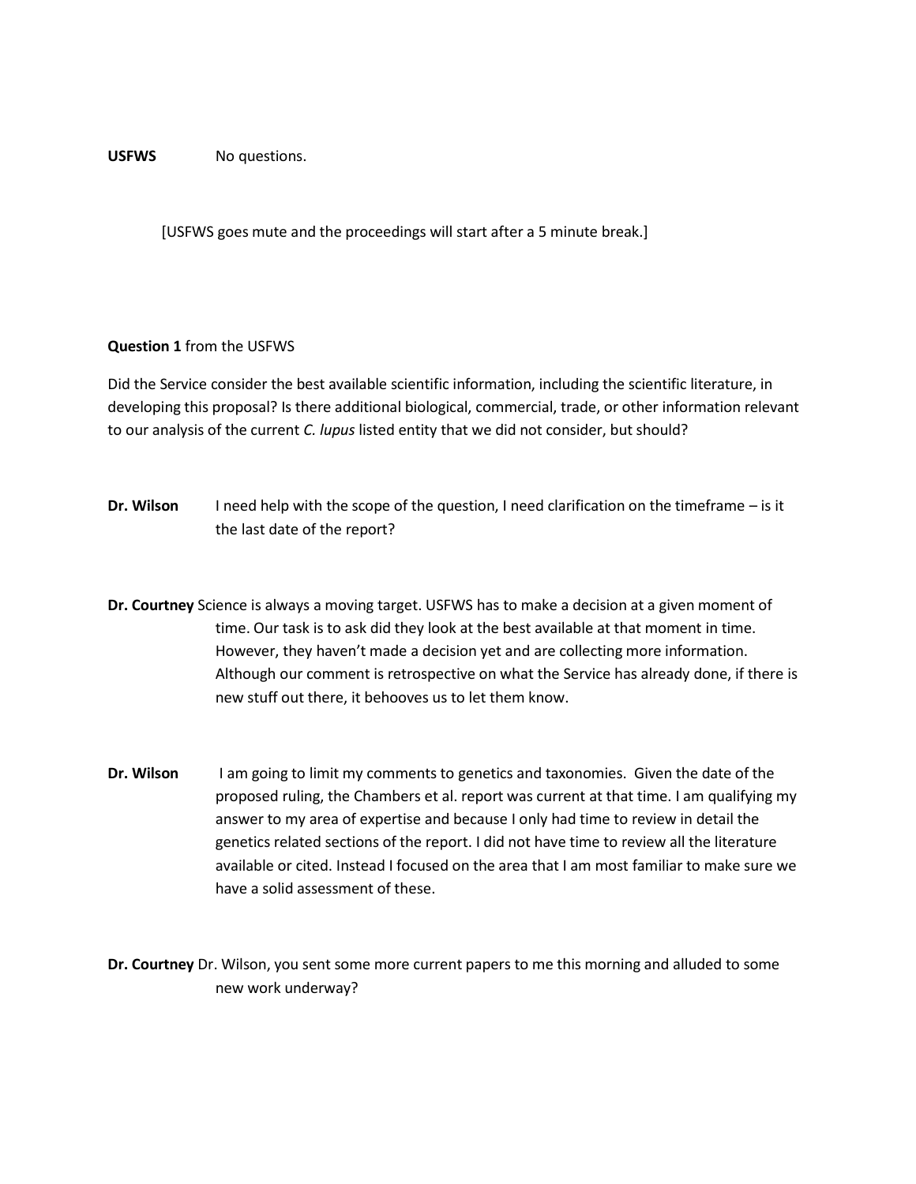**USFWS** No questions.

[USFWS goes mute and the proceedings will start after a 5 minute break.]

**Question 1** from the USFWS

Did the Service consider the best available scientific information, including the scientific literature, in developing this proposal? Is there additional biological, commercial, trade, or other information relevant to our analysis of the current *C. lupus* listed entity that we did not consider, but should?

**Dr. Wilson** I need help with the scope of the question, I need clarification on the timeframe – is it the last date of the report?

**Dr. Courtney** Science is always a moving target. USFWS has to make a decision at a given moment of time. Our task is to ask did they look at the best available at that moment in time. However, they haven't made a decision yet and are collecting more information. Although our comment is retrospective on what the Service has already done, if there is new stuff out there, it behooves us to let them know.

**Dr. Wilson** I am going to limit my comments to genetics and taxonomies. Given the date of the proposed ruling, the Chambers et al. report was current at that time. I am qualifying my answer to my area of expertise and because I only had time to review in detail the genetics related sections of the report. I did not have time to review all the literature available or cited. Instead I focused on the area that I am most familiar to make sure we have a solid assessment of these.

**Dr. Courtney** Dr. Wilson, you sent some more current papers to me this morning and alluded to some new work underway?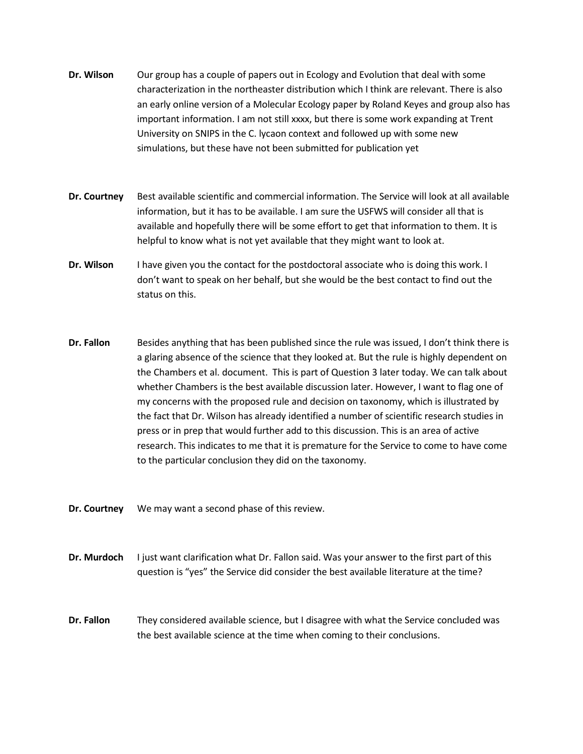**Dr. Wilson** Our group has a couple of papers out in Ecology and Evolution that deal with some characterization in the northeaster distribution which I think are relevant. There is also an early online version of a Molecular Ecology paper by Roland Keyes and group also has important information. I am not still xxxx, but there is some work expanding at Trent University on SNIPS in the C. lycaon context and followed up with some new simulations, but these have not been submitted for publication yet

**Dr. Courtney** Best available scientific and commercial information. The Service will look at all available information, but it has to be available. I am sure the USFWS will consider all that is available and hopefully there will be some effort to get that information to them. It is helpful to know what is not yet available that they might want to look at.

**Dr. Wilson** I have given you the contact for the postdoctoral associate who is doing this work. I don't want to speak on her behalf, but she would be the best contact to find out the status on this.

**Dr. Fallon** Besides anything that has been published since the rule was issued, I don't think there is a glaring absence of the science that they looked at. But the rule is highly dependent on the Chambers et al. document. This is part of Question 3 later today. We can talk about whether Chambers is the best available discussion later. However, I want to flag one of my concerns with the proposed rule and decision on taxonomy, which is illustrated by the fact that Dr. Wilson has already identified a number of scientific research studies in press or in prep that would further add to this discussion. This is an area of active research. This indicates to me that it is premature for the Service to come to have come to the particular conclusion they did on the taxonomy.

**Dr. Courtney** We may want a second phase of this review.

**Dr. Murdoch** I just want clarification what Dr. Fallon said. Was your answer to the first part of this question is "yes" the Service did consider the best available literature at the time?

**Dr. Fallon** They considered available science, but I disagree with what the Service concluded was the best available science at the time when coming to their conclusions.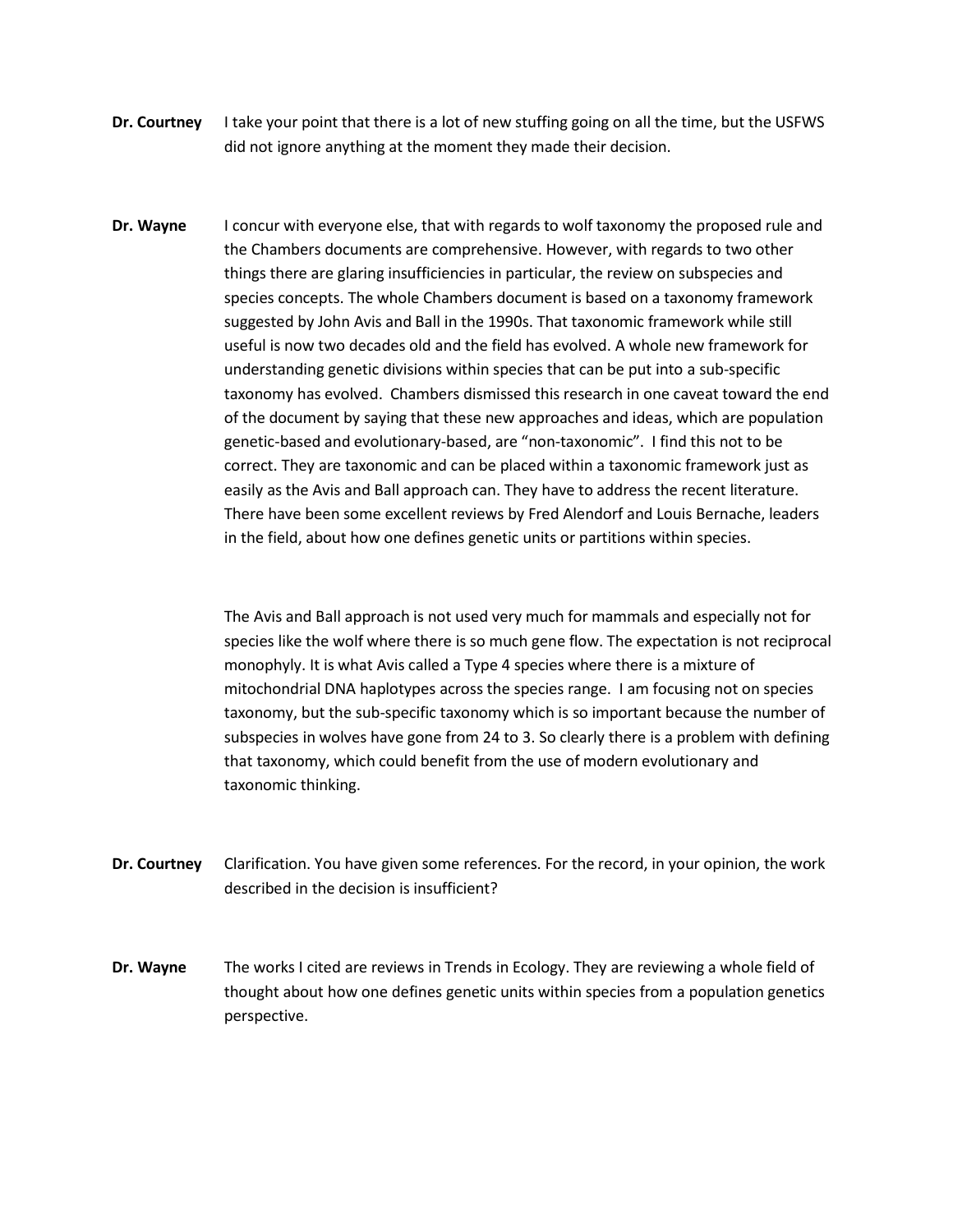**Dr. Courtney** I take your point that there is a lot of new stuffing going on all the time, but the USFWS did not ignore anything at the moment they made their decision.

**Dr. Wayne** I concur with everyone else, that with regards to wolf taxonomy the proposed rule and the Chambers documents are comprehensive. However, with regards to two other things there are glaring insufficiencies in particular, the review on subspecies and species concepts. The whole Chambers document is based on a taxonomy framework suggested by John Avis and Ball in the 1990s. That taxonomic framework while still useful is now two decades old and the field has evolved. A whole new framework for understanding genetic divisions within species that can be put into a sub-specific taxonomy has evolved. Chambers dismissed this research in one caveat toward the end of the document by saying that these new approaches and ideas, which are population genetic-based and evolutionary-based, are "non-taxonomic". I find this not to be correct. They are taxonomic and can be placed within a taxonomic framework just as easily as the Avis and Ball approach can. They have to address the recent literature. There have been some excellent reviews by Fred Alendorf and Louis Bernache, leaders in the field, about how one defines genetic units or partitions within species.

The Avis and Ball approach is not used very much for mammals and especially not for species like the wolf where there is so much gene flow. The expectation is not reciprocal monophyly. It is what Avis called a Type 4 species where there is a mixture of mitochondrial DNA haplotypes across the species range. I am focusing not on species taxonomy, but the sub-specific taxonomy which is so important because the number of subspecies in wolves have gone from 24 to 3. So clearly there is a problem with defining that taxonomy, which could benefit from the use of modern evolutionary and taxonomic thinking.

**Dr. Courtney** Clarification. You have given some references. For the record, in your opinion, the work described in the decision is insufficient?

**Dr. Wayne** The works I cited are reviews in Trends in Ecology. They are reviewing a whole field of thought about how one defines genetic units within species from a population genetics perspective.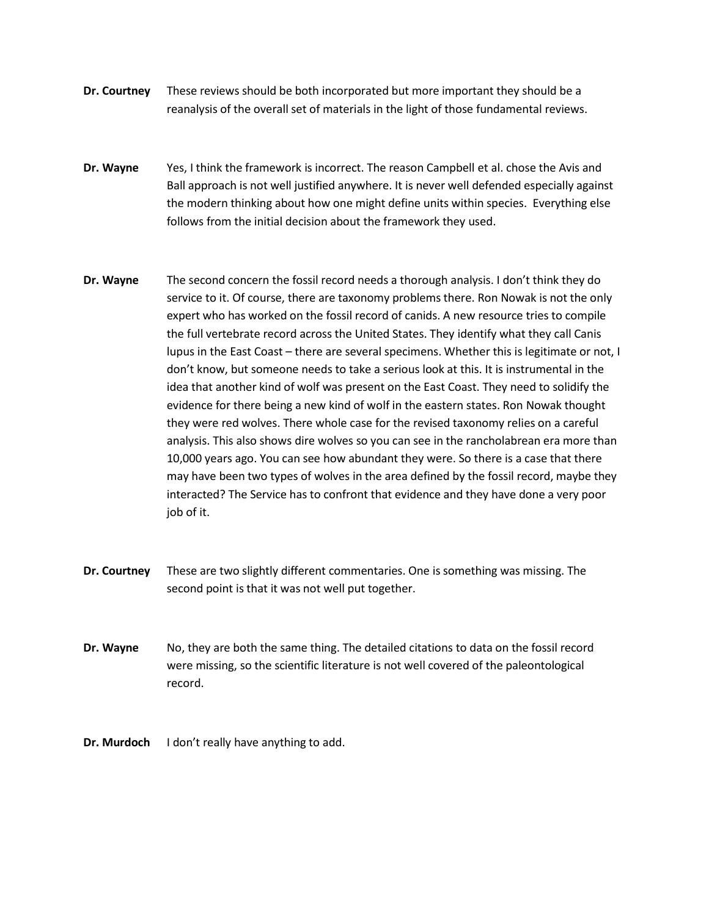**Dr. Courtney** These reviews should be both incorporated but more important they should be a reanalysis of the overall set of materials in the light of those fundamental reviews.

**Dr. Wayne** Yes, I think the framework is incorrect. The reason Campbell et al. chose the Avis and Ball approach is not well justified anywhere. It is never well defended especially against the modern thinking about how one might define units within species. Everything else follows from the initial decision about the framework they used.

**Dr. Wayne** The second concern the fossil record needs a thorough analysis. I don't think they do service to it. Of course, there are taxonomy problems there. Ron Nowak is not the only expert who has worked on the fossil record of canids. A new resource tries to compile the full vertebrate record across the United States. They identify what they call Canis lupus in the East Coast – there are several specimens. Whether this is legitimate or not, I don't know, but someone needs to take a serious look at this. It is instrumental in the idea that another kind of wolf was present on the East Coast. They need to solidify the evidence for there being a new kind of wolf in the eastern states. Ron Nowak thought they were red wolves. There whole case for the revised taxonomy relies on a careful analysis. This also shows dire wolves so you can see in the rancholabrean era more than 10,000 years ago. You can see how abundant they were. So there is a case that there may have been two types of wolves in the area defined by the fossil record, maybe they interacted? The Service has to confront that evidence and they have done a very poor job of it.

**Dr. Courtney** These are two slightly different commentaries. One is something was missing. The second point is that it was not well put together.

**Dr. Wayne** No, they are both the same thing. The detailed citations to data on the fossil record were missing, so the scientific literature is not well covered of the paleontological record.

**Dr. Murdoch** I don't really have anything to add.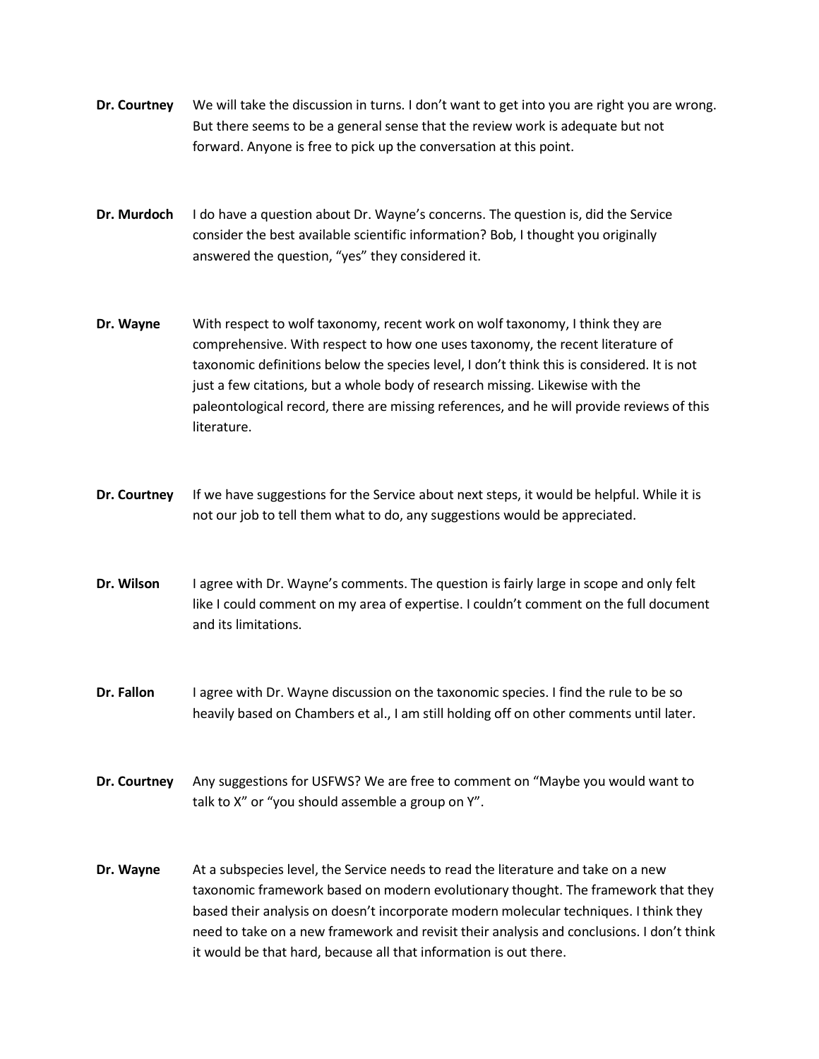**Dr. Courtney** We will take the discussion in turns. I don't want to get into you are right you are wrong. But there seems to be a general sense that the review work is adequate but not forward. Anyone is free to pick up the conversation at this point.

**Dr. Murdoch** I do have a question about Dr. Wayne's concerns. The question is, did the Service consider the best available scientific information? Bob, I thought you originally answered the question, "yes" they considered it.

**Dr. Wayne** With respect to wolf taxonomy, recent work on wolf taxonomy, I think they are comprehensive. With respect to how one uses taxonomy, the recent literature of taxonomic definitions below the species level, I don't think this is considered. It is not just a few citations, but a whole body of research missing. Likewise with the paleontological record, there are missing references, and he will provide reviews of this literature.

**Dr. Courtney** If we have suggestions for the Service about next steps, it would be helpful. While it is not our job to tell them what to do, any suggestions would be appreciated.

**Dr. Wilson** I agree with Dr. Wayne's comments. The question is fairly large in scope and only felt like I could comment on my area of expertise. I couldn't comment on the full document and its limitations.

**Dr. Fallon** I agree with Dr. Wayne discussion on the taxonomic species. I find the rule to be so heavily based on Chambers et al., I am still holding off on other comments until later.

**Dr. Courtney** Any suggestions for USFWS? We are free to comment on "Maybe you would want to talk to X" or "you should assemble a group on Y".

**Dr. Wayne** At a subspecies level, the Service needs to read the literature and take on a new taxonomic framework based on modern evolutionary thought. The framework that they based their analysis on doesn't incorporate modern molecular techniques. I think they need to take on a new framework and revisit their analysis and conclusions. I don't think it would be that hard, because all that information is out there.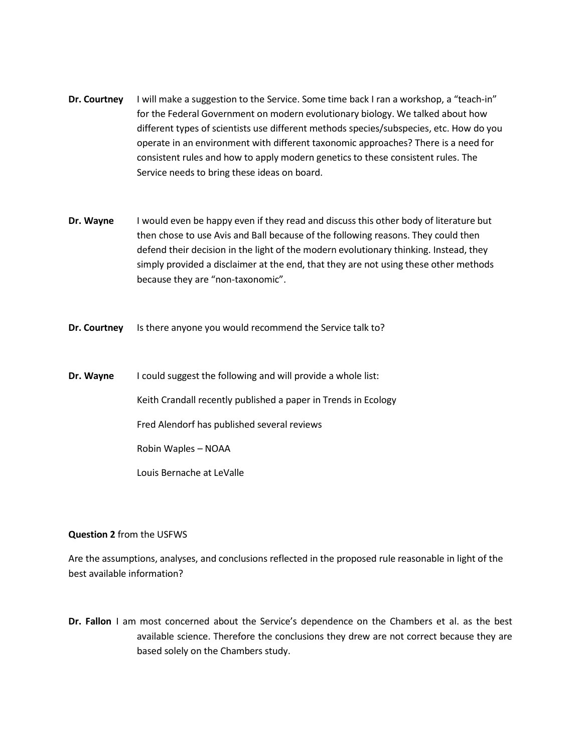**Dr. Courtney** I will make a suggestion to the Service. Some time back I ran a workshop, a "teach-in" for the Federal Government on modern evolutionary biology. We talked about how different types of scientists use different methods species/subspecies, etc. How do you operate in an environment with different taxonomic approaches? There is a need for consistent rules and how to apply modern genetics to these consistent rules. The Service needs to bring these ideas on board.

**Dr. Wayne** I would even be happy even if they read and discuss this other body of literature but then chose to use Avis and Ball because of the following reasons. They could then defend their decision in the light of the modern evolutionary thinking. Instead, they simply provided a disclaimer at the end, that they are not using these other methods because they are "non-taxonomic".

**Dr. Courtney** Is there anyone you would recommend the Service talk to?

**Dr. Wayne** I could suggest the following and will provide a whole list:

Keith Crandall recently published a paper in Trends in Ecology

Fred Alendorf has published several reviews

Robin Waples – NOAA

Louis Bernache at LeValle

**Question 2** from the USFWS

Are the assumptions, analyses, and conclusions reflected in the proposed rule reasonable in light of the best available information?

**Dr. Fallon** I am most concerned about the Service's dependence on the Chambers et al. as the best available science. Therefore the conclusions they drew are not correct because they are based solely on the Chambers study.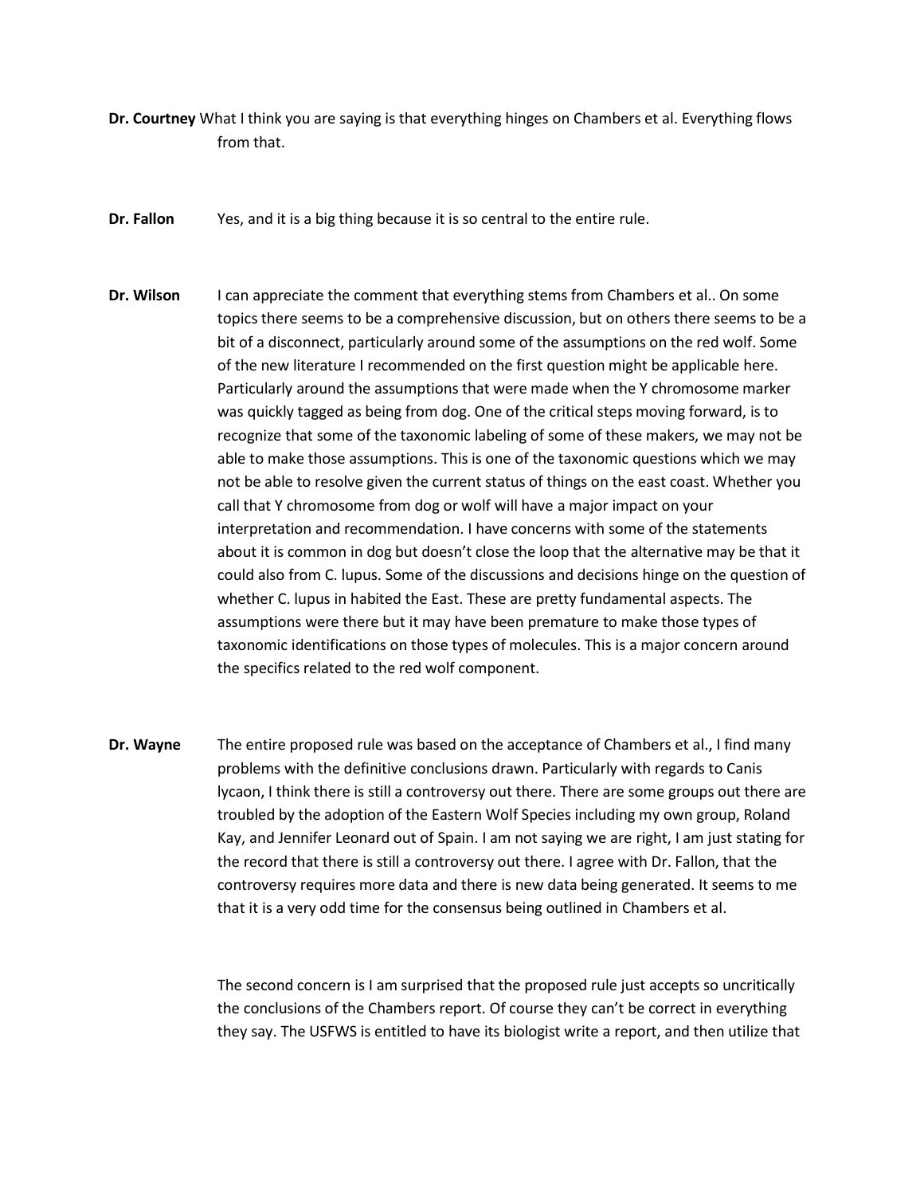**Dr. Courtney** What I think you are saying is that everything hinges on Chambers et al. Everything flows from that.

**Dr. Fallon** Yes, and it is a big thing because it is so central to the entire rule.

**Dr. Wilson** I can appreciate the comment that everything stems from Chambers et al.. On some topics there seems to be a comprehensive discussion, but on others there seems to be a bit of a disconnect, particularly around some of the assumptions on the red wolf. Some of the new literature I recommended on the first question might be applicable here. Particularly around the assumptions that were made when the Y chromosome marker was quickly tagged as being from dog. One of the critical steps moving forward, is to recognize that some of the taxonomic labeling of some of these makers, we may not be able to make those assumptions. This is one of the taxonomic questions which we may not be able to resolve given the current status of things on the east coast. Whether you call that Y chromosome from dog or wolf will have a major impact on your interpretation and recommendation. I have concerns with some of the statements about it is common in dog but doesn't close the loop that the alternative may be that it could also from C. lupus. Some of the discussions and decisions hinge on the question of whether C. lupus in habited the East. These are pretty fundamental aspects. The assumptions were there but it may have been premature to make those types of taxonomic identifications on those types of molecules. This is a major concern around the specifics related to the red wolf component.

**Dr. Wayne** The entire proposed rule was based on the acceptance of Chambers et al., I find many problems with the definitive conclusions drawn. Particularly with regards to Canis lycaon, I think there is still a controversy out there. There are some groups out there are troubled by the adoption of the Eastern Wolf Species including my own group, Roland Kay, and Jennifer Leonard out of Spain. I am not saying we are right, I am just stating for the record that there is still a controversy out there. I agree with Dr. Fallon, that the controversy requires more data and there is new data being generated. It seems to me that it is a very odd time for the consensus being outlined in Chambers et al.

The second concern is I am surprised that the proposed rule just accepts so uncritically the conclusions of the Chambers report. Of course they can't be correct in everything they say. The USFWS is entitled to have its biologist write a report, and then utilize that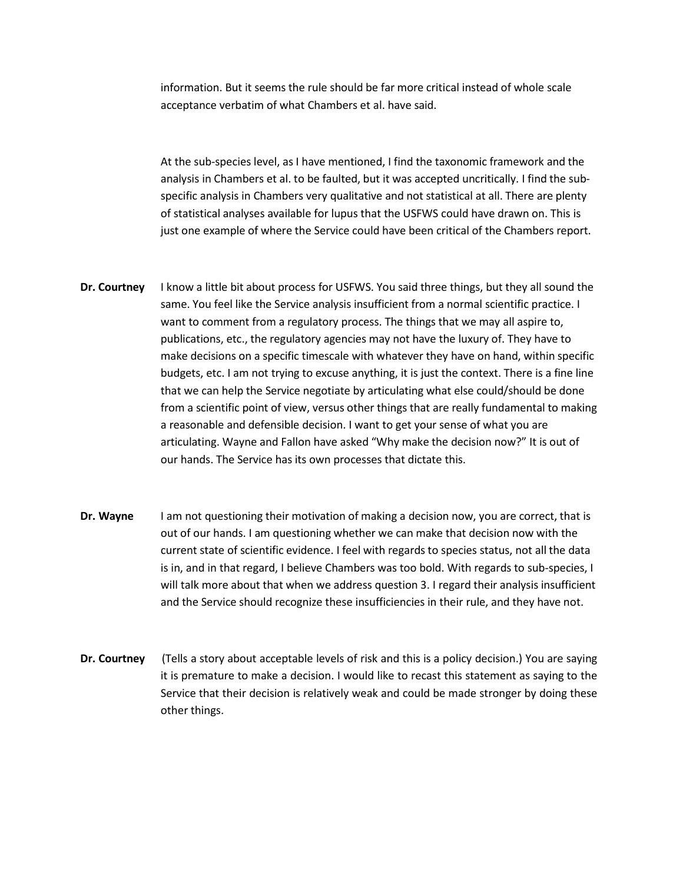information. But it seems the rule should be far more critical instead of whole scale acceptance verbatim of what Chambers et al. have said.

At the sub-species level, as I have mentioned, I find the taxonomic framework and the analysis in Chambers et al. to be faulted, but it was accepted uncritically. I find the sub-specific analysis in Chambers very qualitative and not statistical at all. There are plenty of statistical analyses available for lupus that the USFWS could have drawn on. This is just one example of where the Service could have been critical of the Chambers report.

**Dr. Courtney** I know a little bit about process for USFWS. You said three things, but they all sound the same. You feel like the Service analysis insufficient from a normal scientific practice. I want to comment from a regulatory process. The things that we may all aspire to, publications, etc., the regulatory agencies may not have the luxury of. They have to make decisions on a specific timescale with whatever they have on hand, within specific budgets, etc. I am not trying to excuse anything, it is just the context. There is a fine line that we can help the Service negotiate by articulating what else could/should be done from a scientific point of view, versus other things that are really fundamental to making a reasonable and defensible decision. I want to get your sense of what you are articulating. Wayne and Fallon have asked "Why make the decision now?" It is out of our hands. The Service has its own processes that dictate this.

**Dr. Wayne** I am not questioning their motivation of making a decision now, you are correct, that is out of our hands. I am questioning whether we can make that decision now with the current state of scientific evidence. I feel with regards to species status, not all the data is in, and in that regard, I believe Chambers was too bold. With regards to sub-species, I will talk more about that when we address question 3. I regard their analysis insufficient and the Service should recognize these insufficiencies in their rule, and they have not.

**Dr. Courtney** (Tells a story about acceptable levels of risk and this is a policy decision.) You are saying it is premature to make a decision. I would like to recast this statement as saying to the Service that their decision is relatively weak and could be made stronger by doing these other things.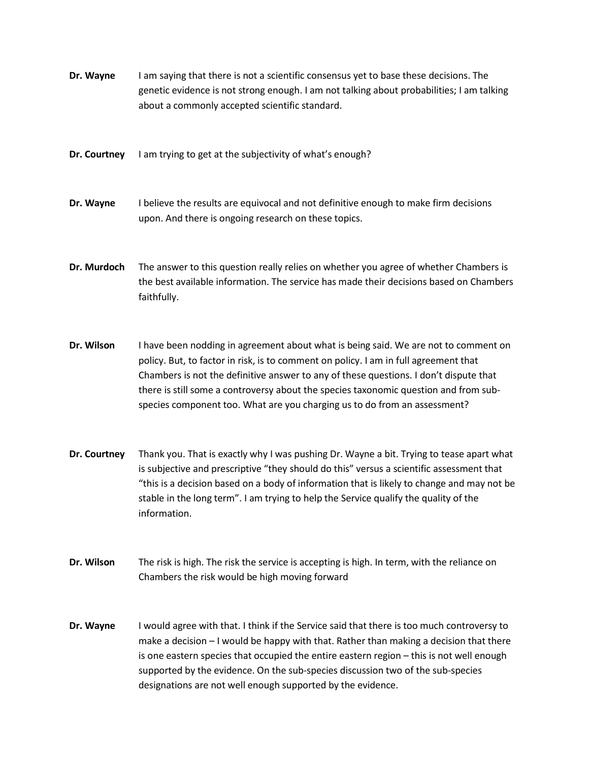**Dr. Wayne** I am saying that there is not a scientific consensus yet to base these decisions. The genetic evidence is not strong enough. I am not talking about probabilities; I am talking about a commonly accepted scientific standard.

**Dr. Courtney** I am trying to get at the subjectivity of what's enough?

**Dr. Wayne** I believe the results are equivocal and not definitive enough to make firm decisions upon. And there is ongoing research on these topics.

**Dr. Murdoch** The answer to this question really relies on whether you agree of whether Chambers is the best available information. The service has made their decisions based on Chambers faithfully.

**Dr. Wilson** I have been nodding in agreement about what is being said. We are not to comment on policy. But, to factor in risk, is to comment on policy. I am in full agreement that Chambers is not the definitive answer to any of these questions. I don't dispute that there is still some a controversy about the species taxonomic question and from sub-species component too. What are you charging us to do from an assessment?

**Dr. Courtney** Thank you. That is exactly why I was pushing Dr. Wayne a bit. Trying to tease apart what is subjective and prescriptive "they should do this" versus a scientific assessment that "this is a decision based on a body of information that is likely to change and may not be stable in the long term". I am trying to help the Service qualify the quality of the information.

**Dr. Wilson** The risk is high. The risk the service is accepting is high. In term, with the reliance on Chambers the risk would be high moving forward

**Dr. Wayne** I would agree with that. I think if the Service said that there is too much controversy to make a decision – I would be happy with that. Rather than making a decision that there is one eastern species that occupied the entire eastern region – this is not well enough supported by the evidence. On the sub-species discussion two of the sub-species designations are not well enough supported by the evidence.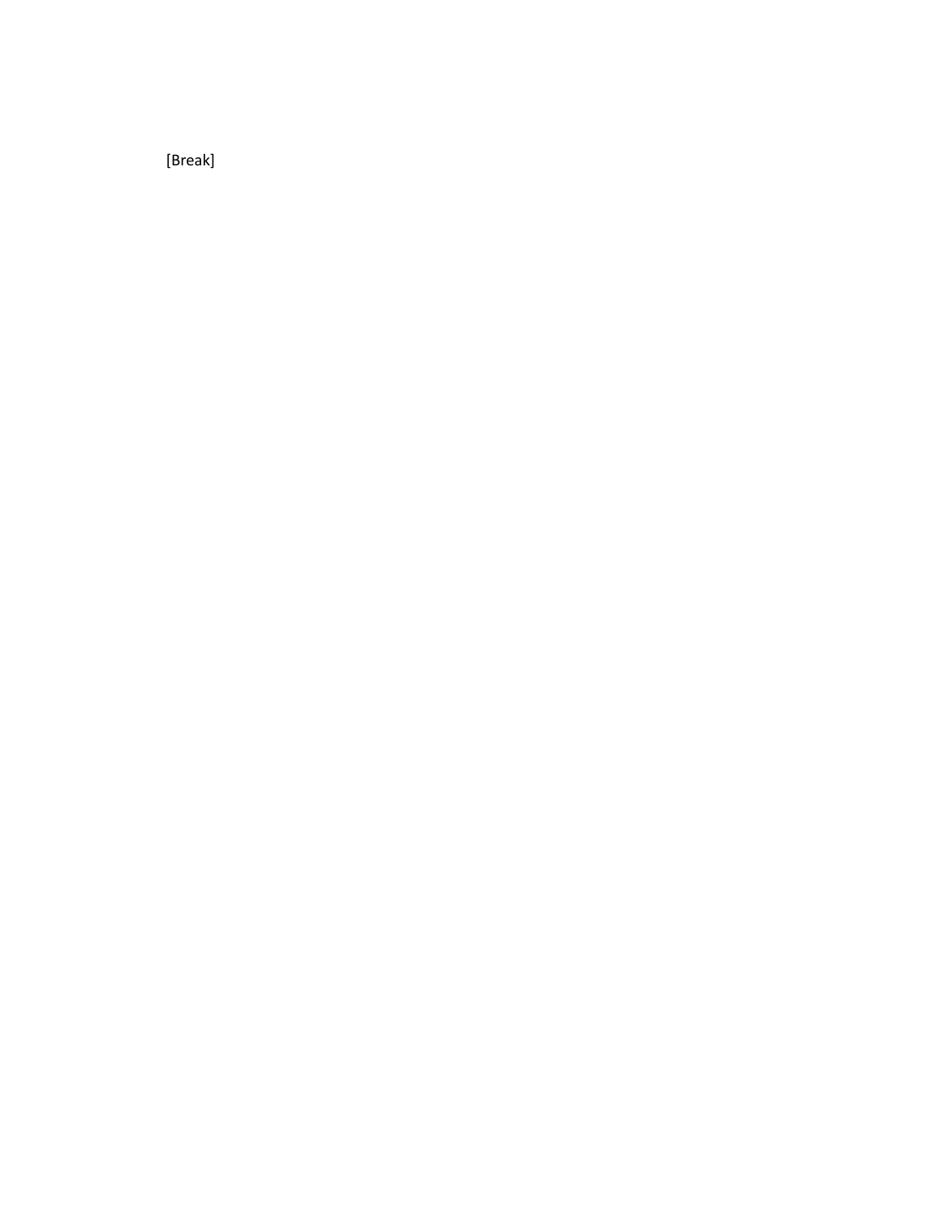[Break]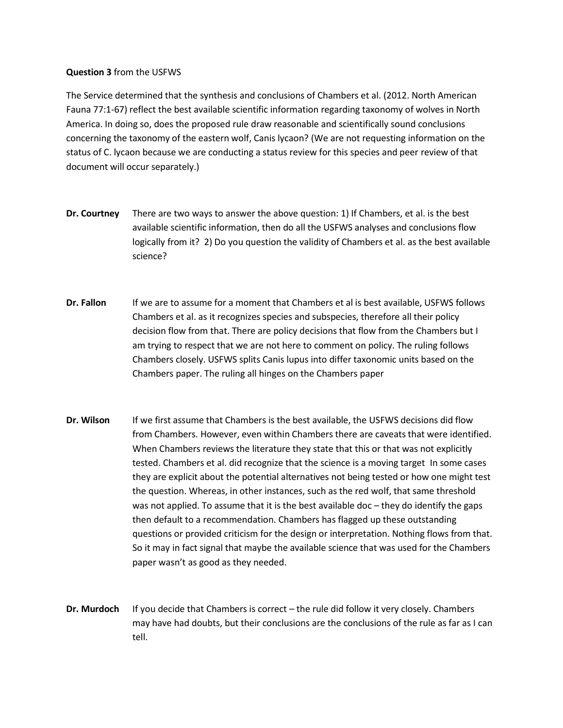**Question 3** from the USFWS

The Service determined that the synthesis and conclusions of Chambers et al. (2012. North American Fauna 77:1-67) reflect the best available scientific information regarding taxonomy of wolves in North America. In doing so, does the proposed rule draw reasonable and scientifically sound conclusions concerning the taxonomy of the eastern wolf, Canis lycaon? (We are not requesting information on the status of C. lycaon because we are conducting a status review for this species and peer review of that document will occur separately.)

**Dr. Courtney** There are two ways to answer the above question: 1) If Chambers, et al. is the best available scientific information, then do all the USFWS analyses and conclusions flow logically from it? 2) Do you question the validity of Chambers et al. as the best available science?

**Dr. Fallon** If we are to assume for a moment that Chambers et al is best available, USFWS follows Chambers et al. as it recognizes species and subspecies, therefore all their policy decision flow from that. There are policy decisions that flow from the Chambers but I am trying to respect that we are not here to comment on policy. The ruling follows Chambers closely. USFWS splits Canis lupus into differ taxonomic units based on the Chambers paper. The ruling all hinges on the Chambers paper

**Dr. Wilson** If we first assume that Chambers is the best available, the USFWS decisions did flow from Chambers. However, even within Chambers there are caveats that were identified. When Chambers reviews the literature they state that this or that was not explicitly tested. Chambers et al. did recognize that the science is a moving target In some cases they are explicit about the potential alternatives not being tested or how one might test the question. Whereas, in other instances, such as the red wolf, that same threshold was not applied. To assume that it is the best available doc – they do identify the gaps then default to a recommendation. Chambers has flagged up these outstanding questions or provided criticism for the design or interpretation. Nothing flows from that. So it may in fact signal that maybe the available science that was used for the Chambers paper wasn't as good as they needed.

**Dr. Murdoch** If you decide that Chambers is correct – the rule did follow it very closely. Chambers may have had doubts, but their conclusions are the conclusions of the rule as far as I can tell.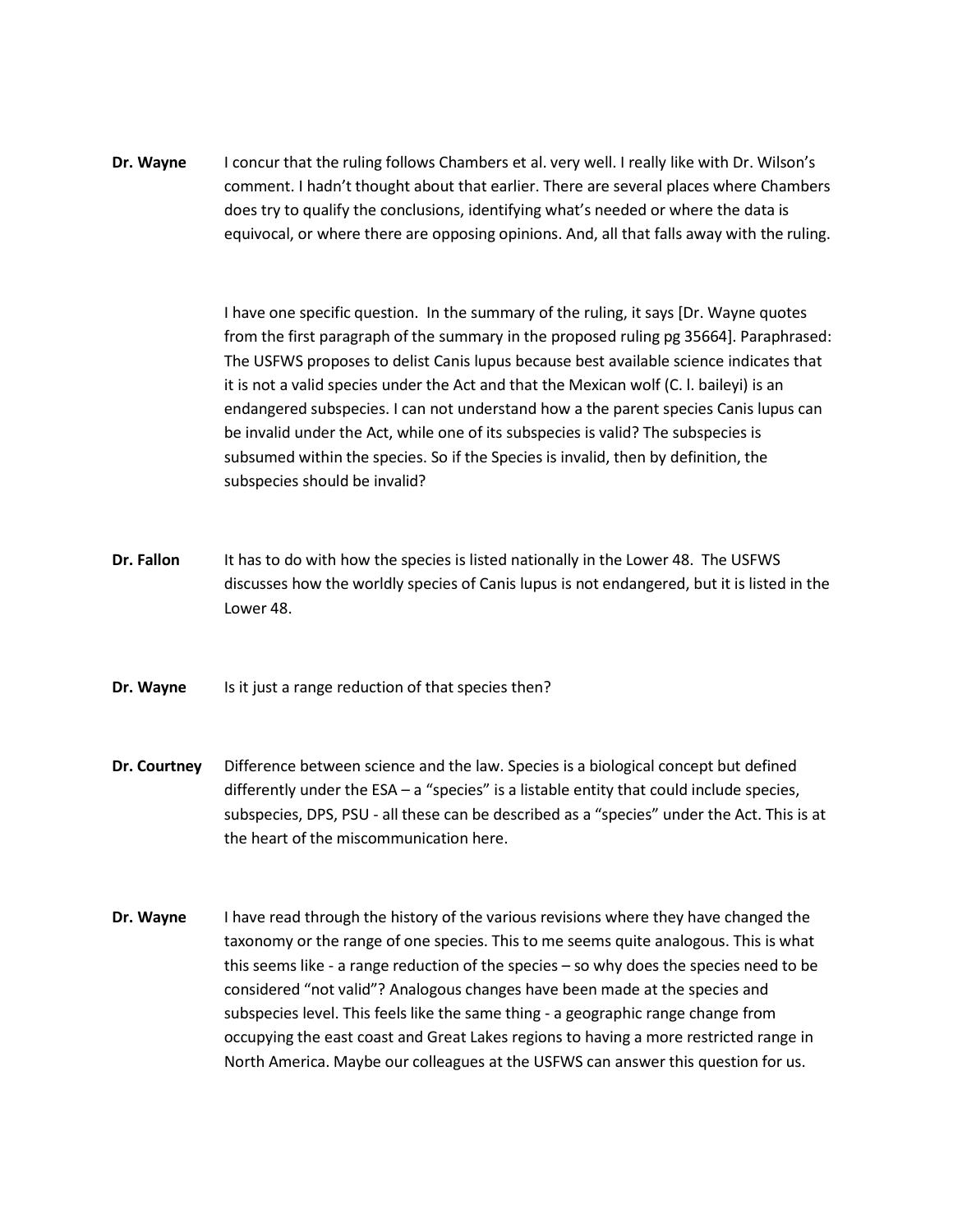**Dr. Wayne** I concur that the ruling follows Chambers et al. very well. I really like with Dr. Wilson's comment. I hadn't thought about that earlier. There are several places where Chambers does try to qualify the conclusions, identifying what's needed or where the data is equivocal, or where there are opposing opinions. And, all that falls away with the ruling.

I have one specific question. In the summary of the ruling, it says [Dr. Wayne quotes from the first paragraph of the summary in the proposed ruling pg 35664]. Paraphrased: The USFWS proposes to delist Canis lupus because best available science indicates that it is not a valid species under the Act and that the Mexican wolf (C. l. baileyi) is an endangered subspecies. I can not understand how a the parent species Canis lupus can be invalid under the Act, while one of its subspecies is valid? The subspecies is subsumed within the species. So if the Species is invalid, then by definition, the subspecies should be invalid?

**Dr. Fallon** It has to do with how the species is listed nationally in the Lower 48. The USFWS discusses how the worldly species of Canis lupus is not endangered, but it is listed in the Lower 48.

**Dr. Wayne** Is it just a range reduction of that species then?

**Dr. Courtney** Difference between science and the law. Species is a biological concept but defined differently under the ESA – a "species" is a listable entity that could include species, subspecies, DPS, PSU - all these can be described as a "species" under the Act. This is at the heart of the miscommunication here.

**Dr. Wayne** I have read through the history of the various revisions where they have changed the taxonomy or the range of one species. This to me seems quite analogous. This is what this seems like - a range reduction of the species – so why does the species need to be considered "not valid"? Analogous changes have been made at the species and subspecies level. This feels like the same thing - a geographic range change from occupying the east coast and Great Lakes regions to having a more restricted range in North America. Maybe our colleagues at the USFWS can answer this question for us.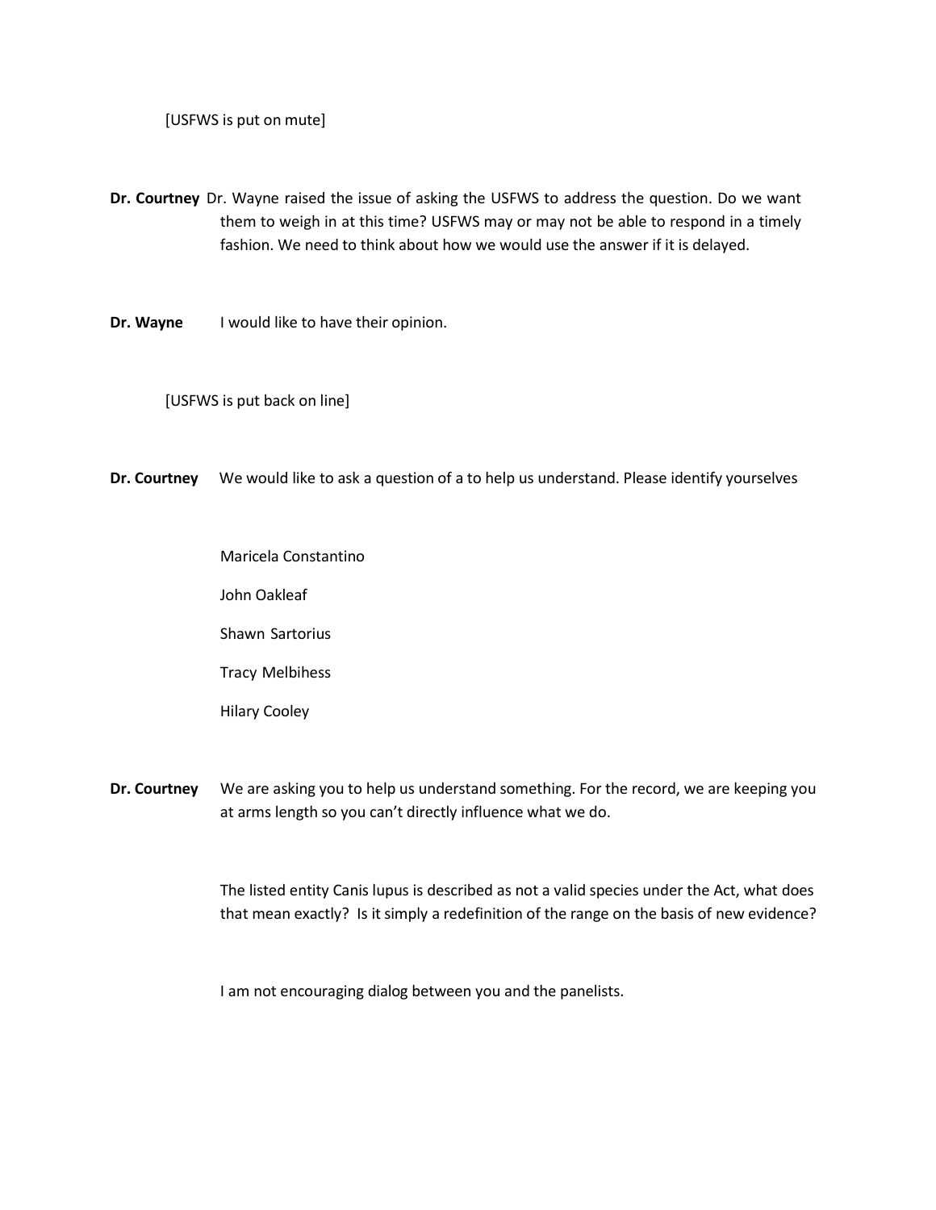[USFWS is put on mute]

**Dr. Courtney** Dr. Wayne raised the issue of asking the USFWS to address the question. Do we want them to weigh in at this time? USFWS may or may not be able to respond in a timely fashion. We need to think about how we would use the answer if it is delayed.

**Dr. Wayne** I would like to have their opinion.

[USFWS is put back on line]

**Dr. Courtney** We would like to ask a question of a to help us understand. Please identify yourselves

Maricela Constantino

John Oakleaf

Shawn Sartorius

Tracy Melbihess

Hilary Cooley

**Dr. Courtney** We are asking you to help us understand something. For the record, we are keeping you at arms length so you can't directly influence what we do.

The listed entity Canis lupus is described as not a valid species under the Act, what does that mean exactly? Is it simply a redefinition of the range on the basis of new evidence?

I am not encouraging dialog between you and the panelists.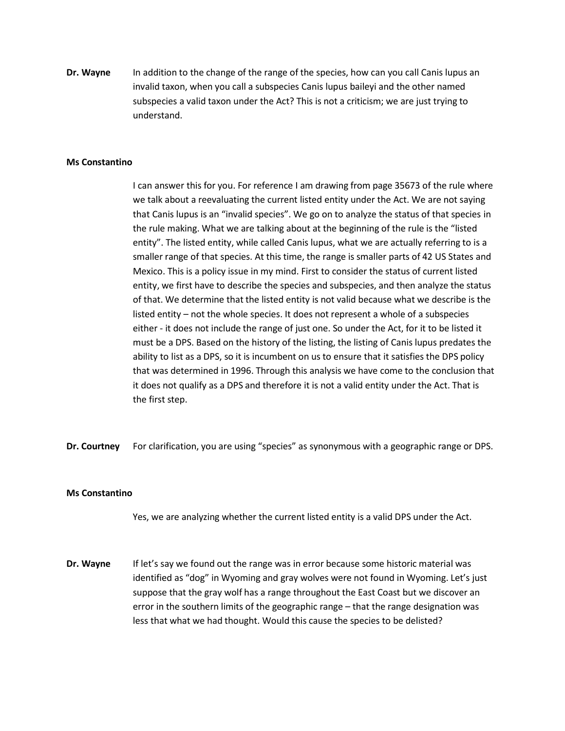**Dr. Wayne** In addition to the change of the range of the species, how can you call Canis lupus an invalid taxon, when you call a subspecies Canis lupus baileyi and the other named subspecies a valid taxon under the Act? This is not a criticism; we are just trying to understand.

**Ms Constantino**

I can answer this for you. For reference I am drawing from page 35673 of the rule where we talk about a reevaluating the current listed entity under the Act. We are not saying that Canis lupus is an "invalid species". We go on to analyze the status of that species in the rule making. What we are talking about at the beginning of the rule is the "listed entity". The listed entity, while called Canis lupus, what we are actually referring to is a smaller range of that species. At this time, the range is smaller parts of 42 US States and Mexico. This is a policy issue in my mind. First to consider the status of current listed entity, we first have to describe the species and subspecies, and then analyze the status of that. We determine that the listed entity is not valid because what we describe is the listed entity – not the whole species. It does not represent a whole of a subspecies either - it does not include the range of just one. So under the Act, for it to be listed it must be a DPS. Based on the history of the listing, the listing of Canis lupus predates the ability to list as a DPS, so it is incumbent on us to ensure that it satisfies the DPS policy that was determined in 1996. Through this analysis we have come to the conclusion that it does not qualify as a DPS and therefore it is not a valid entity under the Act. That is the first step.

**Dr. Courtney** For clarification, you are using "species" as synonymous with a geographic range or DPS.

**Ms Constantino**

Yes, we are analyzing whether the current listed entity is a valid DPS under the Act.

**Dr. Wayne** If let's say we found out the range was in error because some historic material was identified as "dog" in Wyoming and gray wolves were not found in Wyoming. Let's just suppose that the gray wolf has a range throughout the East Coast but we discover an error in the southern limits of the geographic range – that the range designation was less that what we had thought. Would this cause the species to be delisted?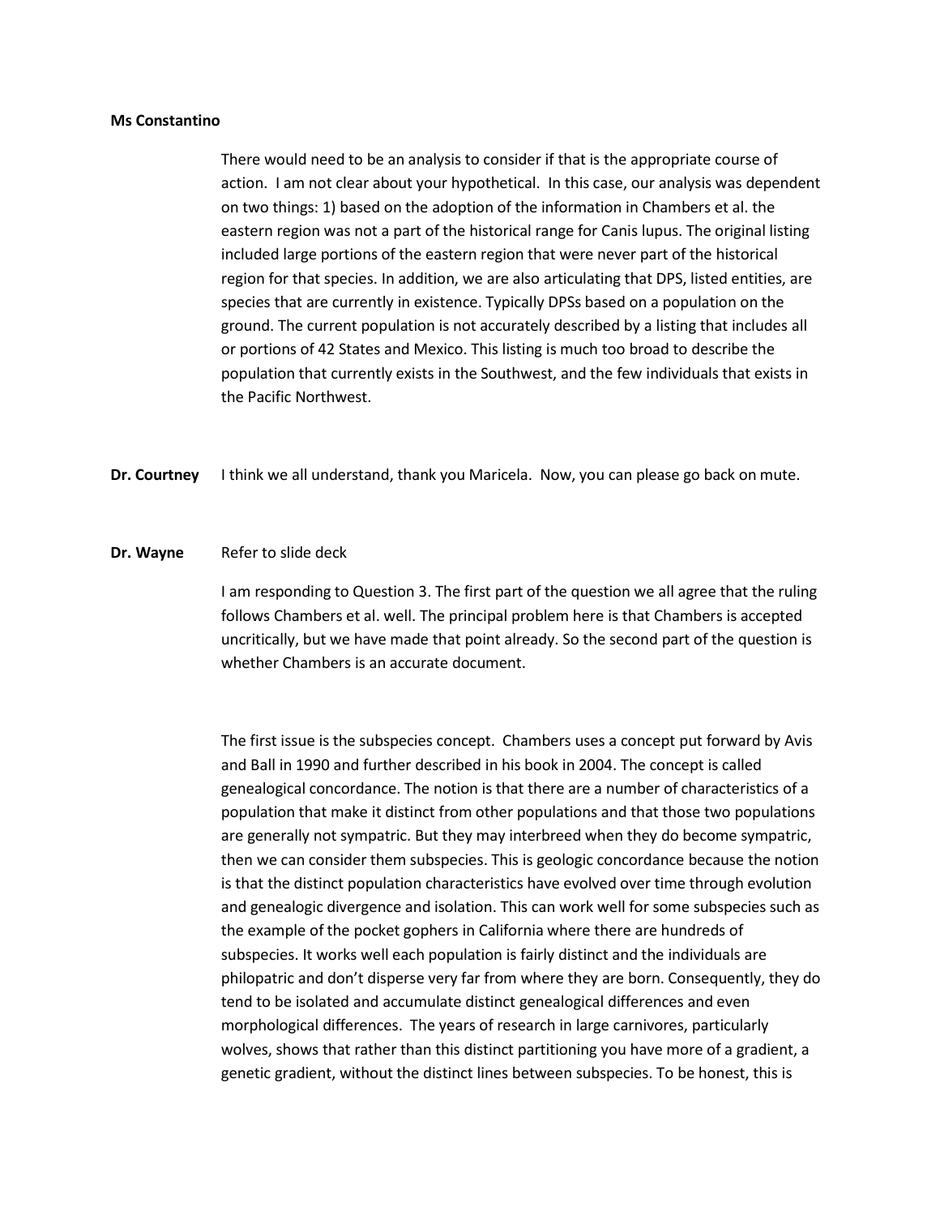**Ms Constantino**

There would need to be an analysis to consider if that is the appropriate course of action. I am not clear about your hypothetical. In this case, our analysis was dependent on two things: 1) based on the adoption of the information in Chambers et al. the eastern region was not a part of the historical range for Canis lupus. The original listing included large portions of the eastern region that were never part of the historical region for that species. In addition, we are also articulating that DPS, listed entities, are species that are currently in existence. Typically DPSs based on a population on the ground. The current population is not accurately described by a listing that includes all or portions of 42 States and Mexico. This listing is much too broad to describe the population that currently exists in the Southwest, and the few individuals that exists in the Pacific Northwest.

**Dr. Courtney** I think we all understand, thank you Maricela. Now, you can please go back on mute.

**Dr. Wayne** Refer to slide deck

I am responding to Question 3. The first part of the question we all agree that the ruling follows Chambers et al. well. The principal problem here is that Chambers is accepted uncritically, but we have made that point already. So the second part of the question is whether Chambers is an accurate document.

The first issue is the subspecies concept. Chambers uses a concept put forward by Avis and Ball in 1990 and further described in his book in 2004. The concept is called genealogical concordance. The notion is that there are a number of characteristics of a population that make it distinct from other populations and that those two populations are generally not sympatric. But they may interbreed when they do become sympatric, then we can consider them subspecies. This is geologic concordance because the notion is that the distinct population characteristics have evolved over time through evolution and genealogic divergence and isolation. This can work well for some subspecies such as the example of the pocket gophers in California where there are hundreds of subspecies. It works well each population is fairly distinct and the individuals are philopatric and don't disperse very far from where they are born. Consequently, they do tend to be isolated and accumulate distinct genealogical differences and even morphological differences. The years of research in large carnivores, particularly wolves, shows that rather than this distinct partitioning you have more of a gradient, a genetic gradient, without the distinct lines between subspecies. To be honest, this is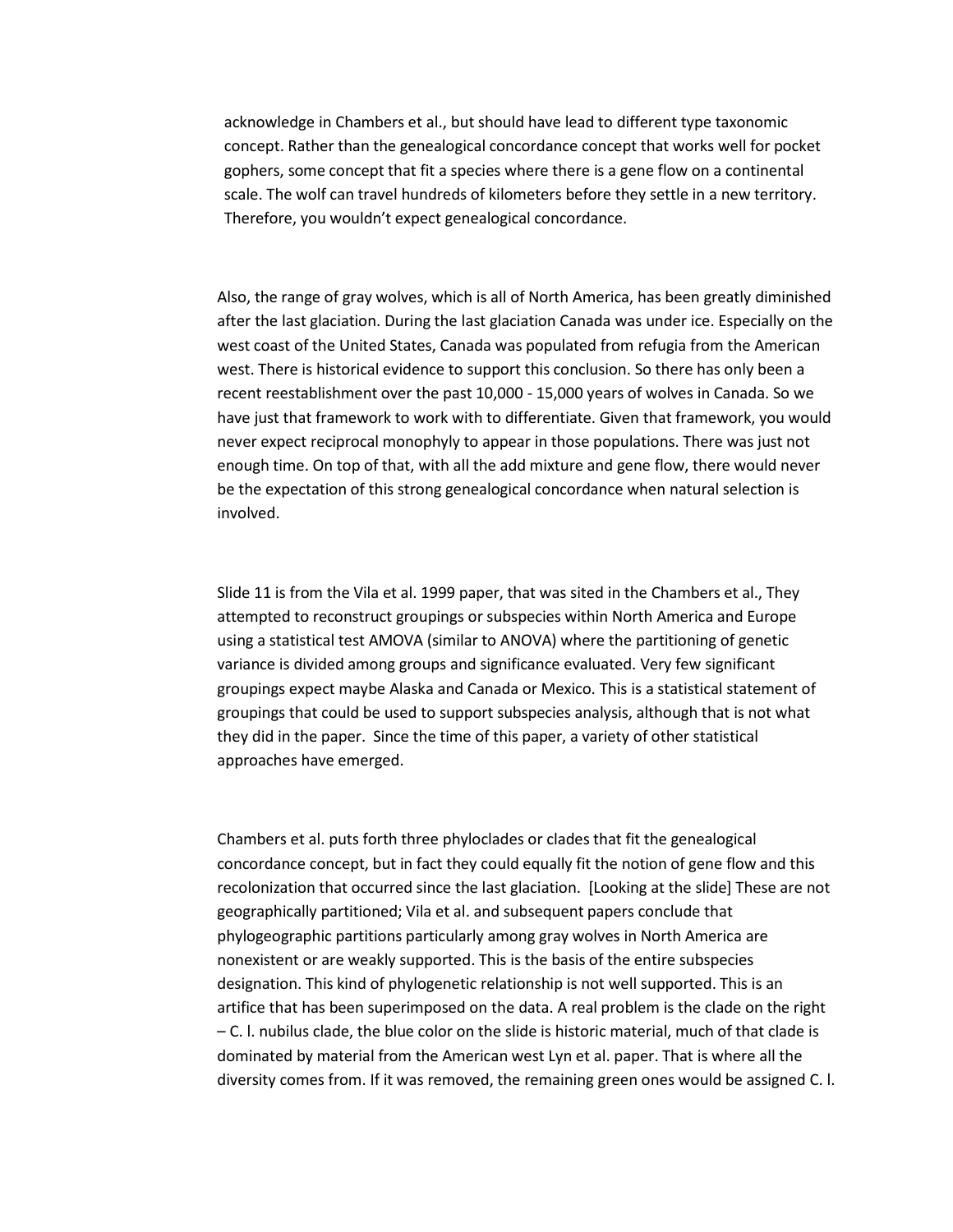acknowledge in Chambers et al., but should have lead to different type taxonomic concept. Rather than the genealogical concordance concept that works well for pocket gophers, some concept that fit a species where there is a gene flow on a continental scale. The wolf can travel hundreds of kilometers before they settle in a new territory. Therefore, you wouldn't expect genealogical concordance.

Also, the range of gray wolves, which is all of North America, has been greatly diminished after the last glaciation. During the last glaciation Canada was under ice. Especially on the west coast of the United States, Canada was populated from refugia from the American west. There is historical evidence to support this conclusion. So there has only been a recent reestablishment over the past 10,000 - 15,000 years of wolves in Canada. So we have just that framework to work with to differentiate. Given that framework, you would never expect reciprocal monophyly to appear in those populations. There was just not enough time. On top of that, with all the add mixture and gene flow, there would never be the expectation of this strong genealogical concordance when natural selection is involved.

Slide 11 is from the Vila et al. 1999 paper, that was sited in the Chambers et al., They attempted to reconstruct groupings or subspecies within North America and Europe using a statistical test AMOVA (similar to ANOVA) where the partitioning of genetic variance is divided among groups and significance evaluated. Very few significant groupings expect maybe Alaska and Canada or Mexico. This is a statistical statement of groupings that could be used to support subspecies analysis, although that is not what they did in the paper. Since the time of this paper, a variety of other statistical approaches have emerged.

Chambers et al. puts forth three phyloclades or clades that fit the genealogical concordance concept, but in fact they could equally fit the notion of gene flow and this recolonization that occurred since the last glaciation. [Looking at the slide] These are not geographically partitioned; Vila et al. and subsequent papers conclude that phylogeographic partitions particularly among gray wolves in North America are nonexistent or are weakly supported. This is the basis of the entire subspecies designation. This kind of phylogenetic relationship is not well supported. This is an artifice that has been superimposed on the data. A real problem is the clade on the right – C. l. nubilus clade, the blue color on the slide is historic material, much of that clade is dominated by material from the American west Lyn et al. paper. That is where all the diversity comes from. If it was removed, the remaining green ones would be assigned C. l.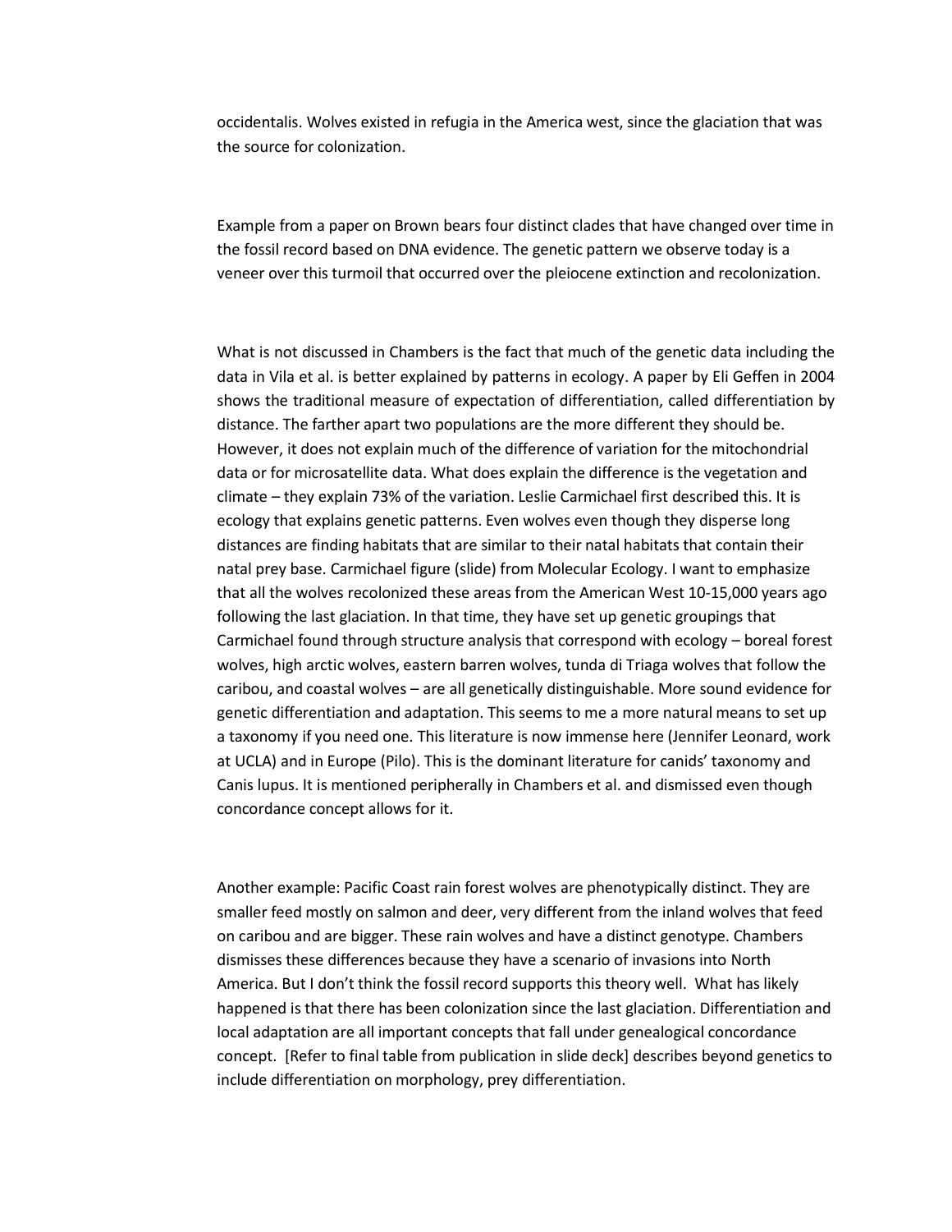occidentalis. Wolves existed in refugia in the America west, since the glaciation that was the source for colonization.

Example from a paper on Brown bears four distinct clades that have changed over time in the fossil record based on DNA evidence. The genetic pattern we observe today is a veneer over this turmoil that occurred over the pleiocene extinction and recolonization.

What is not discussed in Chambers is the fact that much of the genetic data including the data in Vila et al. is better explained by patterns in ecology. A paper by Eli Geffen in 2004 shows the traditional measure of expectation of differentiation, called differentiation by distance. The farther apart two populations are the more different they should be. However, it does not explain much of the difference of variation for the mitochondrial data or for microsatellite data. What does explain the difference is the vegetation and climate – they explain 73% of the variation. Leslie Carmichael first described this. It is ecology that explains genetic patterns. Even wolves even though they disperse long distances are finding habitats that are similar to their natal habitats that contain their natal prey base. Carmichael figure (slide) from Molecular Ecology. I want to emphasize that all the wolves recolonized these areas from the American West 10-15,000 years ago following the last glaciation. In that time, they have set up genetic groupings that Carmichael found through structure analysis that correspond with ecology – boreal forest wolves, high arctic wolves, eastern barren wolves, tunda di Triaga wolves that follow the caribou, and coastal wolves – are all genetically distinguishable. More sound evidence for genetic differentiation and adaptation. This seems to me a more natural means to set up a taxonomy if you need one. This literature is now immense here (Jennifer Leonard, work at UCLA) and in Europe (Pilo). This is the dominant literature for canids' taxonomy and Canis lupus. It is mentioned peripherally in Chambers et al. and dismissed even though concordance concept allows for it.

Another example: Pacific Coast rain forest wolves are phenotypically distinct. They are smaller feed mostly on salmon and deer, very different from the inland wolves that feed on caribou and are bigger. These rain wolves and have a distinct genotype. Chambers dismisses these differences because they have a scenario of invasions into North America. But I don't think the fossil record supports this theory well. What has likely happened is that there has been colonization since the last glaciation. Differentiation and local adaptation are all important concepts that fall under genealogical concordance concept. [Refer to final table from publication in slide deck] describes beyond genetics to include differentiation on morphology, prey differentiation.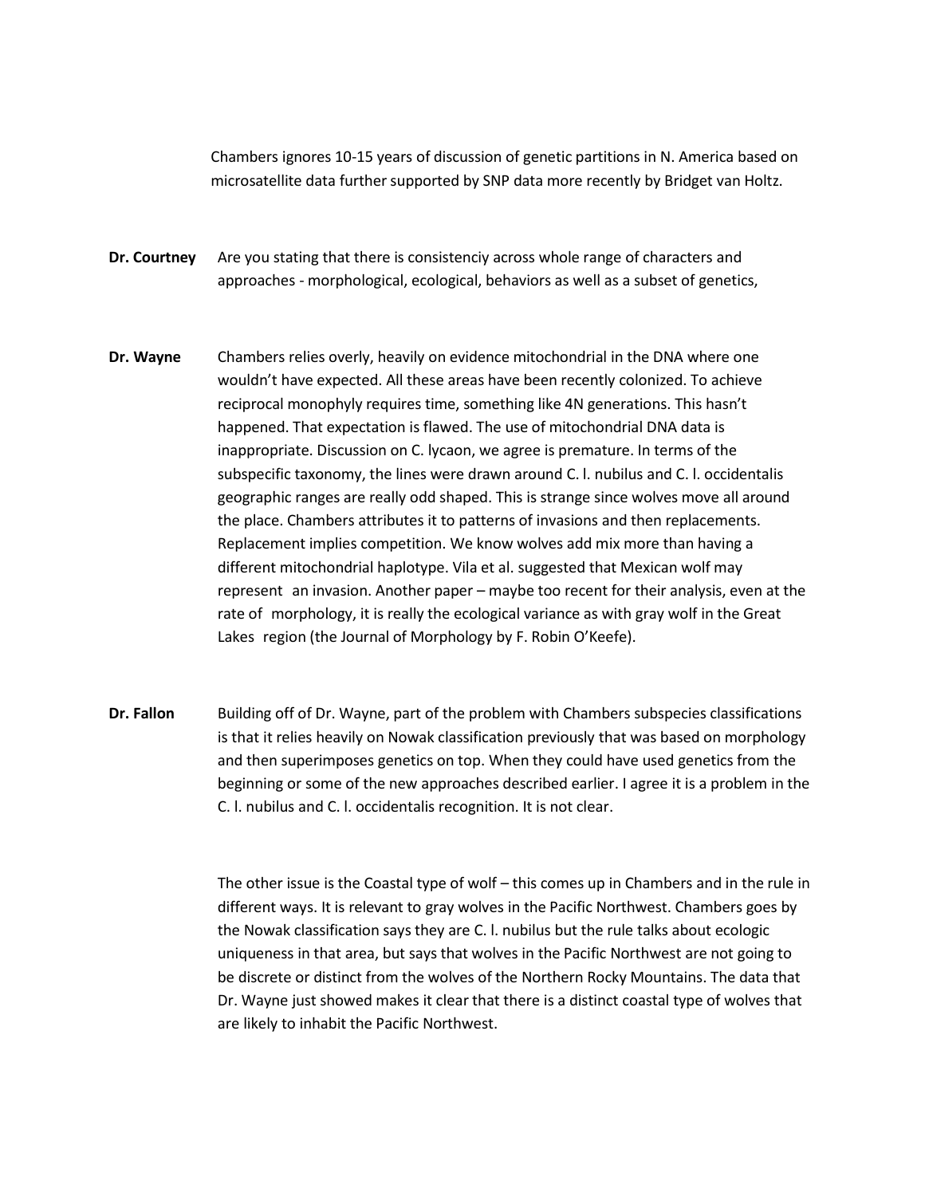Chambers ignores 10-15 years of discussion of genetic partitions in N. America based on microsatellite data further supported by SNP data more recently by Bridget van Holtz.

**Dr. Courtney** Are you stating that there is consistenciy across whole range of characters and approaches - morphological, ecological, behaviors as well as a subset of genetics,

**Dr. Wayne** Chambers relies overly, heavily on evidence mitochondrial in the DNA where one wouldn't have expected. All these areas have been recently colonized. To achieve reciprocal monophyly requires time, something like 4N generations. This hasn't happened. That expectation is flawed. The use of mitochondrial DNA data is inappropriate. Discussion on C. lycaon, we agree is premature. In terms of the subspecific taxonomy, the lines were drawn around C. l. nubilus and C. l. occidentalis geographic ranges are really odd shaped. This is strange since wolves move all around the place. Chambers attributes it to patterns of invasions and then replacements. Replacement implies competition. We know wolves add mix more than having a different mitochondrial haplotype. Vila et al. suggested that Mexican wolf may represent an invasion. Another paper – maybe too recent for their analysis, even at the rate of morphology, it is really the ecological variance as with gray wolf in the Great Lakes region (the Journal of Morphology by F. Robin O'Keefe).

**Dr. Fallon** Building off of Dr. Wayne, part of the problem with Chambers subspecies classifications is that it relies heavily on Nowak classification previously that was based on morphology and then superimposes genetics on top. When they could have used genetics from the beginning or some of the new approaches described earlier. I agree it is a problem in the C. l. nubilus and C. l. occidentalis recognition. It is not clear.

The other issue is the Coastal type of wolf – this comes up in Chambers and in the rule in different ways. It is relevant to gray wolves in the Pacific Northwest. Chambers goes by the Nowak classification says they are C. l. nubilus but the rule talks about ecologic uniqueness in that area, but says that wolves in the Pacific Northwest are not going to be discrete or distinct from the wolves of the Northern Rocky Mountains. The data that Dr. Wayne just showed makes it clear that there is a distinct coastal type of wolves that are likely to inhabit the Pacific Northwest.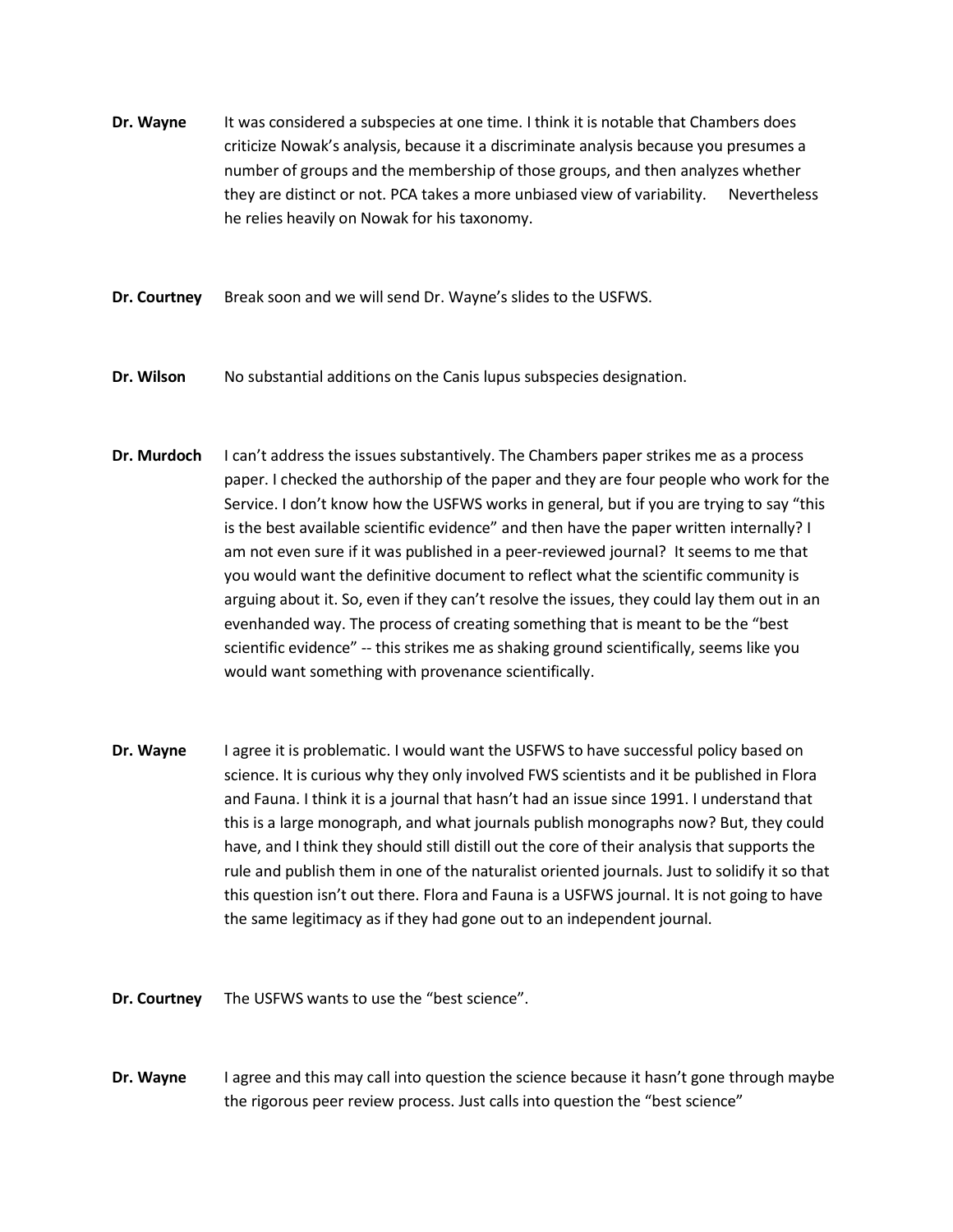**Dr. Wayne** It was considered a subspecies at one time. I think it is notable that Chambers does criticize Nowak's analysis, because it a discriminate analysis because you presumes a number of groups and the membership of those groups, and then analyzes whether they are distinct or not. PCA takes a more unbiased view of variability. Nevertheless he relies heavily on Nowak for his taxonomy.

**Dr. Courtney** Break soon and we will send Dr. Wayne's slides to the USFWS.

**Dr. Wilson** No substantial additions on the Canis lupus subspecies designation.

**Dr. Murdoch** I can't address the issues substantively. The Chambers paper strikes me as a process paper. I checked the authorship of the paper and they are four people who work for the Service. I don't know how the USFWS works in general, but if you are trying to say "this is the best available scientific evidence" and then have the paper written internally? I am not even sure if it was published in a peer-reviewed journal? It seems to me that you would want the definitive document to reflect what the scientific community is arguing about it. So, even if they can't resolve the issues, they could lay them out in an evenhanded way. The process of creating something that is meant to be the "best scientific evidence" -- this strikes me as shaking ground scientifically, seems like you would want something with provenance scientifically.

**Dr. Wayne** I agree it is problematic. I would want the USFWS to have successful policy based on science. It is curious why they only involved FWS scientists and it be published in Flora and Fauna. I think it is a journal that hasn't had an issue since 1991. I understand that this is a large monograph, and what journals publish monographs now? But, they could have, and I think they should still distill out the core of their analysis that supports the rule and publish them in one of the naturalist oriented journals. Just to solidify it so that this question isn't out there. Flora and Fauna is a USFWS journal. It is not going to have the same legitimacy as if they had gone out to an independent journal.

**Dr. Courtney** The USFWS wants to use the "best science".

**Dr. Wayne** I agree and this may call into question the science because it hasn't gone through maybe the rigorous peer review process. Just calls into question the "best science"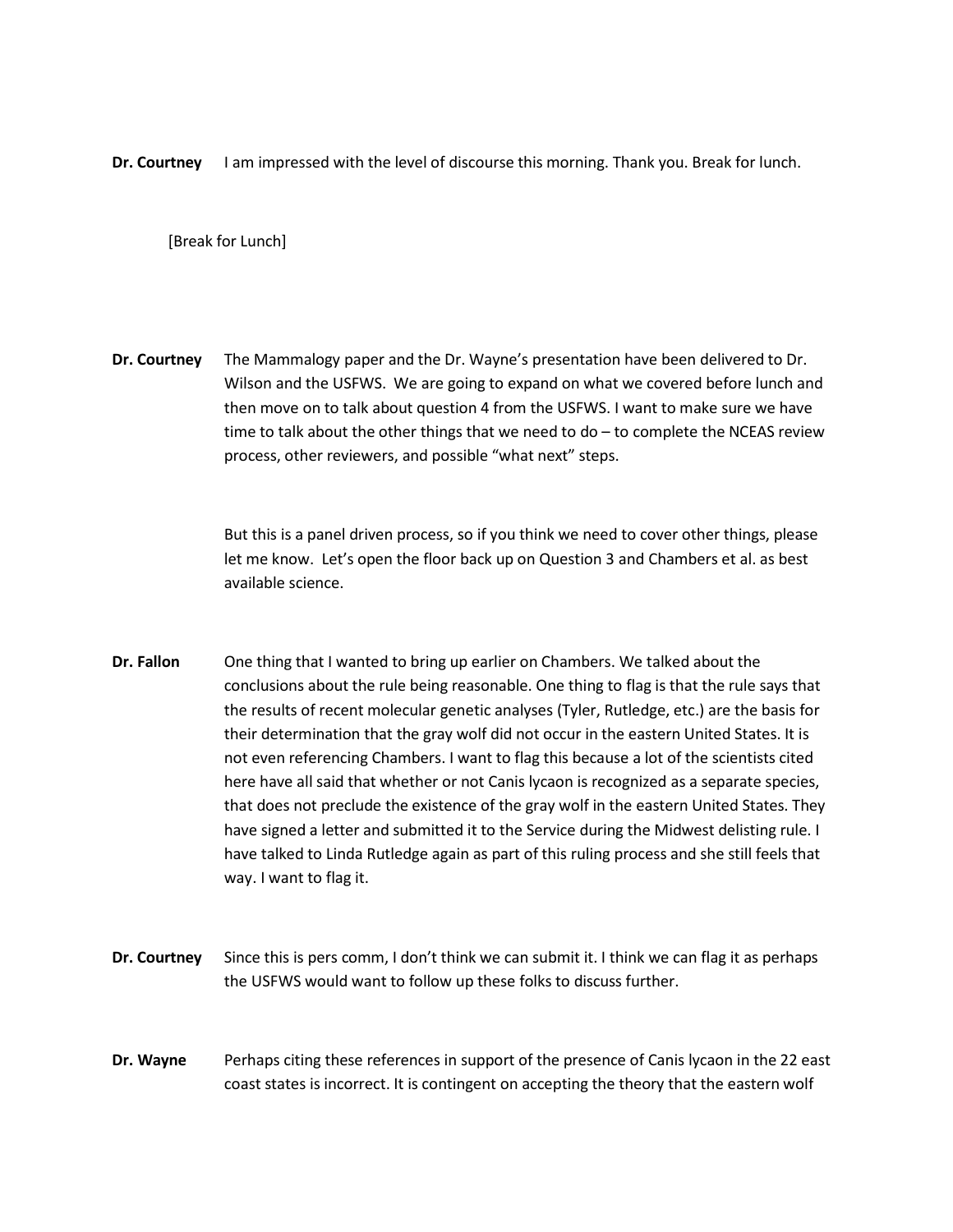**Dr. Courtney** I am impressed with the level of discourse this morning. Thank you. Break for lunch.

[Break for Lunch]

**Dr. Courtney** The Mammalogy paper and the Dr. Wayne's presentation have been delivered to Dr. Wilson and the USFWS. We are going to expand on what we covered before lunch and then move on to talk about question 4 from the USFWS. I want to make sure we have time to talk about the other things that we need to do – to complete the NCEAS review process, other reviewers, and possible "what next" steps.

But this is a panel driven process, so if you think we need to cover other things, please let me know. Let's open the floor back up on Question 3 and Chambers et al. as best available science.

**Dr. Fallon** One thing that I wanted to bring up earlier on Chambers. We talked about the conclusions about the rule being reasonable. One thing to flag is that the rule says that the results of recent molecular genetic analyses (Tyler, Rutledge, etc.) are the basis for their determination that the gray wolf did not occur in the eastern United States. It is not even referencing Chambers. I want to flag this because a lot of the scientists cited here have all said that whether or not Canis lycaon is recognized as a separate species, that does not preclude the existence of the gray wolf in the eastern United States. They have signed a letter and submitted it to the Service during the Midwest delisting rule. I have talked to Linda Rutledge again as part of this ruling process and she still feels that way. I want to flag it.

**Dr. Courtney** Since this is pers comm, I don't think we can submit it. I think we can flag it as perhaps the USFWS would want to follow up these folks to discuss further.

**Dr. Wayne** Perhaps citing these references in support of the presence of Canis lycaon in the 22 east coast states is incorrect. It is contingent on accepting the theory that the eastern wolf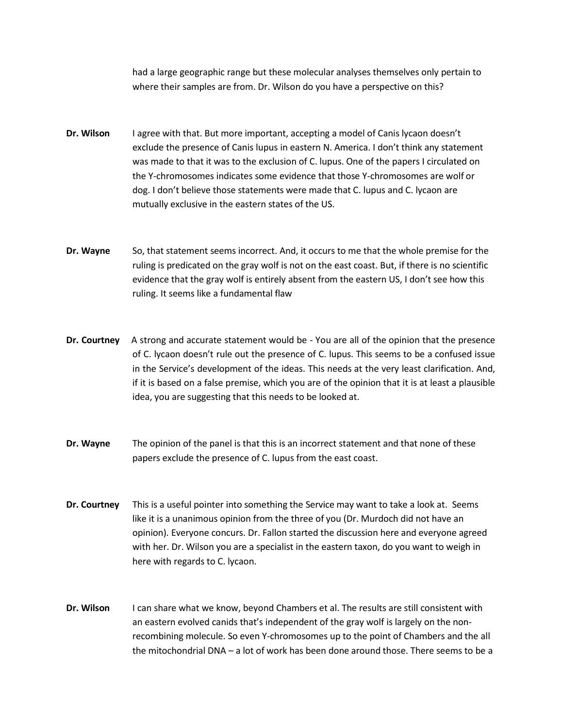had a large geographic range but these molecular analyses themselves only pertain to where their samples are from. Dr. Wilson do you have a perspective on this?

**Dr. Wilson** I agree with that. But more important, accepting a model of Canis lycaon doesn't exclude the presence of Canis lupus in eastern N. America. I don't think any statement was made to that it was to the exclusion of C. lupus. One of the papers I circulated on the Y-chromosomes indicates some evidence that those Y-chromosomes are wolf or dog. I don't believe those statements were made that C. lupus and C. lycaon are mutually exclusive in the eastern states of the US.

**Dr. Wayne** So, that statement seems incorrect. And, it occurs to me that the whole premise for the ruling is predicated on the gray wolf is not on the east coast. But, if there is no scientific evidence that the gray wolf is entirely absent from the eastern US, I don't see how this ruling. It seems like a fundamental flaw

**Dr. Courtney** A strong and accurate statement would be - You are all of the opinion that the presence of C. lycaon doesn't rule out the presence of C. lupus. This seems to be a confused issue in the Service's development of the ideas. This needs at the very least clarification. And, if it is based on a false premise, which you are of the opinion that it is at least a plausible idea, you are suggesting that this needs to be looked at.

**Dr. Wayne** The opinion of the panel is that this is an incorrect statement and that none of these papers exclude the presence of C. lupus from the east coast.

**Dr. Courtney** This is a useful pointer into something the Service may want to take a look at. Seems like it is a unanimous opinion from the three of you (Dr. Murdoch did not have an opinion). Everyone concurs. Dr. Fallon started the discussion here and everyone agreed with her. Dr. Wilson you are a specialist in the eastern taxon, do you want to weigh in here with regards to C. lycaon.

**Dr. Wilson** I can share what we know, beyond Chambers et al. The results are still consistent with an eastern evolved canids that's independent of the gray wolf is largely on the non-recombining molecule. So even Y-chromosomes up to the point of Chambers and the all the mitochondrial DNA – a lot of work has been done around those. There seems to be a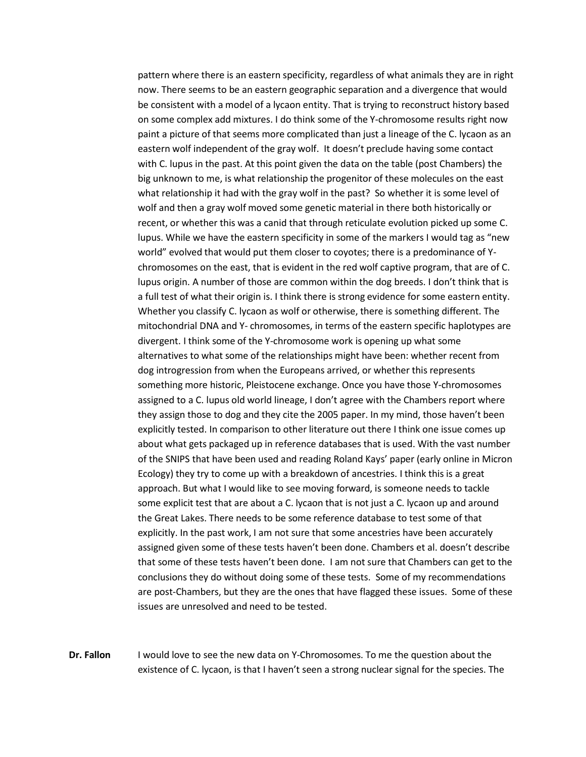pattern where there is an eastern specificity, regardless of what animals they are in right now. There seems to be an eastern geographic separation and a divergence that would be consistent with a model of a lycaon entity. That is trying to reconstruct history based on some complex add mixtures. I do think some of the Y-chromosome results right now paint a picture of that seems more complicated than just a lineage of the C. lycaon as an eastern wolf independent of the gray wolf. It doesn't preclude having some contact with C. lupus in the past. At this point given the data on the table (post Chambers) the big unknown to me, is what relationship the progenitor of these molecules on the east what relationship it had with the gray wolf in the past? So whether it is some level of wolf and then a gray wolf moved some genetic material in there both historically or recent, or whether this was a canid that through reticulate evolution picked up some C. lupus. While we have the eastern specificity in some of the markers I would tag as "new world" evolved that would put them closer to coyotes; there is a predominance of Y-chromosomes on the east, that is evident in the red wolf captive program, that are of C. lupus origin. A number of those are common within the dog breeds. I don't think that is a full test of what their origin is. I think there is strong evidence for some eastern entity. Whether you classify C. lycaon as wolf or otherwise, there is something different. The mitochondrial DNA and Y- chromosomes, in terms of the eastern specific haplotypes are divergent. I think some of the Y-chromosome work is opening up what some alternatives to what some of the relationships might have been: whether recent from dog introgression from when the Europeans arrived, or whether this represents something more historic, Pleistocene exchange. Once you have those Y-chromosomes assigned to a C. lupus old world lineage, I don't agree with the Chambers report where they assign those to dog and they cite the 2005 paper. In my mind, those haven't been explicitly tested. In comparison to other literature out there I think one issue comes up about what gets packaged up in reference databases that is used. With the vast number of the SNIPS that have been used and reading Roland Kays' paper (early online in Micron Ecology) they try to come up with a breakdown of ancestries. I think this is a great approach. But what I would like to see moving forward, is someone needs to tackle some explicit test that are about a C. lycaon that is not just a C. lycaon up and around the Great Lakes. There needs to be some reference database to test some of that explicitly. In the past work, I am not sure that some ancestries have been accurately assigned given some of these tests haven't been done. Chambers et al. doesn't describe that some of these tests haven't been done. I am not sure that Chambers can get to the conclusions they do without doing some of these tests. Some of my recommendations are post-Chambers, but they are the ones that have flagged these issues. Some of these issues are unresolved and need to be tested.

**Dr. Fallon** I would love to see the new data on Y-Chromosomes. To me the question about the existence of C. lycaon, is that I haven't seen a strong nuclear signal for the species. The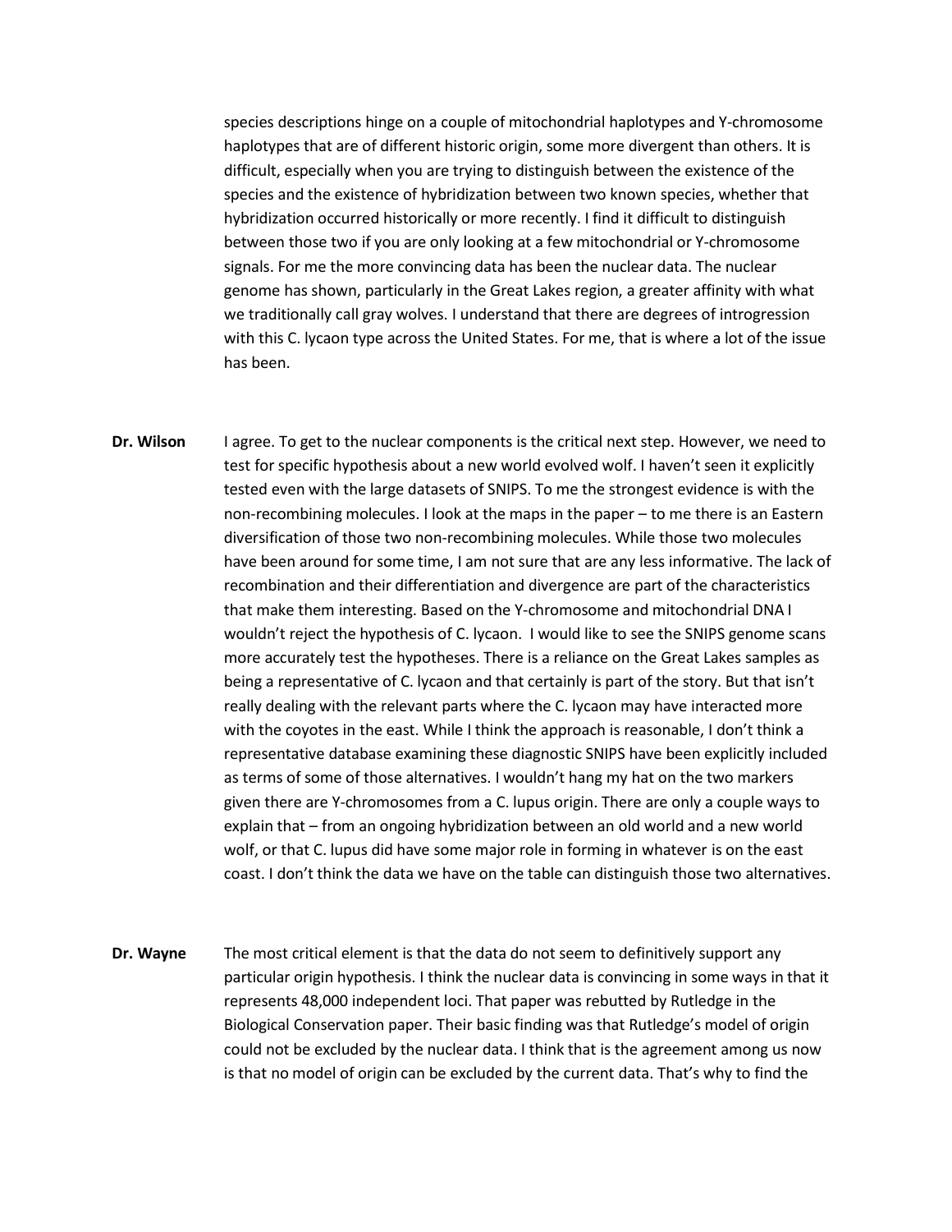species descriptions hinge on a couple of mitochondrial haplotypes and Y-chromosome haplotypes that are of different historic origin, some more divergent than others. It is difficult, especially when you are trying to distinguish between the existence of the species and the existence of hybridization between two known species, whether that hybridization occurred historically or more recently. I find it difficult to distinguish between those two if you are only looking at a few mitochondrial or Y-chromosome signals. For me the more convincing data has been the nuclear data. The nuclear genome has shown, particularly in the Great Lakes region, a greater affinity with what we traditionally call gray wolves. I understand that there are degrees of introgression with this C. lycaon type across the United States. For me, that is where a lot of the issue has been.

**Dr. Wilson** I agree. To get to the nuclear components is the critical next step. However, we need to test for specific hypothesis about a new world evolved wolf. I haven't seen it explicitly tested even with the large datasets of SNIPS. To me the strongest evidence is with the non-recombining molecules. I look at the maps in the paper – to me there is an Eastern diversification of those two non-recombining molecules. While those two molecules have been around for some time, I am not sure that are any less informative. The lack of recombination and their differentiation and divergence are part of the characteristics that make them interesting. Based on the Y-chromosome and mitochondrial DNA I wouldn't reject the hypothesis of C. lycaon. I would like to see the SNIPS genome scans more accurately test the hypotheses. There is a reliance on the Great Lakes samples as being a representative of C. lycaon and that certainly is part of the story. But that isn't really dealing with the relevant parts where the C. lycaon may have interacted more with the coyotes in the east. While I think the approach is reasonable, I don't think a representative database examining these diagnostic SNIPS have been explicitly included as terms of some of those alternatives. I wouldn't hang my hat on the two markers given there are Y-chromosomes from a C. lupus origin. There are only a couple ways to explain that – from an ongoing hybridization between an old world and a new world wolf, or that C. lupus did have some major role in forming in whatever is on the east coast. I don't think the data we have on the table can distinguish those two alternatives.

**Dr. Wayne** The most critical element is that the data do not seem to definitively support any particular origin hypothesis. I think the nuclear data is convincing in some ways in that it represents 48,000 independent loci. That paper was rebutted by Rutledge in the Biological Conservation paper. Their basic finding was that Rutledge's model of origin could not be excluded by the nuclear data. I think that is the agreement among us now is that no model of origin can be excluded by the current data. That's why to find the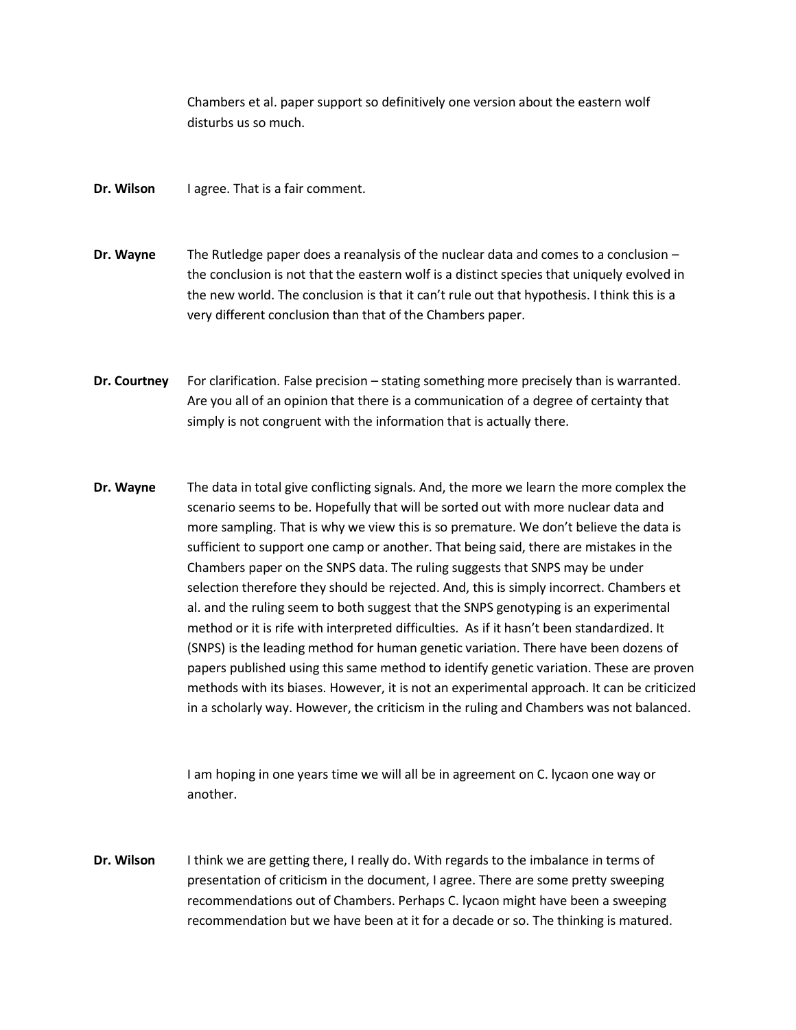Chambers et al. paper support so definitively one version about the eastern wolf disturbs us so much.

**Dr. Wilson** I agree. That is a fair comment.

**Dr. Wayne** The Rutledge paper does a reanalysis of the nuclear data and comes to a conclusion – the conclusion is not that the eastern wolf is a distinct species that uniquely evolved in the new world. The conclusion is that it can't rule out that hypothesis. I think this is a very different conclusion than that of the Chambers paper.

**Dr. Courtney** For clarification. False precision – stating something more precisely than is warranted. Are you all of an opinion that there is a communication of a degree of certainty that simply is not congruent with the information that is actually there.

**Dr. Wayne** The data in total give conflicting signals. And, the more we learn the more complex the scenario seems to be. Hopefully that will be sorted out with more nuclear data and more sampling. That is why we view this is so premature. We don't believe the data is sufficient to support one camp or another. That being said, there are mistakes in the Chambers paper on the SNPS data. The ruling suggests that SNPS may be under selection therefore they should be rejected. And, this is simply incorrect. Chambers et al. and the ruling seem to both suggest that the SNPS genotyping is an experimental method or it is rife with interpreted difficulties. As if it hasn't been standardized. It (SNPS) is the leading method for human genetic variation. There have been dozens of papers published using this same method to identify genetic variation. These are proven methods with its biases. However, it is not an experimental approach. It can be criticized in a scholarly way. However, the criticism in the ruling and Chambers was not balanced.

I am hoping in one years time we will all be in agreement on C. lycaon one way or another.

**Dr. Wilson** I think we are getting there, I really do. With regards to the imbalance in terms of presentation of criticism in the document, I agree. There are some pretty sweeping recommendations out of Chambers. Perhaps C. lycaon might have been a sweeping recommendation but we have been at it for a decade or so. The thinking is matured.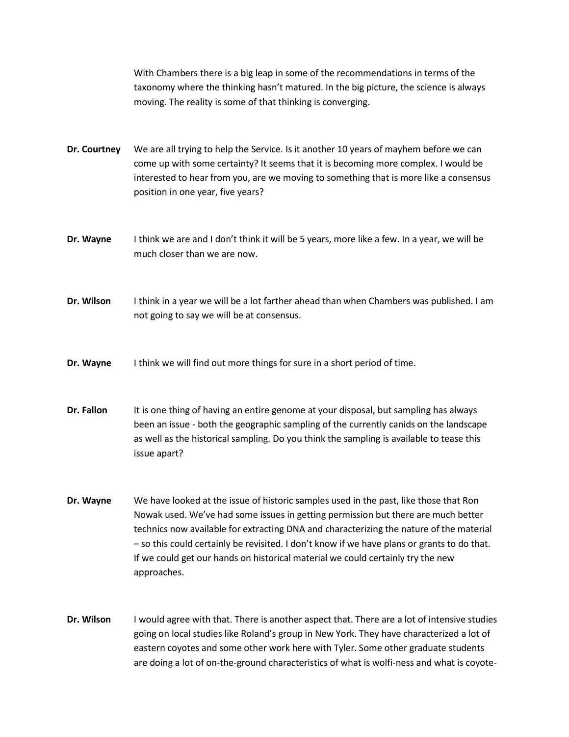With Chambers there is a big leap in some of the recommendations in terms of the taxonomy where the thinking hasn't matured. In the big picture, the science is always moving. The reality is some of that thinking is converging.

**Dr. Courtney** We are all trying to help the Service. Is it another 10 years of mayhem before we can come up with some certainty? It seems that it is becoming more complex. I would be interested to hear from you, are we moving to something that is more like a consensus position in one year, five years?

**Dr. Wayne** I think we are and I don't think it will be 5 years, more like a few. In a year, we will be much closer than we are now.

**Dr. Wilson** I think in a year we will be a lot farther ahead than when Chambers was published. I am not going to say we will be at consensus.

**Dr. Wayne** I think we will find out more things for sure in a short period of time.

**Dr. Fallon** It is one thing of having an entire genome at your disposal, but sampling has always been an issue - both the geographic sampling of the currently canids on the landscape as well as the historical sampling. Do you think the sampling is available to tease this issue apart?

**Dr. Wayne** We have looked at the issue of historic samples used in the past, like those that Ron Nowak used. We've had some issues in getting permission but there are much better technics now available for extracting DNA and characterizing the nature of the material – so this could certainly be revisited. I don't know if we have plans or grants to do that. If we could get our hands on historical material we could certainly try the new approaches.

**Dr. Wilson** I would agree with that. There is another aspect that. There are a lot of intensive studies going on local studies like Roland's group in New York. They have characterized a lot of eastern coyotes and some other work here with Tyler. Some other graduate students are doing a lot of on-the-ground characteristics of what is wolfi-ness and what is coyote-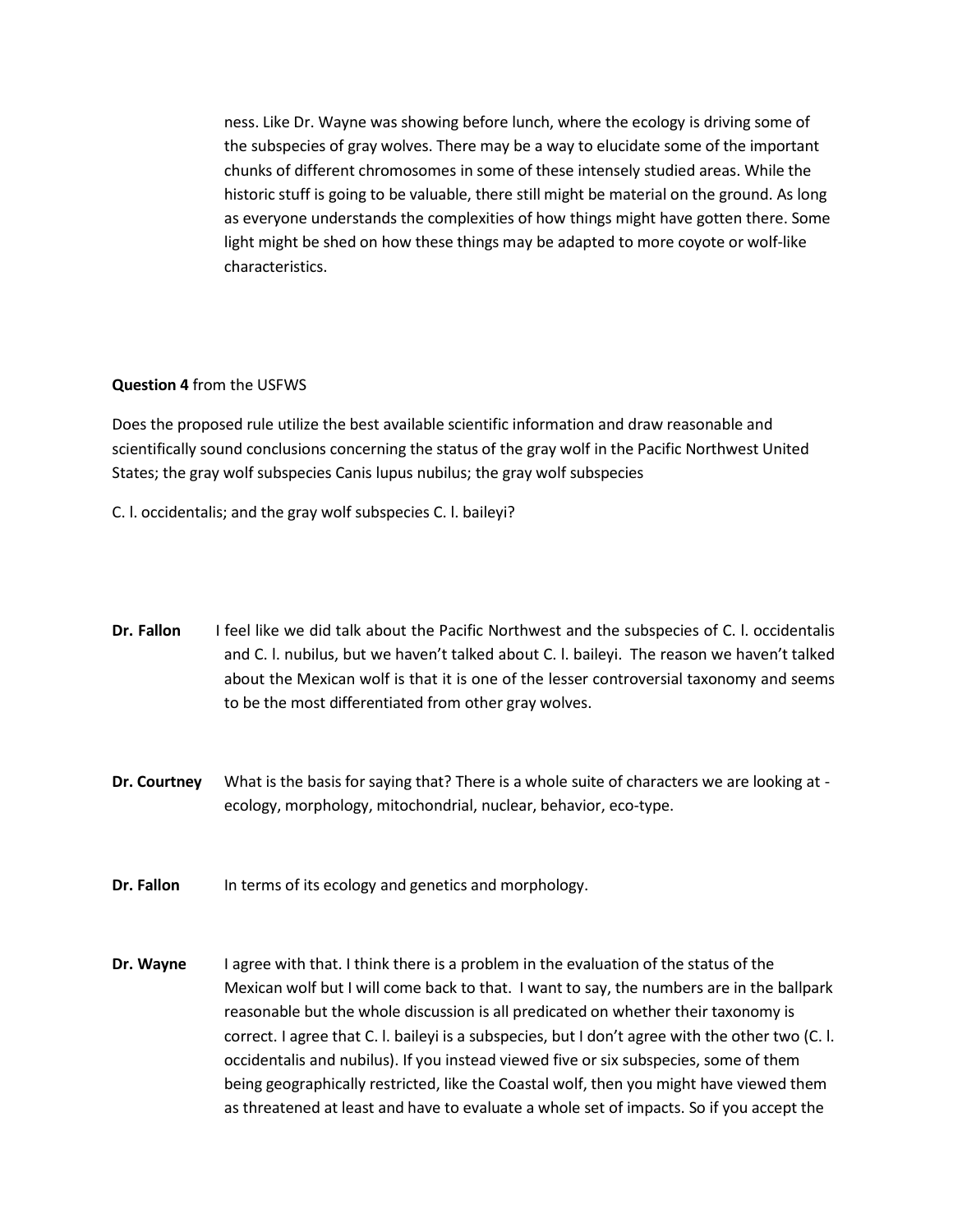ness. Like Dr. Wayne was showing before lunch, where the ecology is driving some of the subspecies of gray wolves. There may be a way to elucidate some of the important chunks of different chromosomes in some of these intensely studied areas. While the historic stuff is going to be valuable, there still might be material on the ground. As long as everyone understands the complexities of how things might have gotten there. Some light might be shed on how these things may be adapted to more coyote or wolf-like characteristics.

**Question 4** from the USFWS

Does the proposed rule utilize the best available scientific information and draw reasonable and scientifically sound conclusions concerning the status of the gray wolf in the Pacific Northwest United States; the gray wolf subspecies Canis lupus nubilus; the gray wolf subspecies

C. l. occidentalis; and the gray wolf subspecies C. l. baileyi?

**Dr. Fallon** I feel like we did talk about the Pacific Northwest and the subspecies of C. l. occidentalis and C. l. nubilus, but we haven't talked about C. l. baileyi. The reason we haven't talked about the Mexican wolf is that it is one of the lesser controversial taxonomy and seems to be the most differentiated from other gray wolves.

**Dr. Courtney** What is the basis for saying that? There is a whole suite of characters we are looking at - ecology, morphology, mitochondrial, nuclear, behavior, eco-type.

**Dr. Fallon** In terms of its ecology and genetics and morphology.

**Dr. Wayne** I agree with that. I think there is a problem in the evaluation of the status of the Mexican wolf but I will come back to that. I want to say, the numbers are in the ballpark reasonable but the whole discussion is all predicated on whether their taxonomy is correct. I agree that C. l. baileyi is a subspecies, but I don't agree with the other two (C. l. occidentalis and nubilus). If you instead viewed five or six subspecies, some of them being geographically restricted, like the Coastal wolf, then you might have viewed them as threatened at least and have to evaluate a whole set of impacts. So if you accept the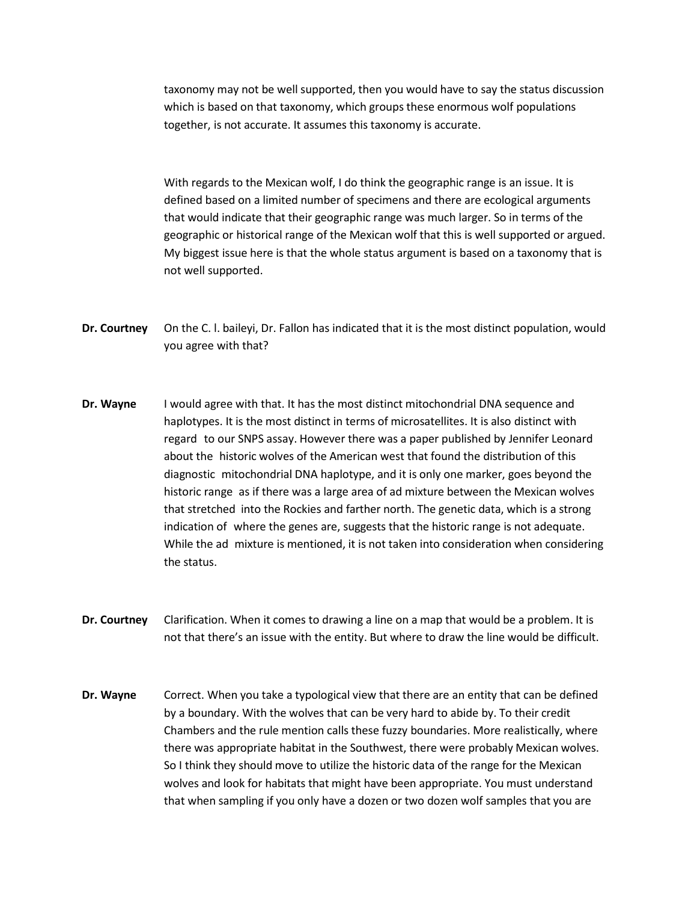taxonomy may not be well supported, then you would have to say the status discussion which is based on that taxonomy, which groups these enormous wolf populations together, is not accurate. It assumes this taxonomy is accurate.

With regards to the Mexican wolf, I do think the geographic range is an issue. It is defined based on a limited number of specimens and there are ecological arguments that would indicate that their geographic range was much larger. So in terms of the geographic or historical range of the Mexican wolf that this is well supported or argued. My biggest issue here is that the whole status argument is based on a taxonomy that is not well supported.

**Dr. Courtney** On the C. l. baileyi, Dr. Fallon has indicated that it is the most distinct population, would you agree with that?

**Dr. Wayne** I would agree with that. It has the most distinct mitochondrial DNA sequence and haplotypes. It is the most distinct in terms of microsatellites. It is also distinct with regard to our SNPS assay. However there was a paper published by Jennifer Leonard about the historic wolves of the American west that found the distribution of this diagnostic mitochondrial DNA haplotype, and it is only one marker, goes beyond the historic range as if there was a large area of ad mixture between the Mexican wolves that stretched into the Rockies and farther north. The genetic data, which is a strong indication of where the genes are, suggests that the historic range is not adequate. While the ad mixture is mentioned, it is not taken into consideration when considering the status.

**Dr. Courtney** Clarification. When it comes to drawing a line on a map that would be a problem. It is not that there's an issue with the entity. But where to draw the line would be difficult.

**Dr. Wayne** Correct. When you take a typological view that there are an entity that can be defined by a boundary. With the wolves that can be very hard to abide by. To their credit Chambers and the rule mention calls these fuzzy boundaries. More realistically, where there was appropriate habitat in the Southwest, there were probably Mexican wolves. So I think they should move to utilize the historic data of the range for the Mexican wolves and look for habitats that might have been appropriate. You must understand that when sampling if you only have a dozen or two dozen wolf samples that you are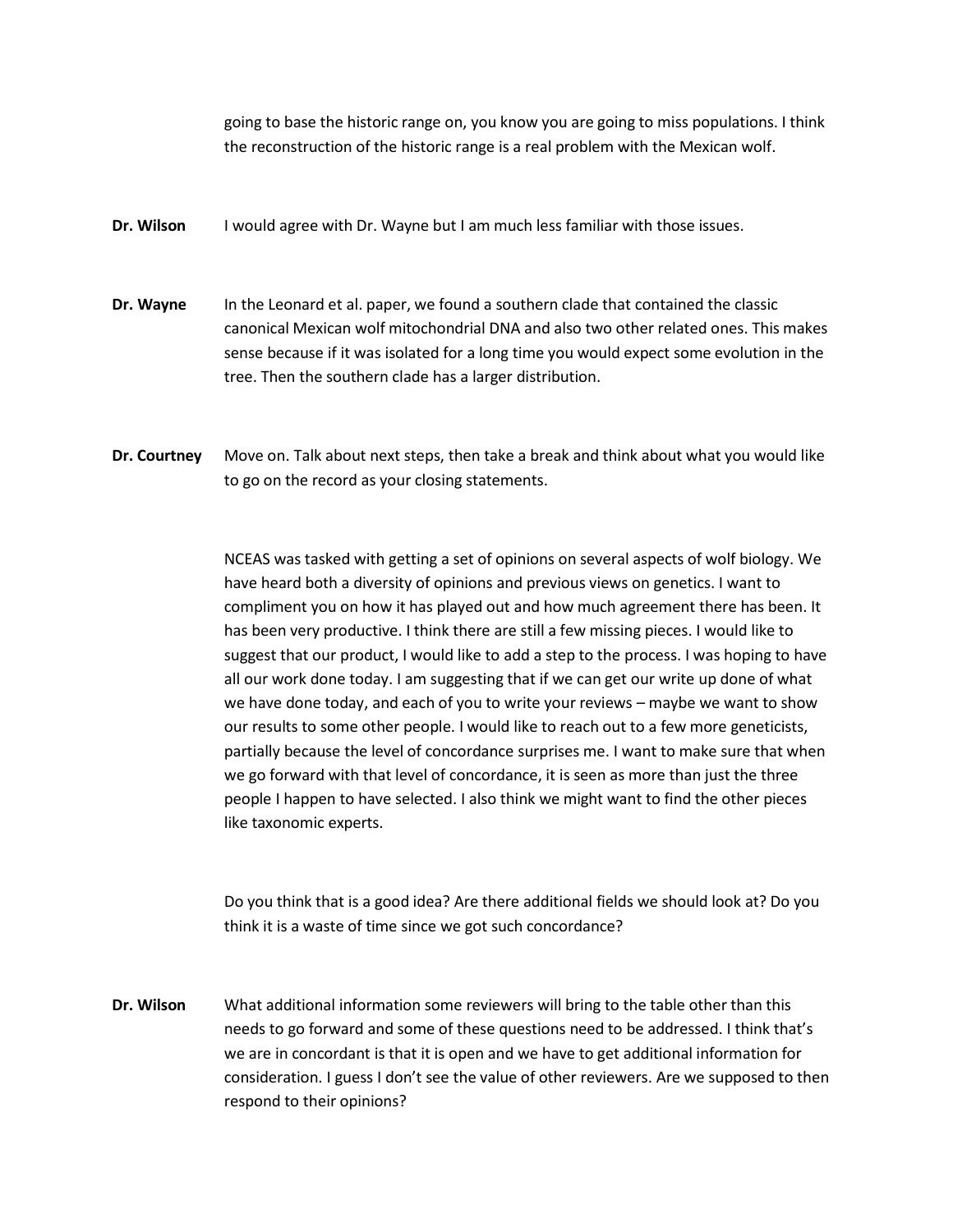going to base the historic range on, you know you are going to miss populations. I think the reconstruction of the historic range is a real problem with the Mexican wolf.

**Dr. Wilson** I would agree with Dr. Wayne but I am much less familiar with those issues.

**Dr. Wayne** In the Leonard et al. paper, we found a southern clade that contained the classic canonical Mexican wolf mitochondrial DNA and also two other related ones. This makes sense because if it was isolated for a long time you would expect some evolution in the tree. Then the southern clade has a larger distribution.

**Dr. Courtney** Move on. Talk about next steps, then take a break and think about what you would like to go on the record as your closing statements.

NCEAS was tasked with getting a set of opinions on several aspects of wolf biology. We have heard both a diversity of opinions and previous views on genetics. I want to compliment you on how it has played out and how much agreement there has been. It has been very productive. I think there are still a few missing pieces. I would like to suggest that our product, I would like to add a step to the process. I was hoping to have all our work done today. I am suggesting that if we can get our write up done of what we have done today, and each of you to write your reviews – maybe we want to show our results to some other people. I would like to reach out to a few more geneticists, partially because the level of concordance surprises me. I want to make sure that when we go forward with that level of concordance, it is seen as more than just the three people I happen to have selected. I also think we might want to find the other pieces like taxonomic experts.

Do you think that is a good idea? Are there additional fields we should look at? Do you think it is a waste of time since we got such concordance?

**Dr. Wilson** What additional information some reviewers will bring to the table other than this needs to go forward and some of these questions need to be addressed. I think that's we are in concordant is that it is open and we have to get additional information for consideration. I guess I don't see the value of other reviewers. Are we supposed to then respond to their opinions?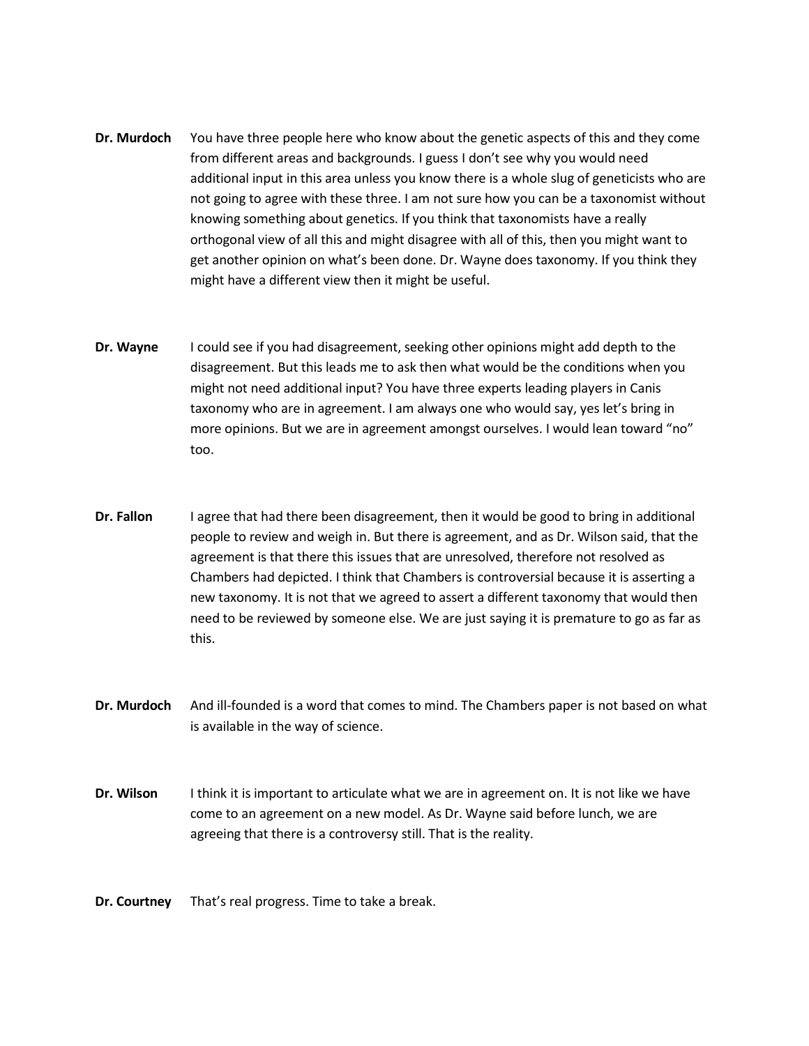**Dr. Murdoch** You have three people here who know about the genetic aspects of this and they come from different areas and backgrounds. I guess I don't see why you would need additional input in this area unless you know there is a whole slug of geneticists who are not going to agree with these three. I am not sure how you can be a taxonomist without knowing something about genetics. If you think that taxonomists have a really orthogonal view of all this and might disagree with all of this, then you might want to get another opinion on what's been done. Dr. Wayne does taxonomy. If you think they might have a different view then it might be useful.

**Dr. Wayne** I could see if you had disagreement, seeking other opinions might add depth to the disagreement. But this leads me to ask then what would be the conditions when you might not need additional input? You have three experts leading players in Canis taxonomy who are in agreement. I am always one who would say, yes let's bring in more opinions. But we are in agreement amongst ourselves. I would lean toward "no" too.

**Dr. Fallon** I agree that had there been disagreement, then it would be good to bring in additional people to review and weigh in. But there is agreement, and as Dr. Wilson said, that the agreement is that there this issues that are unresolved, therefore not resolved as Chambers had depicted. I think that Chambers is controversial because it is asserting a new taxonomy. It is not that we agreed to assert a different taxonomy that would then need to be reviewed by someone else. We are just saying it is premature to go as far as this.

**Dr. Murdoch** And ill-founded is a word that comes to mind. The Chambers paper is not based on what is available in the way of science.

**Dr. Wilson** I think it is important to articulate what we are in agreement on. It is not like we have come to an agreement on a new model. As Dr. Wayne said before lunch, we are agreeing that there is a controversy still. That is the reality.

**Dr. Courtney** That's real progress. Time to take a break.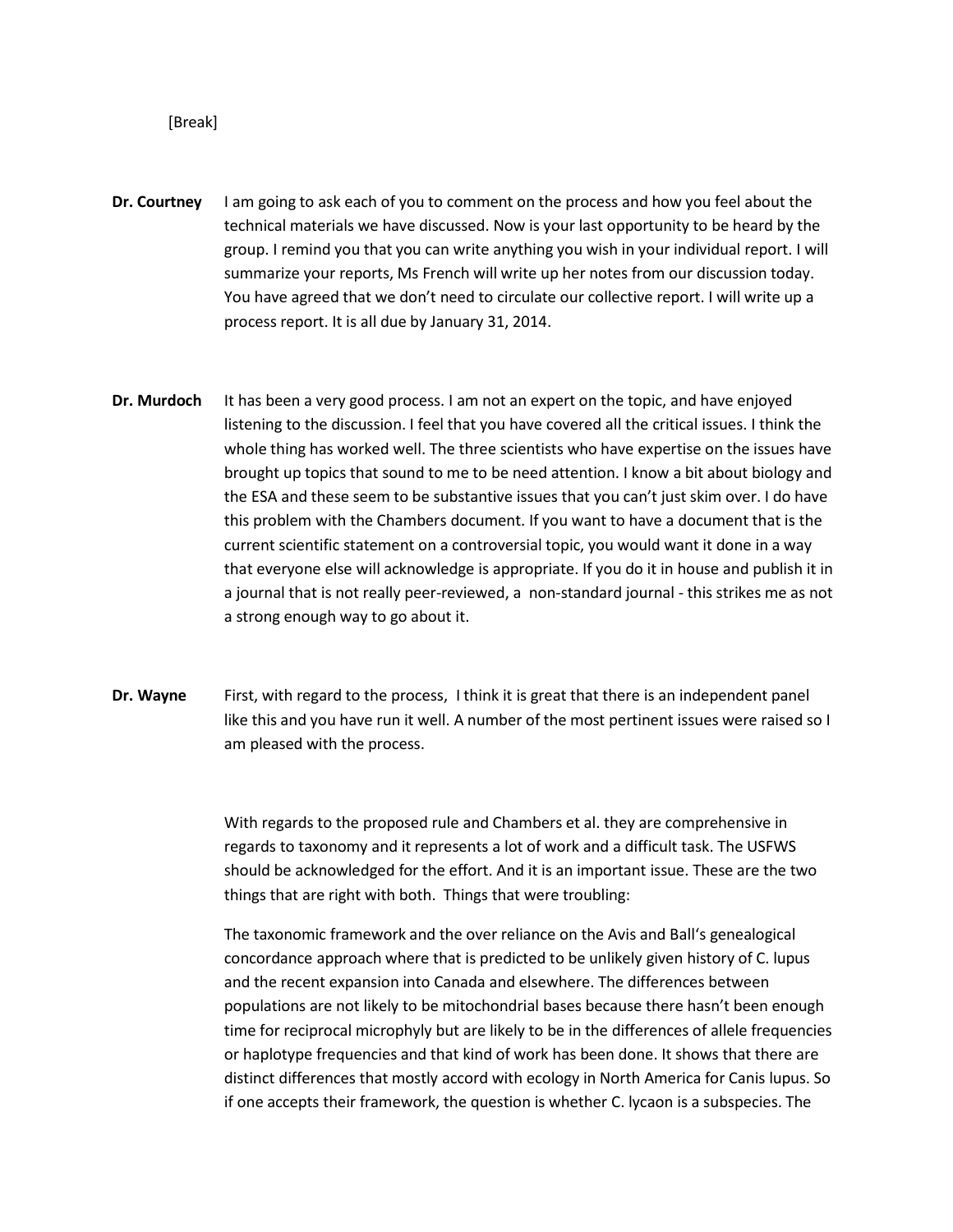[Break]

**Dr. Courtney** I am going to ask each of you to comment on the process and how you feel about the technical materials we have discussed. Now is your last opportunity to be heard by the group. I remind you that you can write anything you wish in your individual report. I will summarize your reports, Ms French will write up her notes from our discussion today. You have agreed that we don't need to circulate our collective report. I will write up a process report. It is all due by January 31, 2014.

**Dr. Murdoch** It has been a very good process. I am not an expert on the topic, and have enjoyed listening to the discussion. I feel that you have covered all the critical issues. I think the whole thing has worked well. The three scientists who have expertise on the issues have brought up topics that sound to me to be need attention. I know a bit about biology and the ESA and these seem to be substantive issues that you can't just skim over. I do have this problem with the Chambers document. If you want to have a document that is the current scientific statement on a controversial topic, you would want it done in a way that everyone else will acknowledge is appropriate. If you do it in house and publish it in a journal that is not really peer-reviewed, a non-standard journal - this strikes me as not a strong enough way to go about it.

**Dr. Wayne** First, with regard to the process, I think it is great that there is an independent panel like this and you have run it well. A number of the most pertinent issues were raised so I am pleased with the process.

With regards to the proposed rule and Chambers et al. they are comprehensive in regards to taxonomy and it represents a lot of work and a difficult task. The USFWS should be acknowledged for the effort. And it is an important issue. These are the two things that are right with both. Things that were troubling:

The taxonomic framework and the over reliance on the Avis and Ball's genealogical concordance approach where that is predicted to be unlikely given history of C. lupus and the recent expansion into Canada and elsewhere. The differences between populations are not likely to be mitochondrial bases because there hasn't been enough time for reciprocal microphyly but are likely to be in the differences of allele frequencies or haplotype frequencies and that kind of work has been done. It shows that there are distinct differences that mostly accord with ecology in North America for Canis lupus. So if one accepts their framework, the question is whether C. lycaon is a subspecies. The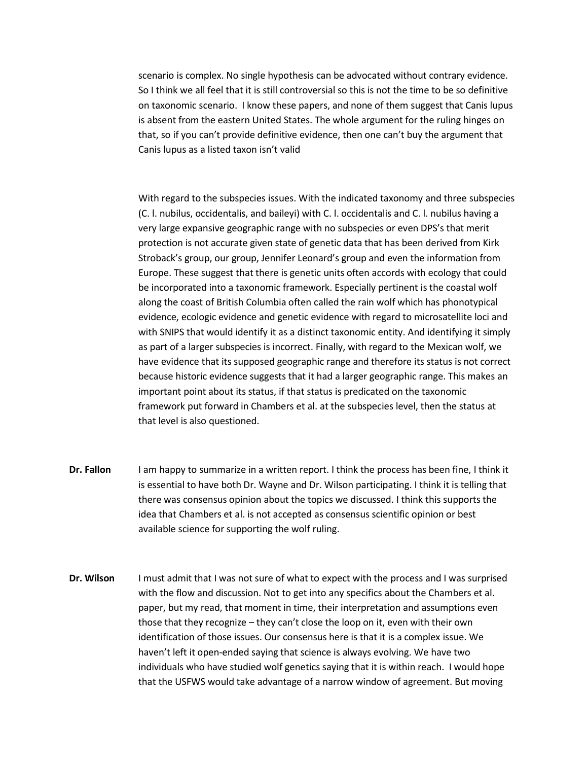scenario is complex. No single hypothesis can be advocated without contrary evidence. So I think we all feel that it is still controversial so this is not the time to be so definitive on taxonomic scenario. I know these papers, and none of them suggest that Canis lupus is absent from the eastern United States. The whole argument for the ruling hinges on that, so if you can't provide definitive evidence, then one can't buy the argument that Canis lupus as a listed taxon isn't valid

With regard to the subspecies issues. With the indicated taxonomy and three subspecies (C. l. nubilus, occidentalis, and baileyi) with C. l. occidentalis and C. l. nubilus having a very large expansive geographic range with no subspecies or even DPS's that merit protection is not accurate given state of genetic data that has been derived from Kirk Stroback's group, our group, Jennifer Leonard's group and even the information from Europe. These suggest that there is genetic units often accords with ecology that could be incorporated into a taxonomic framework. Especially pertinent is the coastal wolf along the coast of British Columbia often called the rain wolf which has phonotypical evidence, ecologic evidence and genetic evidence with regard to microsatellite loci and with SNIPS that would identify it as a distinct taxonomic entity. And identifying it simply as part of a larger subspecies is incorrect. Finally, with regard to the Mexican wolf, we have evidence that its supposed geographic range and therefore its status is not correct because historic evidence suggests that it had a larger geographic range. This makes an important point about its status, if that status is predicated on the taxonomic framework put forward in Chambers et al. at the subspecies level, then the status at that level is also questioned.

**Dr. Fallon** I am happy to summarize in a written report. I think the process has been fine, I think it is essential to have both Dr. Wayne and Dr. Wilson participating. I think it is telling that there was consensus opinion about the topics we discussed. I think this supports the idea that Chambers et al. is not accepted as consensus scientific opinion or best available science for supporting the wolf ruling.

**Dr. Wilson** I must admit that I was not sure of what to expect with the process and I was surprised with the flow and discussion. Not to get into any specifics about the Chambers et al. paper, but my read, that moment in time, their interpretation and assumptions even those that they recognize – they can't close the loop on it, even with their own identification of those issues. Our consensus here is that it is a complex issue. We haven't left it open-ended saying that science is always evolving. We have two individuals who have studied wolf genetics saying that it is within reach. I would hope that the USFWS would take advantage of a narrow window of agreement. But moving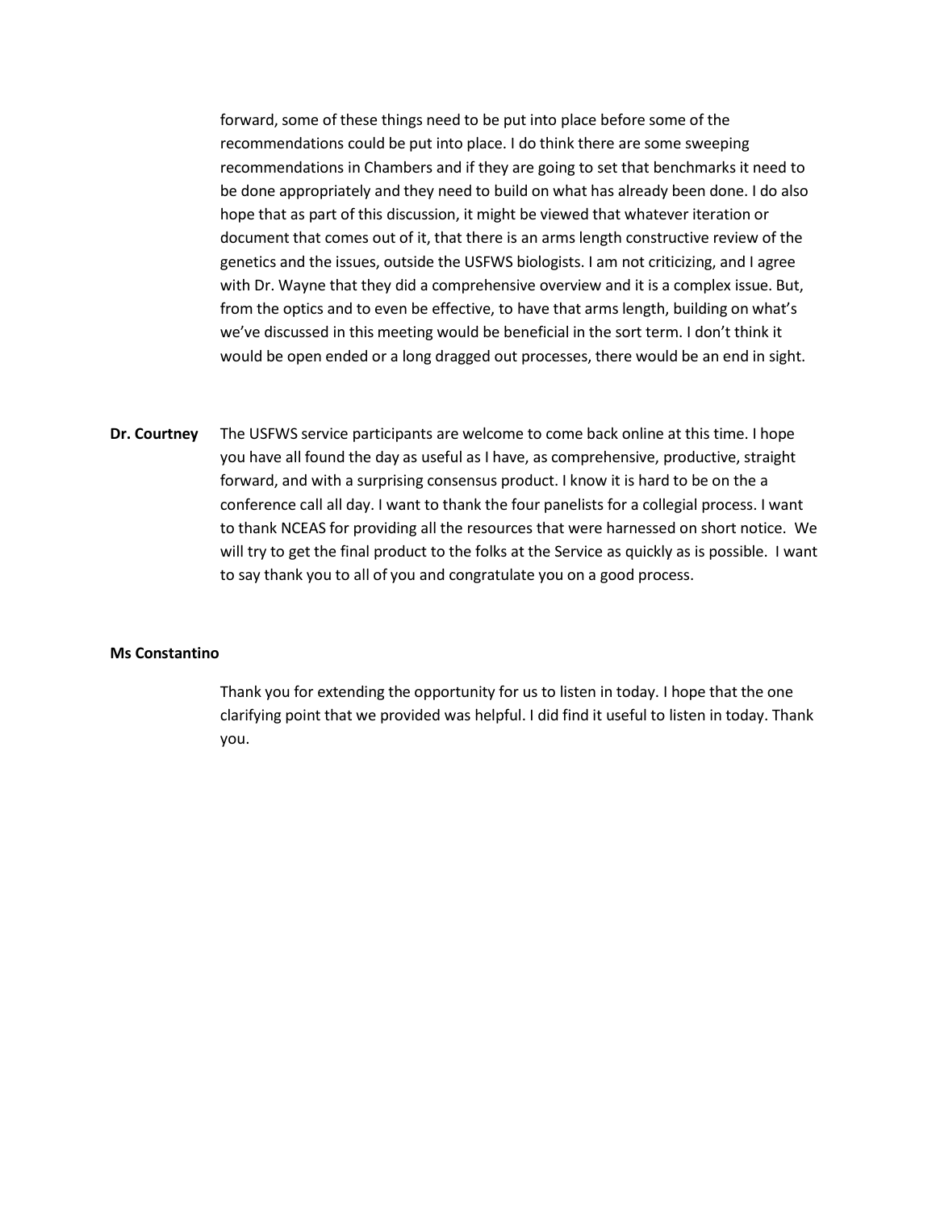forward, some of these things need to be put into place before some of the recommendations could be put into place. I do think there are some sweeping recommendations in Chambers and if they are going to set that benchmarks it need to be done appropriately and they need to build on what has already been done. I do also hope that as part of this discussion, it might be viewed that whatever iteration or document that comes out of it, that there is an arms length constructive review of the genetics and the issues, outside the USFWS biologists. I am not criticizing, and I agree with Dr. Wayne that they did a comprehensive overview and it is a complex issue. But, from the optics and to even be effective, to have that arms length, building on what's we've discussed in this meeting would be beneficial in the sort term. I don't think it would be open ended or a long dragged out processes, there would be an end in sight.

**Dr. Courtney** The USFWS service participants are welcome to come back online at this time. I hope you have all found the day as useful as I have, as comprehensive, productive, straight forward, and with a surprising consensus product. I know it is hard to be on the a conference call all day. I want to thank the four panelists for a collegial process. I want to thank NCEAS for providing all the resources that were harnessed on short notice. We will try to get the final product to the folks at the Service as quickly as is possible. I want to say thank you to all of you and congratulate you on a good process.

**Ms Constantino**

Thank you for extending the opportunity for us to listen in today. I hope that the one clarifying point that we provided was helpful. I did find it useful to listen in today. Thank you.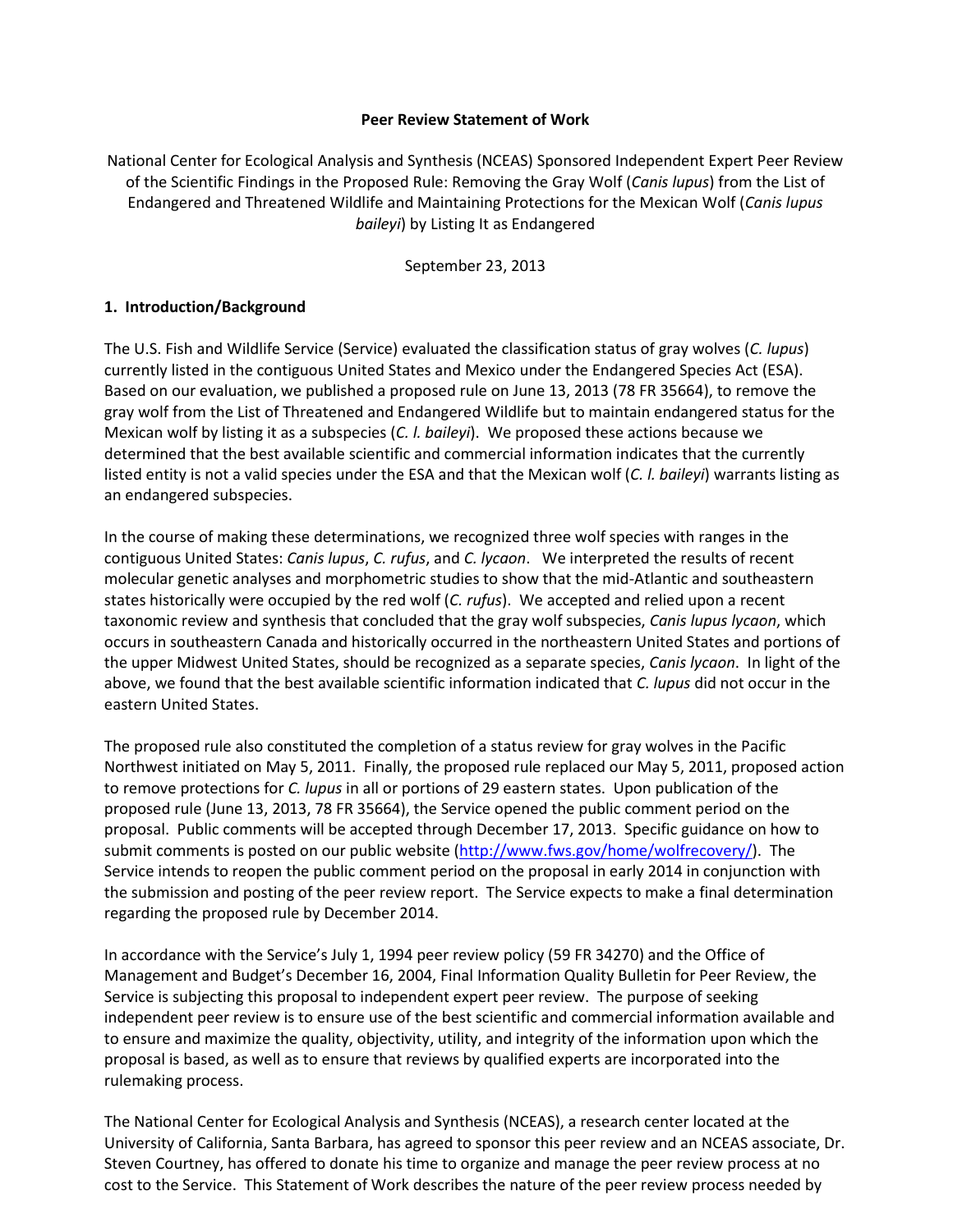**Peer Review Statement of Work**

National Center for Ecological Analysis and Synthesis (NCEAS) Sponsored Independent Expert Peer Review of the Scientific Findings in the Proposed Rule: Removing the Gray Wolf (*Canis lupus*) from the List of Endangered and Threatened Wildlife and Maintaining Protections for the Mexican Wolf (*Canis lupus baileyi*) by Listing It as Endangered

September 23, 2013

## 1. Introduction/Background

The U.S. Fish and Wildlife Service (Service) evaluated the classification status of gray wolves (*C. lupus*) currently listed in the contiguous United States and Mexico under the Endangered Species Act (ESA). Based on our evaluation, we published a proposed rule on June 13, 2013 (78 FR 35664), to remove the gray wolf from the List of Threatened and Endangered Wildlife but to maintain endangered status for the Mexican wolf by listing it as a subspecies (*C. l. baileyi*). We proposed these actions because we determined that the best available scientific and commercial information indicates that the currently listed entity is not a valid species under the ESA and that the Mexican wolf (*C. l. baileyi*) warrants listing as an endangered subspecies.

In the course of making these determinations, we recognized three wolf species with ranges in the contiguous United States: *Canis lupus*, *C. rufus*, and *C. lycaon*. We interpreted the results of recent molecular genetic analyses and morphometric studies to show that the mid-Atlantic and southeastern states historically were occupied by the red wolf (*C. rufus*). We accepted and relied upon a recent taxonomic review and synthesis that concluded that the gray wolf subspecies, *Canis lupus lycaon*, which occurs in southeastern Canada and historically occurred in the northeastern United States and portions of the upper Midwest United States, should be recognized as a separate species, *Canis lycaon*. In light of the above, we found that the best available scientific information indicated that *C. lupus* did not occur in the eastern United States.

The proposed rule also constituted the completion of a status review for gray wolves in the Pacific Northwest initiated on May 5, 2011. Finally, the proposed rule replaced our May 5, 2011, proposed action to remove protections for *C. lupus* in all or portions of 29 eastern states. Upon publication of the proposed rule (June 13, 2013, 78 FR 35664), the Service opened the public comment period on the proposal. Public comments will be accepted through December 17, 2013. Specific guidance on how to submit comments is posted on our public website (http://www.fws.gov/home/wolfrecovery/). The Service intends to reopen the public comment period on the proposal in early 2014 in conjunction with the submission and posting of the peer review report. The Service expects to make a final determination regarding the proposed rule by December 2014.

In accordance with the Service's July 1, 1994 peer review policy (59 FR 34270) and the Office of Management and Budget's December 16, 2004, Final Information Quality Bulletin for Peer Review, the Service is subjecting this proposal to independent expert peer review. The purpose of seeking independent peer review is to ensure use of the best scientific and commercial information available and to ensure and maximize the quality, objectivity, utility, and integrity of the information upon which the proposal is based, as well as to ensure that reviews by qualified experts are incorporated into the rulemaking process.

The National Center for Ecological Analysis and Synthesis (NCEAS), a research center located at the University of California, Santa Barbara, has agreed to sponsor this peer review and an NCEAS associate, Dr. Steven Courtney, has offered to donate his time to organize and manage the peer review process at no cost to the Service. This Statement of Work describes the nature of the peer review process needed by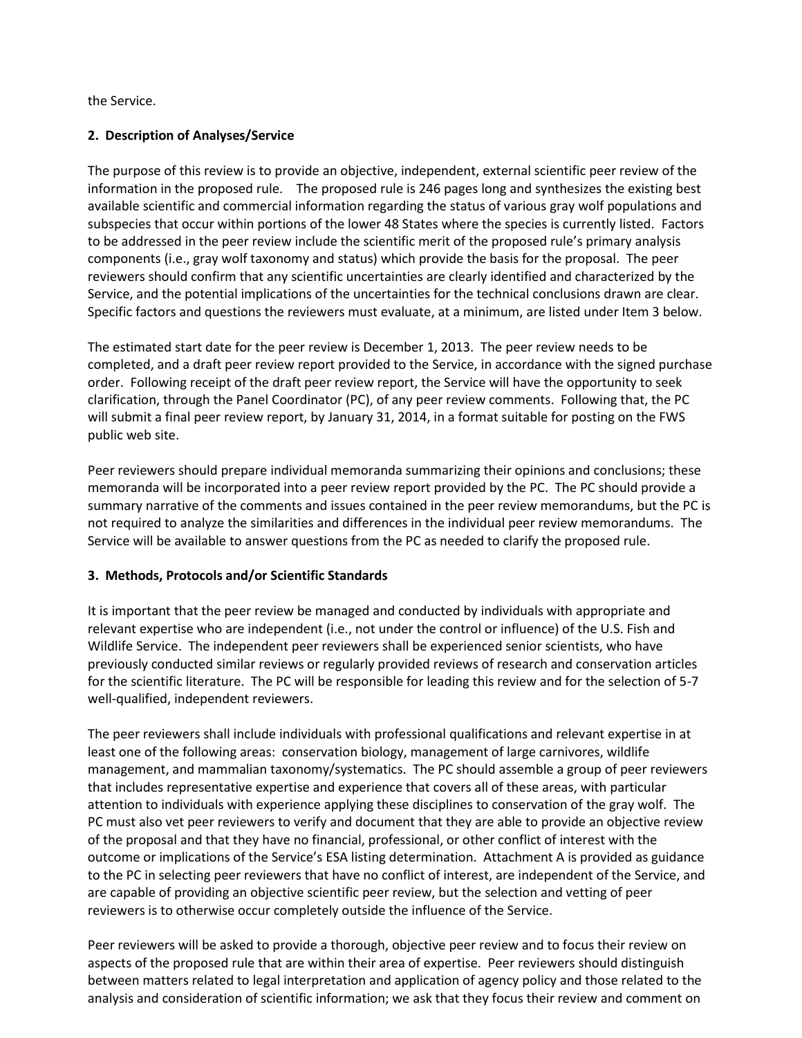the Service.

**2. Description of Analyses/Service**

The purpose of this review is to provide an objective, independent, external scientific peer review of the information in the proposed rule. The proposed rule is 246 pages long and synthesizes the existing best available scientific and commercial information regarding the status of various gray wolf populations and subspecies that occur within portions of the lower 48 States where the species is currently listed. Factors to be addressed in the peer review include the scientific merit of the proposed rule's primary analysis components (i.e., gray wolf taxonomy and status) which provide the basis for the proposal. The peer reviewers should confirm that any scientific uncertainties are clearly identified and characterized by the Service, and the potential implications of the uncertainties for the technical conclusions drawn are clear. Specific factors and questions the reviewers must evaluate, at a minimum, are listed under Item 3 below.

The estimated start date for the peer review is December 1, 2013. The peer review needs to be completed, and a draft peer review report provided to the Service, in accordance with the signed purchase order. Following receipt of the draft peer review report, the Service will have the opportunity to seek clarification, through the Panel Coordinator (PC), of any peer review comments. Following that, the PC will submit a final peer review report, by January 31, 2014, in a format suitable for posting on the FWS public web site.

Peer reviewers should prepare individual memoranda summarizing their opinions and conclusions; these memoranda will be incorporated into a peer review report provided by the PC. The PC should provide a summary narrative of the comments and issues contained in the peer review memorandums, but the PC is not required to analyze the similarities and differences in the individual peer review memorandums. The Service will be available to answer questions from the PC as needed to clarify the proposed rule.

**3. Methods, Protocols and/or Scientific Standards**

It is important that the peer review be managed and conducted by individuals with appropriate and relevant expertise who are independent (i.e., not under the control or influence) of the U.S. Fish and Wildlife Service. The independent peer reviewers shall be experienced senior scientists, who have previously conducted similar reviews or regularly provided reviews of research and conservation articles for the scientific literature. The PC will be responsible for leading this review and for the selection of 5-7 well-qualified, independent reviewers.

The peer reviewers shall include individuals with professional qualifications and relevant expertise in at least one of the following areas: conservation biology, management of large carnivores, wildlife management, and mammalian taxonomy/systematics. The PC should assemble a group of peer reviewers that includes representative expertise and experience that covers all of these areas, with particular attention to individuals with experience applying these disciplines to conservation of the gray wolf. The PC must also vet peer reviewers to verify and document that they are able to provide an objective review of the proposal and that they have no financial, professional, or other conflict of interest with the outcome or implications of the Service's ESA listing determination. Attachment A is provided as guidance to the PC in selecting peer reviewers that have no conflict of interest, are independent of the Service, and are capable of providing an objective scientific peer review, but the selection and vetting of peer reviewers is to otherwise occur completely outside the influence of the Service.

Peer reviewers will be asked to provide a thorough, objective peer review and to focus their review on aspects of the proposed rule that are within their area of expertise. Peer reviewers should distinguish between matters related to legal interpretation and application of agency policy and those related to the analysis and consideration of scientific information; we ask that they focus their review and comment on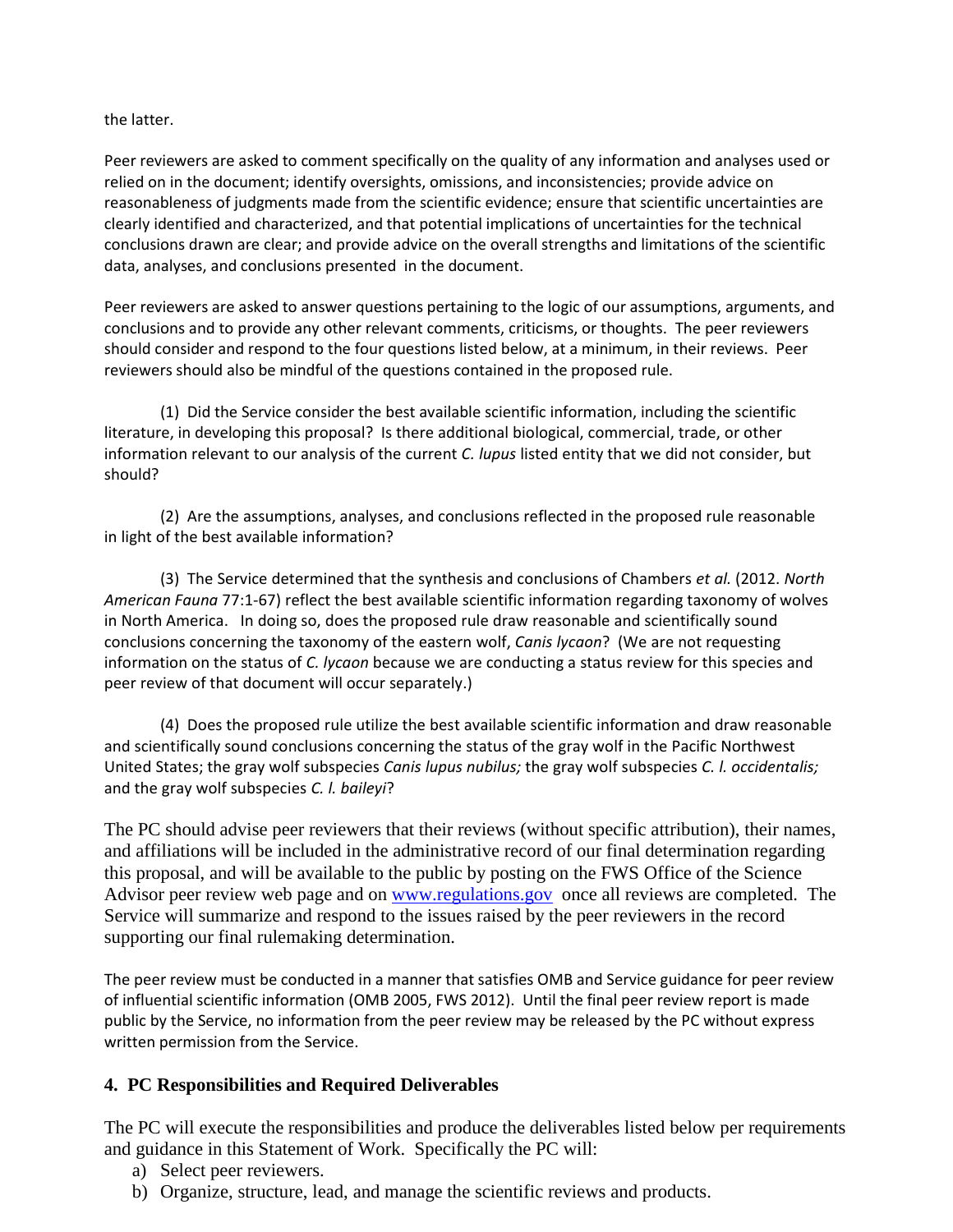the latter.

Peer reviewers are asked to comment specifically on the quality of any information and analyses used or relied on in the document; identify oversights, omissions, and inconsistencies; provide advice on reasonableness of judgments made from the scientific evidence; ensure that scientific uncertainties are clearly identified and characterized, and that potential implications of uncertainties for the technical conclusions drawn are clear; and provide advice on the overall strengths and limitations of the scientific data, analyses, and conclusions presented in the document.

Peer reviewers are asked to answer questions pertaining to the logic of our assumptions, arguments, and conclusions and to provide any other relevant comments, criticisms, or thoughts. The peer reviewers should consider and respond to the four questions listed below, at a minimum, in their reviews. Peer reviewers should also be mindful of the questions contained in the proposed rule.

(1) Did the Service consider the best available scientific information, including the scientific literature, in developing this proposal? Is there additional biological, commercial, trade, or other information relevant to our analysis of the current *C. lupus* listed entity that we did not consider, but should?

(2) Are the assumptions, analyses, and conclusions reflected in the proposed rule reasonable in light of the best available information?

(3) The Service determined that the synthesis and conclusions of Chambers *et al.* (2012. *North American Fauna* 77:1-67) reflect the best available scientific information regarding taxonomy of wolves in North America. In doing so, does the proposed rule draw reasonable and scientifically sound conclusions concerning the taxonomy of the eastern wolf, *Canis lycaon*? (We are not requesting information on the status of *C. lycaon* because we are conducting a status review for this species and peer review of that document will occur separately.)

(4) Does the proposed rule utilize the best available scientific information and draw reasonable and scientifically sound conclusions concerning the status of the gray wolf in the Pacific Northwest United States; the gray wolf subspecies *Canis lupus nubilus;* the gray wolf subspecies *C. l. occidentalis;* and the gray wolf subspecies *C. l. baileyi*?

The PC should advise peer reviewers that their reviews (without specific attribution), their names, and affiliations will be included in the administrative record of our final determination regarding this proposal, and will be available to the public by posting on the FWS Office of the Science Advisor peer review web page and on www.regulations.gov once all reviews are completed. The Service will summarize and respond to the issues raised by the peer reviewers in the record supporting our final rulemaking determination.

The peer review must be conducted in a manner that satisfies OMB and Service guidance for peer review of influential scientific information (OMB 2005, FWS 2012). Until the final peer review report is made public by the Service, no information from the peer review may be released by the PC without express written permission from the Service.

## 4. PC Responsibilities and Required Deliverables

The PC will execute the responsibilities and produce the deliverables listed below per requirements and guidance in this Statement of Work. Specifically the PC will:

a) Select peer reviewers.
b) Organize, structure, lead, and manage the scientific reviews and products.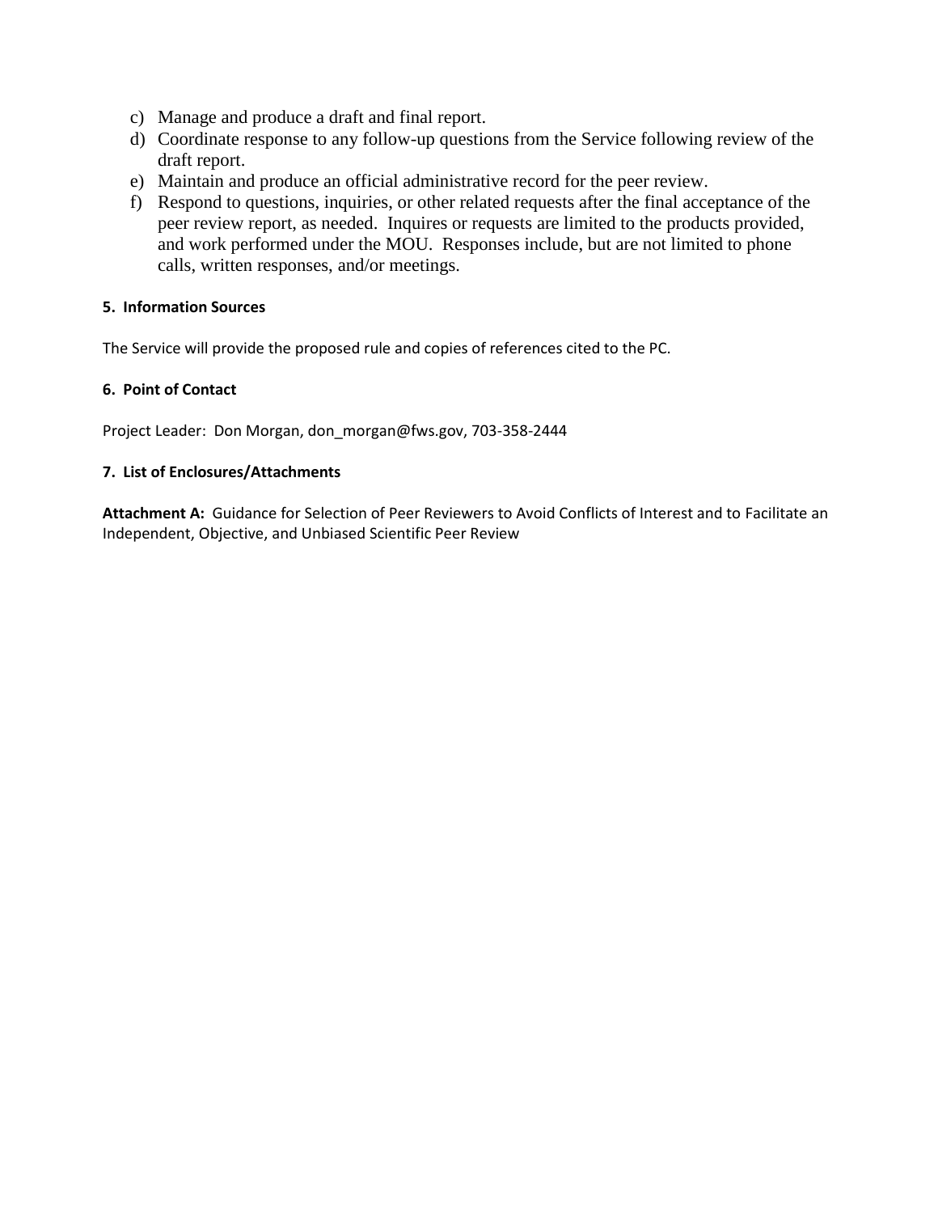c) Manage and produce a draft and final report.
d) Coordinate response to any follow-up questions from the Service following review of the draft report.
e) Maintain and produce an official administrative record for the peer review.
f) Respond to questions, inquiries, or other related requests after the final acceptance of the peer review report, as needed. Inquires or requests are limited to the products provided, and work performed under the MOU. Responses include, but are not limited to phone calls, written responses, and/or meetings.

**5. Information Sources**

The Service will provide the proposed rule and copies of references cited to the PC.

**6. Point of Contact**

Project Leader: Don Morgan, don_morgan@fws.gov, 703-358-2444

**7. List of Enclosures/Attachments**

**Attachment A:** Guidance for Selection of Peer Reviewers to Avoid Conflicts of Interest and to Facilitate an Independent, Objective, and Unbiased Scientific Peer Review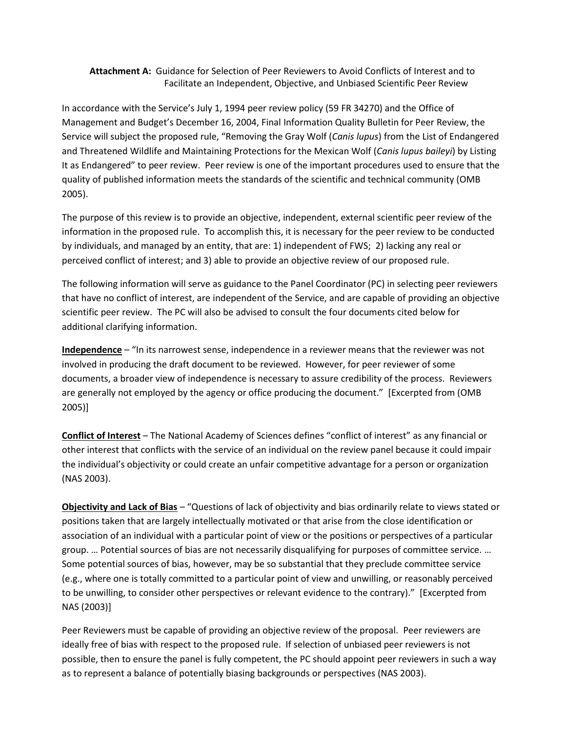**Attachment A:** Guidance for Selection of Peer Reviewers to Avoid Conflicts of Interest and to Facilitate an Independent, Objective, and Unbiased Scientific Peer Review

In accordance with the Service's July 1, 1994 peer review policy (59 FR 34270) and the Office of Management and Budget's December 16, 2004, Final Information Quality Bulletin for Peer Review, the Service will subject the proposed rule, "Removing the Gray Wolf (*Canis lupus*) from the List of Endangered and Threatened Wildlife and Maintaining Protections for the Mexican Wolf (*Canis lupus baileyi*) by Listing It as Endangered" to peer review. Peer review is one of the important procedures used to ensure that the quality of published information meets the standards of the scientific and technical community (OMB 2005).

The purpose of this review is to provide an objective, independent, external scientific peer review of the information in the proposed rule. To accomplish this, it is necessary for the peer review to be conducted by individuals, and managed by an entity, that are: 1) independent of FWS; 2) lacking any real or perceived conflict of interest; and 3) able to provide an objective review of our proposed rule.

The following information will serve as guidance to the Panel Coordinator (PC) in selecting peer reviewers that have no conflict of interest, are independent of the Service, and are capable of providing an objective scientific peer review. The PC will also be advised to consult the four documents cited below for additional clarifying information.

**Independence** – "In its narrowest sense, independence in a reviewer means that the reviewer was not involved in producing the draft document to be reviewed. However, for peer reviewer of some documents, a broader view of independence is necessary to assure credibility of the process. Reviewers are generally not employed by the agency or office producing the document." [Excerpted from (OMB 2005)]

**Conflict of Interest** – The National Academy of Sciences defines "conflict of interest" as any financial or other interest that conflicts with the service of an individual on the review panel because it could impair the individual's objectivity or could create an unfair competitive advantage for a person or organization (NAS 2003).

**Objectivity and Lack of Bias** – "Questions of lack of objectivity and bias ordinarily relate to views stated or positions taken that are largely intellectually motivated or that arise from the close identification or association of an individual with a particular point of view or the positions or perspectives of a particular group. … Potential sources of bias are not necessarily disqualifying for purposes of committee service. … Some potential sources of bias, however, may be so substantial that they preclude committee service (e.g., where one is totally committed to a particular point of view and unwilling, or reasonably perceived to be unwilling, to consider other perspectives or relevant evidence to the contrary)." [Excerpted from NAS (2003)]

Peer Reviewers must be capable of providing an objective review of the proposal. Peer reviewers are ideally free of bias with respect to the proposed rule. If selection of unbiased peer reviewers is not possible, then to ensure the panel is fully competent, the PC should appoint peer reviewers in such a way as to represent a balance of potentially biasing backgrounds or perspectives (NAS 2003).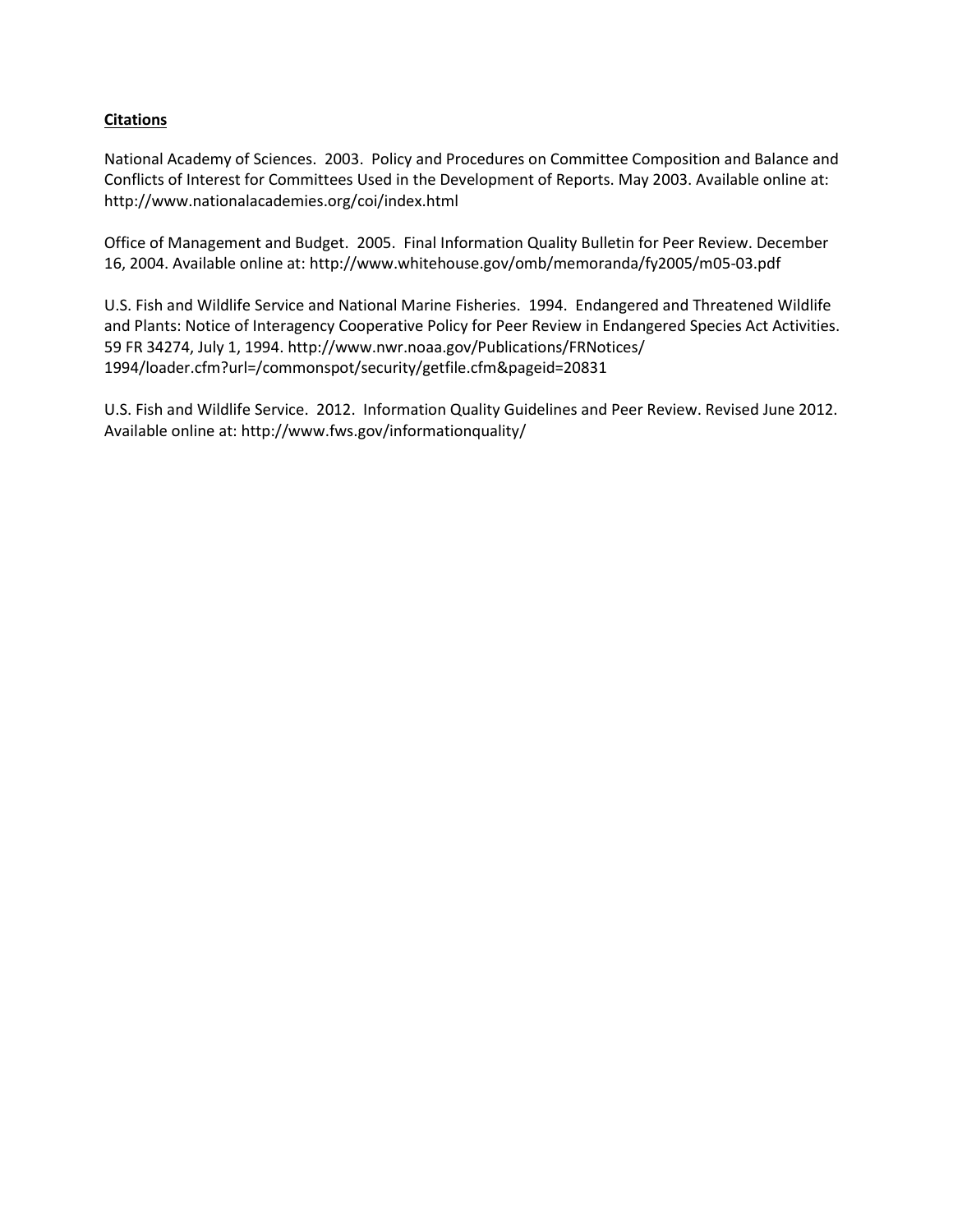**Citations**

National Academy of Sciences. 2003. Policy and Procedures on Committee Composition and Balance and Conflicts of Interest for Committees Used in the Development of Reports. May 2003. Available online at: http://www.nationalacademies.org/coi/index.html

Office of Management and Budget. 2005. Final Information Quality Bulletin for Peer Review. December 16, 2004. Available online at: http://www.whitehouse.gov/omb/memoranda/fy2005/m05-03.pdf

U.S. Fish and Wildlife Service and National Marine Fisheries. 1994. Endangered and Threatened Wildlife and Plants: Notice of Interagency Cooperative Policy for Peer Review in Endangered Species Act Activities. 59 FR 34274, July 1, 1994. http://www.nwr.noaa.gov/Publications/FRNotices/1994/loader.cfm?url=/commonspot/security/getfile.cfm&pageid=20831

U.S. Fish and Wildlife Service. 2012. Information Quality Guidelines and Peer Review. Revised June 2012. Available online at: http://www.fws.gov/informationquality/